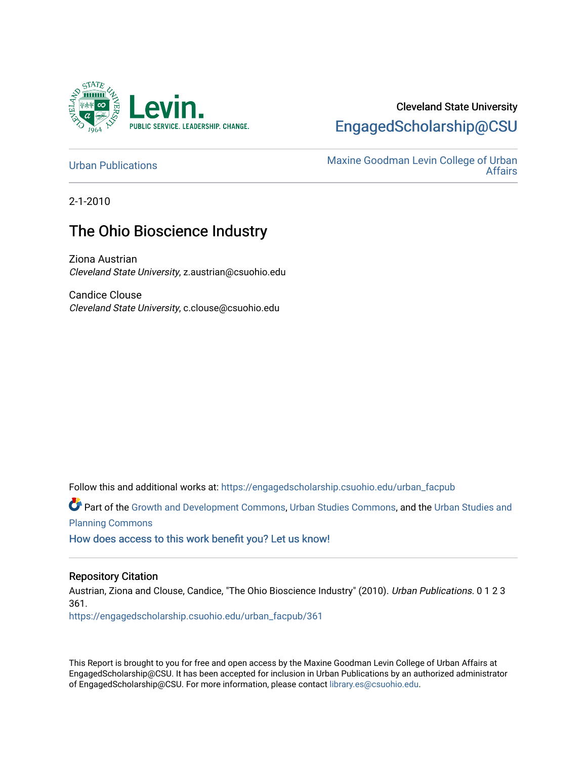Cleveland State University

EngagedScholarship@CSU

Urban Publications

Maxine Goodman Levin College of Urban Affairs

2-1-2010

# The Ohio Bioscience Industry

Ziona Austrian
*Cleveland State University*, z.austrian@csuohio.edu

Candice Clouse
*Cleveland State University*, c.clouse@csuohio.edu

Follow this and additional works at: https://engagedscholarship.csuohio.edu/urban_facpub

Part of the Growth and Development Commons, Urban Studies Commons, and the Urban Studies and Planning Commons

How does access to this work benefit you? Let us know!

## Repository Citation

Austrian, Ziona and Clouse, Candice, "The Ohio Bioscience Industry" (2010). *Urban Publications*. 0 1 2 3 361.
https://engagedscholarship.csuohio.edu/urban_facpub/361

This Report is brought to you for free and open access by the Maxine Goodman Levin College of Urban Affairs at EngagedScholarship@CSU. It has been accepted for inclusion in Urban Publications by an authorized administrator of EngagedScholarship@CSU. For more information, please contact library.es@csuohio.edu.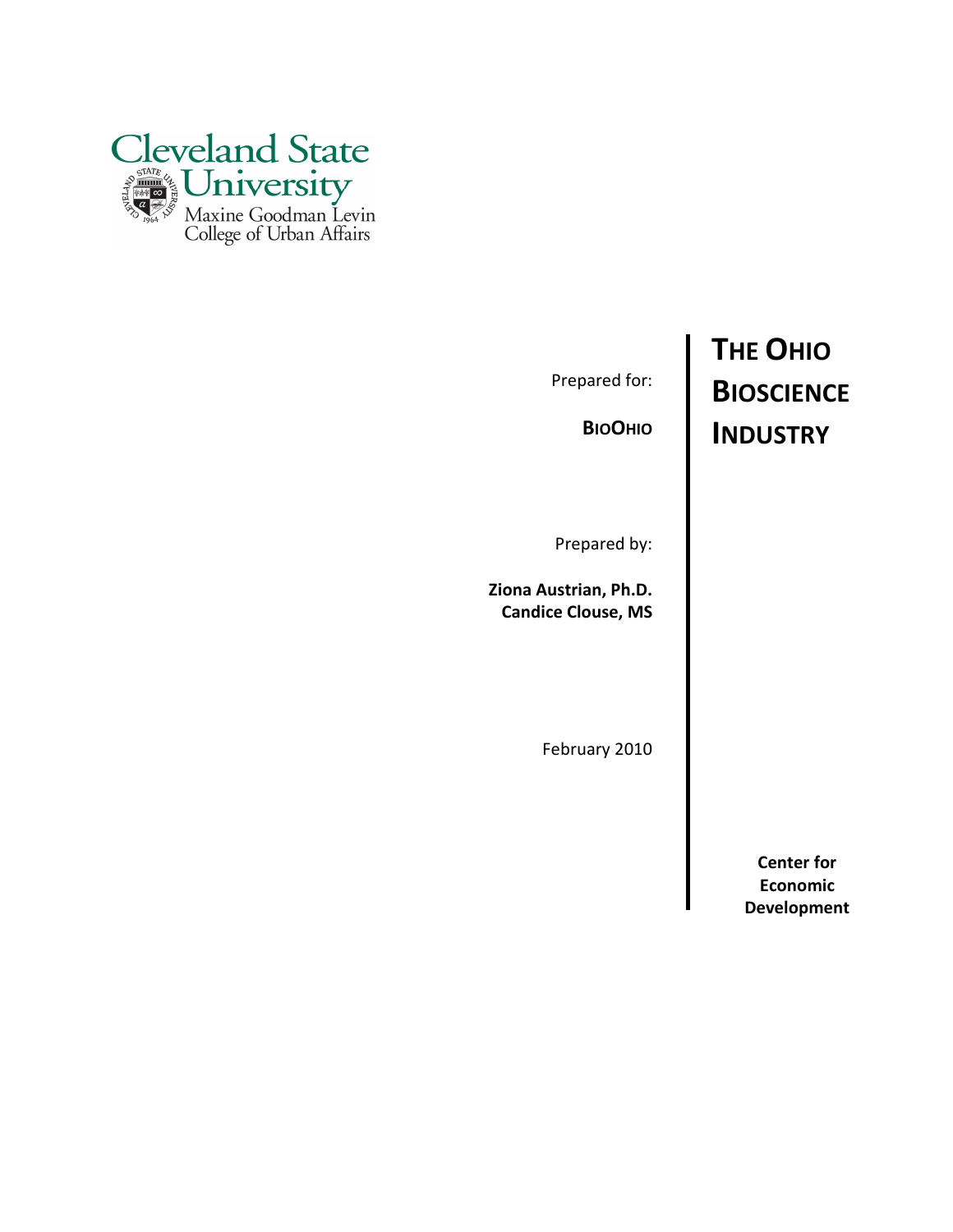Cleveland State University

Maxine Goodman Levin College of Urban Affairs

# THE OHIO BIOSCIENCE INDUSTRY

Prepared for:

**BIOOHIO**

Prepared by:

**Ziona Austrian, Ph.D.**
**Candice Clouse, MS**

February 2010

**Center for Economic Development**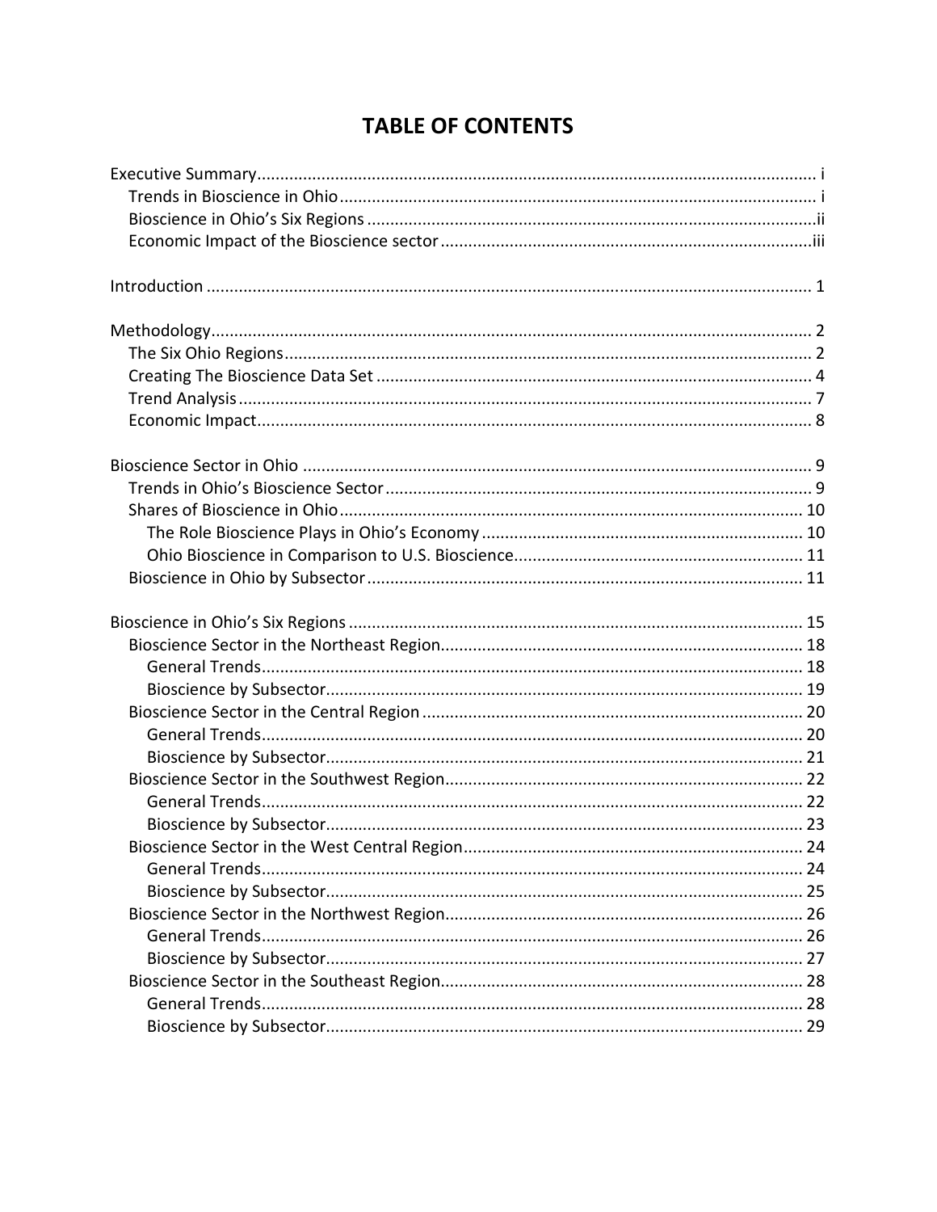# TABLE OF CONTENTS

Executive Summary ........................................................ i
- Trends in Bioscience in Ohio ........................................................ i
- Bioscience in Ohio's Six Regions ........................................................ ii
- Economic Impact of the Bioscience sector ........................................................ iii

Introduction ........................................................ 1

Methodology ........................................................ 2
- The Six Ohio Regions ........................................................ 2
- Creating The Bioscience Data Set ........................................................ 4
- Trend Analysis ........................................................ 7
- Economic Impact ........................................................ 8

Bioscience Sector in Ohio ........................................................ 9
- Trends in Ohio's Bioscience Sector ........................................................ 9
- Shares of Bioscience in Ohio ........................................................ 10
  - The Role Bioscience Plays in Ohio's Economy ........................................................ 10
  - Ohio Bioscience in Comparison to U.S. Bioscience ........................................................ 11
- Bioscience in Ohio by Subsector ........................................................ 11

Bioscience in Ohio's Six Regions ........................................................ 15
- Bioscience Sector in the Northeast Region ........................................................ 18
  - General Trends ........................................................ 18
  - Bioscience by Subsector ........................................................ 19
- Bioscience Sector in the Central Region ........................................................ 20
  - General Trends ........................................................ 20
  - Bioscience by Subsector ........................................................ 21
- Bioscience Sector in the Southwest Region ........................................................ 22
  - General Trends ........................................................ 22
  - Bioscience by Subsector ........................................................ 23
- Bioscience Sector in the West Central Region ........................................................ 24
  - General Trends ........................................................ 24
  - Bioscience by Subsector ........................................................ 25
- Bioscience Sector in the Northwest Region ........................................................ 26
  - General Trends ........................................................ 26
  - Bioscience by Subsector ........................................................ 27
- Bioscience Sector in the Southeast Region ........................................................ 28
  - General Trends ........................................................ 28
  - Bioscience by Subsector ........................................................ 29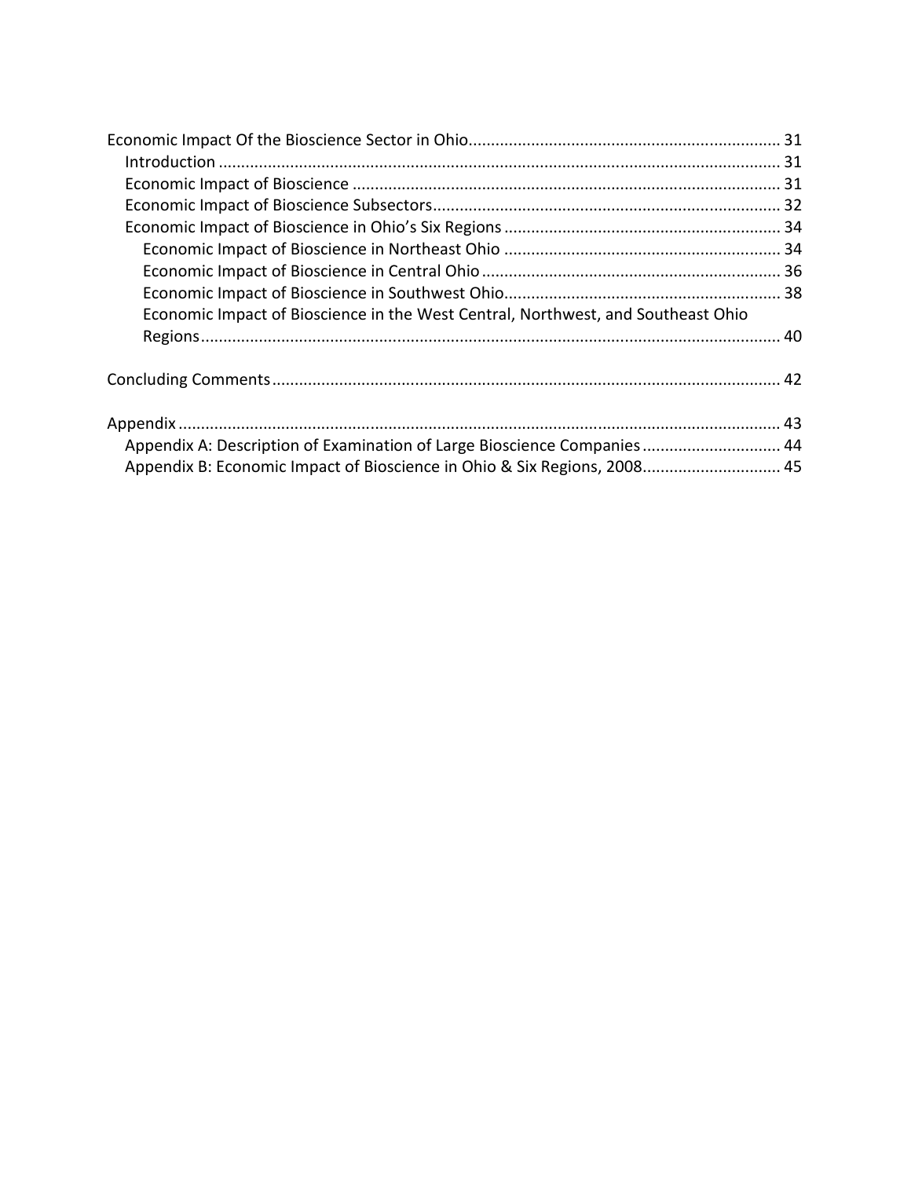Economic Impact Of the Bioscience Sector in Ohio ..... 31
- Introduction ..... 31
- Economic Impact of Bioscience ..... 31
- Economic Impact of Bioscience Subsectors ..... 32
- Economic Impact of Bioscience in Ohio's Six Regions ..... 34
  - Economic Impact of Bioscience in Northeast Ohio ..... 34
  - Economic Impact of Bioscience in Central Ohio ..... 36
  - Economic Impact of Bioscience in Southwest Ohio ..... 38
  - Economic Impact of Bioscience in the West Central, Northwest, and Southeast Ohio Regions ..... 40

Concluding Comments ..... 42

Appendix ..... 43
- Appendix A: Description of Examination of Large Bioscience Companies ..... 44
- Appendix B: Economic Impact of Bioscience in Ohio & Six Regions, 2008 ..... 45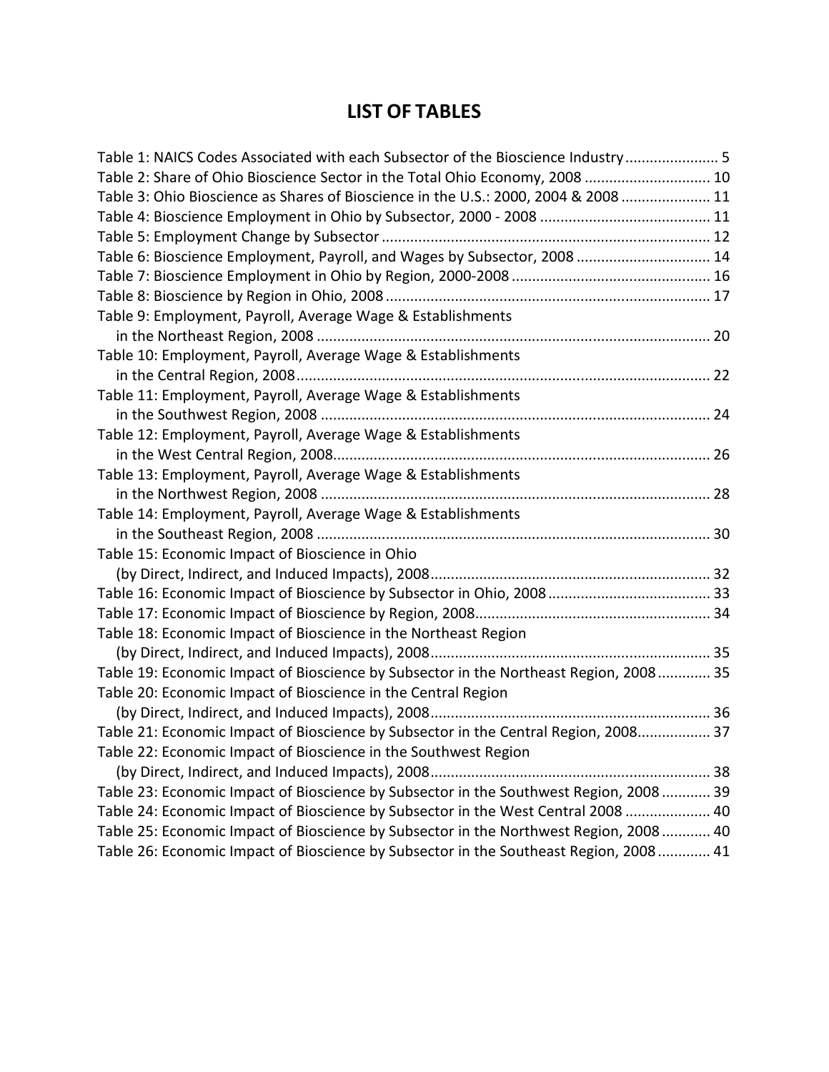# LIST OF TABLES

Table 1: NAICS Codes Associated with each Subsector of the Bioscience Industry ....................... 5
Table 2: Share of Ohio Bioscience Sector in the Total Ohio Economy, 2008 ............................... 10
Table 3: Ohio Bioscience as Shares of Bioscience in the U.S.: 2000, 2004 & 2008 ...................... 11
Table 4: Bioscience Employment in Ohio by Subsector, 2000 - 2008 .......................................... 11
Table 5: Employment Change by Subsector ................................................................................ 12
Table 6: Bioscience Employment, Payroll, and Wages by Subsector, 2008 ................................. 14
Table 7: Bioscience Employment in Ohio by Region, 2000-2008 ................................................. 16
Table 8: Bioscience by Region in Ohio, 2008 ................................................................................ 17
Table 9: Employment, Payroll, Average Wage & Establishments
  in the Northeast Region, 2008 ................................................................................................. 20
Table 10: Employment, Payroll, Average Wage & Establishments
  in the Central Region, 2008...................................................................................................... 22
Table 11: Employment, Payroll, Average Wage & Establishments
  in the Southwest Region, 2008 ................................................................................................ 24
Table 12: Employment, Payroll, Average Wage & Establishments
  in the West Central Region, 2008............................................................................................. 26
Table 13: Employment, Payroll, Average Wage & Establishments
  in the Northwest Region, 2008 ................................................................................................ 28
Table 14: Employment, Payroll, Average Wage & Establishments
  in the Southeast Region, 2008 ................................................................................................. 30
Table 15: Economic Impact of Bioscience in Ohio
  (by Direct, Indirect, and Induced Impacts), 2008..................................................................... 32
Table 16: Economic Impact of Bioscience by Subsector in Ohio, 2008 ........................................ 33
Table 17: Economic Impact of Bioscience by Region, 2008.......................................................... 34
Table 18: Economic Impact of Bioscience in the Northeast Region
  (by Direct, Indirect, and Induced Impacts), 2008..................................................................... 35
Table 19: Economic Impact of Bioscience by Subsector in the Northeast Region, 2008 ............. 35
Table 20: Economic Impact of Bioscience in the Central Region
  (by Direct, Indirect, and Induced Impacts), 2008..................................................................... 36
Table 21: Economic Impact of Bioscience by Subsector in the Central Region, 2008.................. 37
Table 22: Economic Impact of Bioscience in the Southwest Region
  (by Direct, Indirect, and Induced Impacts), 2008..................................................................... 38
Table 23: Economic Impact of Bioscience by Subsector in the Southwest Region, 2008 ............ 39
Table 24: Economic Impact of Bioscience by Subsector in the West Central 2008 ..................... 40
Table 25: Economic Impact of Bioscience by Subsector in the Northwest Region, 2008 ............ 40
Table 26: Economic Impact of Bioscience by Subsector in the Southeast Region, 2008 ............. 41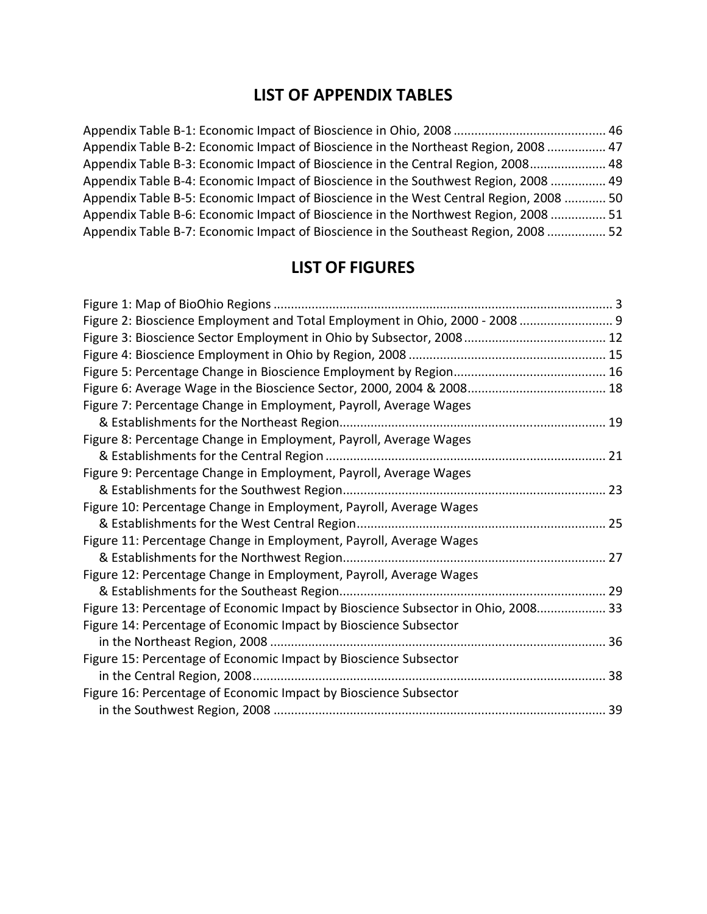## LIST OF APPENDIX TABLES

Appendix Table B-1: Economic Impact of Bioscience in Ohio, 2008 ........................................... 46
Appendix Table B-2: Economic Impact of Bioscience in the Northeast Region, 2008 ................. 47
Appendix Table B-3: Economic Impact of Bioscience in the Central Region, 2008...................... 48
Appendix Table B-4: Economic Impact of Bioscience in the Southwest Region, 2008 ................ 49
Appendix Table B-5: Economic Impact of Bioscience in the West Central Region, 2008 ............ 50
Appendix Table B-6: Economic Impact of Bioscience in the Northwest Region, 2008 ................ 51
Appendix Table B-7: Economic Impact of Bioscience in the Southeast Region, 2008 ................. 52

## LIST OF FIGURES

Figure 1: Map of BioOhio Regions .................................................................................................. 3
Figure 2: Bioscience Employment and Total Employment in Ohio, 2000 - 2008 ........................... 9
Figure 3: Bioscience Sector Employment in Ohio by Subsector, 2008......................................... 12
Figure 4: Bioscience Employment in Ohio by Region, 2008 ......................................................... 15
Figure 5: Percentage Change in Bioscience Employment by Region............................................ 16
Figure 6: Average Wage in the Bioscience Sector, 2000, 2004 & 2008........................................ 18
Figure 7: Percentage Change in Employment, Payroll, Average Wages & Establishments for the Northeast Region............................................................................ 19
Figure 8: Percentage Change in Employment, Payroll, Average Wages & Establishments for the Central Region ................................................................................ 21
Figure 9: Percentage Change in Employment, Payroll, Average Wages & Establishments for the Southwest Region........................................................................... 23
Figure 10: Percentage Change in Employment, Payroll, Average Wages & Establishments for the West Central Region....................................................................... 25
Figure 11: Percentage Change in Employment, Payroll, Average Wages & Establishments for the Northwest Region........................................................................... 27
Figure 12: Percentage Change in Employment, Payroll, Average Wages & Establishments for the Southeast Region............................................................................ 29
Figure 13: Percentage of Economic Impact by Bioscience Subsector in Ohio, 2008.................... 33
Figure 14: Percentage of Economic Impact by Bioscience Subsector in the Northeast Region, 2008 ................................................................................................ 36
Figure 15: Percentage of Economic Impact by Bioscience Subsector in the Central Region, 2008..................................................................................................... 38
Figure 16: Percentage of Economic Impact by Bioscience Subsector in the Southwest Region, 2008 ............................................................................................... 39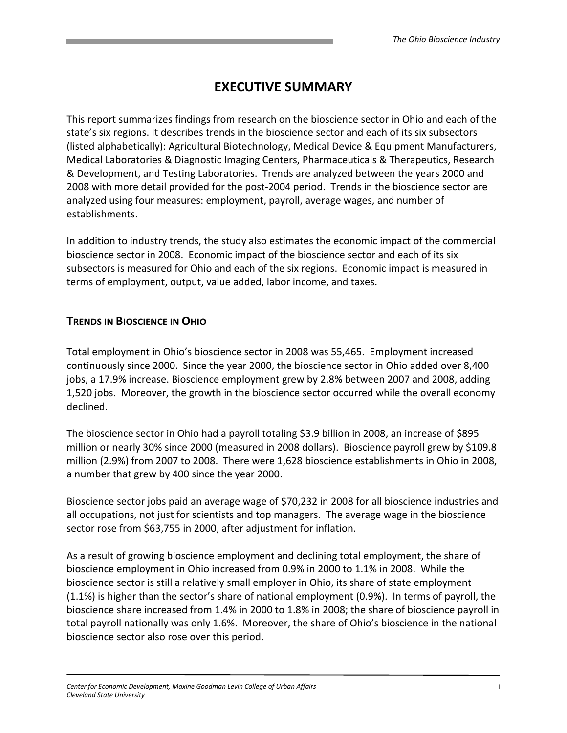# EXECUTIVE SUMMARY

This report summarizes findings from research on the bioscience sector in Ohio and each of the state's six regions. It describes trends in the bioscience sector and each of its six subsectors (listed alphabetically): Agricultural Biotechnology, Medical Device & Equipment Manufacturers, Medical Laboratories & Diagnostic Imaging Centers, Pharmaceuticals & Therapeutics, Research & Development, and Testing Laboratories. Trends are analyzed between the years 2000 and 2008 with more detail provided for the post-2004 period. Trends in the bioscience sector are analyzed using four measures: employment, payroll, average wages, and number of establishments.

In addition to industry trends, the study also estimates the economic impact of the commercial bioscience sector in 2008. Economic impact of the bioscience sector and each of its six subsectors is measured for Ohio and each of the six regions. Economic impact is measured in terms of employment, output, value added, labor income, and taxes.

## TRENDS IN BIOSCIENCE IN OHIO

Total employment in Ohio's bioscience sector in 2008 was 55,465. Employment increased continuously since 2000. Since the year 2000, the bioscience sector in Ohio added over 8,400 jobs, a 17.9% increase. Bioscience employment grew by 2.8% between 2007 and 2008, adding 1,520 jobs. Moreover, the growth in the bioscience sector occurred while the overall economy declined.

The bioscience sector in Ohio had a payroll totaling $3.9 billion in 2008, an increase of $895 million or nearly 30% since 2000 (measured in 2008 dollars). Bioscience payroll grew by $109.8 million (2.9%) from 2007 to 2008. There were 1,628 bioscience establishments in Ohio in 2008, a number that grew by 400 since the year 2000.

Bioscience sector jobs paid an average wage of $70,232 in 2008 for all bioscience industries and all occupations, not just for scientists and top managers. The average wage in the bioscience sector rose from $63,755 in 2000, after adjustment for inflation.

As a result of growing bioscience employment and declining total employment, the share of bioscience employment in Ohio increased from 0.9% in 2000 to 1.1% in 2008. While the bioscience sector is still a relatively small employer in Ohio, its share of state employment (1.1%) is higher than the sector's share of national employment (0.9%). In terms of payroll, the bioscience share increased from 1.4% in 2000 to 1.8% in 2008; the share of bioscience payroll in total payroll nationally was only 1.6%. Moreover, the share of Ohio's bioscience in the national bioscience sector also rose over this period.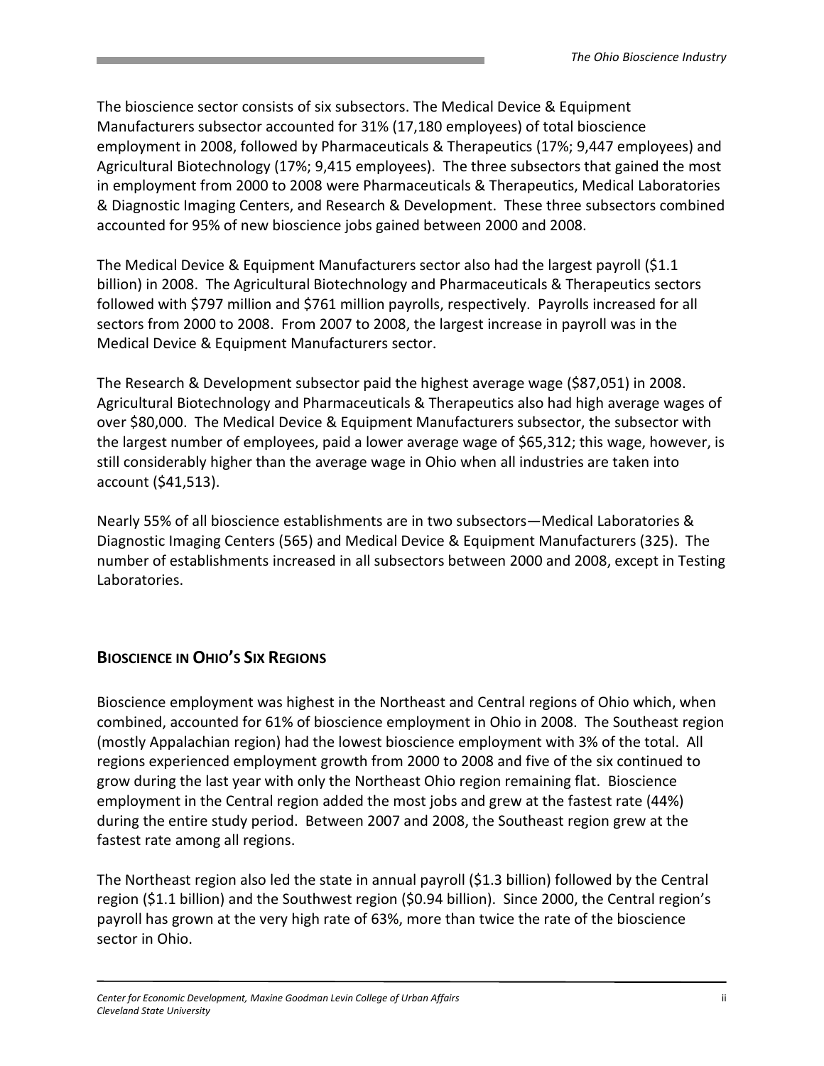The bioscience sector consists of six subsectors. The Medical Device & Equipment Manufacturers subsector accounted for 31% (17,180 employees) of total bioscience employment in 2008, followed by Pharmaceuticals & Therapeutics (17%; 9,447 employees) and Agricultural Biotechnology (17%; 9,415 employees). The three subsectors that gained the most in employment from 2000 to 2008 were Pharmaceuticals & Therapeutics, Medical Laboratories & Diagnostic Imaging Centers, and Research & Development. These three subsectors combined accounted for 95% of new bioscience jobs gained between 2000 and 2008.

The Medical Device & Equipment Manufacturers sector also had the largest payroll ($1.1 billion) in 2008. The Agricultural Biotechnology and Pharmaceuticals & Therapeutics sectors followed with $797 million and $761 million payrolls, respectively. Payrolls increased for all sectors from 2000 to 2008. From 2007 to 2008, the largest increase in payroll was in the Medical Device & Equipment Manufacturers sector.

The Research & Development subsector paid the highest average wage ($87,051) in 2008. Agricultural Biotechnology and Pharmaceuticals & Therapeutics also had high average wages of over $80,000. The Medical Device & Equipment Manufacturers subsector, the subsector with the largest number of employees, paid a lower average wage of $65,312; this wage, however, is still considerably higher than the average wage in Ohio when all industries are taken into account ($41,513).

Nearly 55% of all bioscience establishments are in two subsectors—Medical Laboratories & Diagnostic Imaging Centers (565) and Medical Device & Equipment Manufacturers (325). The number of establishments increased in all subsectors between 2000 and 2008, except in Testing Laboratories.

## BIOSCIENCE IN OHIO'S SIX REGIONS

Bioscience employment was highest in the Northeast and Central regions of Ohio which, when combined, accounted for 61% of bioscience employment in Ohio in 2008. The Southeast region (mostly Appalachian region) had the lowest bioscience employment with 3% of the total. All regions experienced employment growth from 2000 to 2008 and five of the six continued to grow during the last year with only the Northeast Ohio region remaining flat. Bioscience employment in the Central region added the most jobs and grew at the fastest rate (44%) during the entire study period. Between 2007 and 2008, the Southeast region grew at the fastest rate among all regions.

The Northeast region also led the state in annual payroll ($1.3 billion) followed by the Central region ($1.1 billion) and the Southwest region ($0.94 billion). Since 2000, the Central region's payroll has grown at the very high rate of 63%, more than twice the rate of the bioscience sector in Ohio.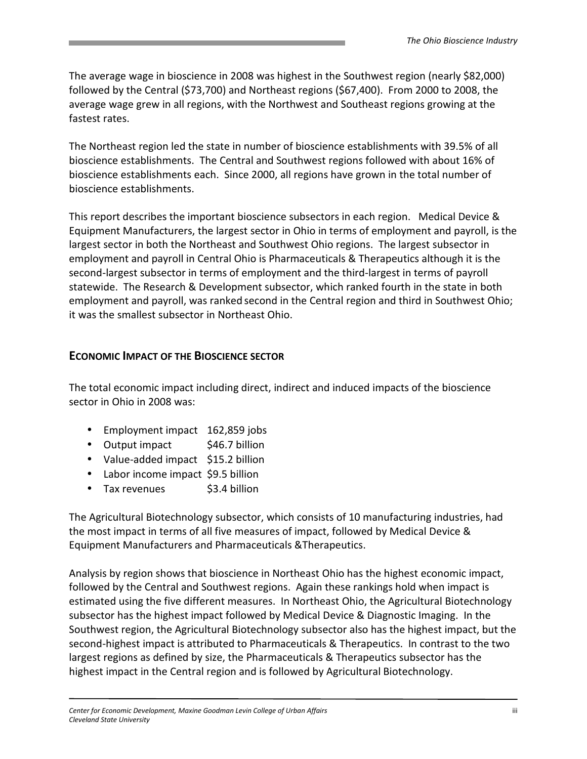The average wage in bioscience in 2008 was highest in the Southwest region (nearly $82,000) followed by the Central ($73,700) and Northeast regions ($67,400). From 2000 to 2008, the average wage grew in all regions, with the Northwest and Southeast regions growing at the fastest rates.

The Northeast region led the state in number of bioscience establishments with 39.5% of all bioscience establishments. The Central and Southwest regions followed with about 16% of bioscience establishments each. Since 2000, all regions have grown in the total number of bioscience establishments.

This report describes the important bioscience subsectors in each region. Medical Device & Equipment Manufacturers, the largest sector in Ohio in terms of employment and payroll, is the largest sector in both the Northeast and Southwest Ohio regions. The largest subsector in employment and payroll in Central Ohio is Pharmaceuticals & Therapeutics although it is the second-largest subsector in terms of employment and the third-largest in terms of payroll statewide. The Research & Development subsector, which ranked fourth in the state in both employment and payroll, was ranked second in the Central region and third in Southwest Ohio; it was the smallest subsector in Northeast Ohio.

## ECONOMIC IMPACT OF THE BIOSCIENCE SECTOR

The total economic impact including direct, indirect and induced impacts of the bioscience sector in Ohio in 2008 was:

- Employment impact 162,859 jobs
- Output impact $46.7 billion
- Value-added impact $15.2 billion
- Labor income impact $9.5 billion
- Tax revenues $3.4 billion

The Agricultural Biotechnology subsector, which consists of 10 manufacturing industries, had the most impact in terms of all five measures of impact, followed by Medical Device & Equipment Manufacturers and Pharmaceuticals &Therapeutics.

Analysis by region shows that bioscience in Northeast Ohio has the highest economic impact, followed by the Central and Southwest regions. Again these rankings hold when impact is estimated using the five different measures. In Northeast Ohio, the Agricultural Biotechnology subsector has the highest impact followed by Medical Device & Diagnostic Imaging. In the Southwest region, the Agricultural Biotechnology subsector also has the highest impact, but the second-highest impact is attributed to Pharmaceuticals & Therapeutics. In contrast to the two largest regions as defined by size, the Pharmaceuticals & Therapeutics subsector has the highest impact in the Central region and is followed by Agricultural Biotechnology.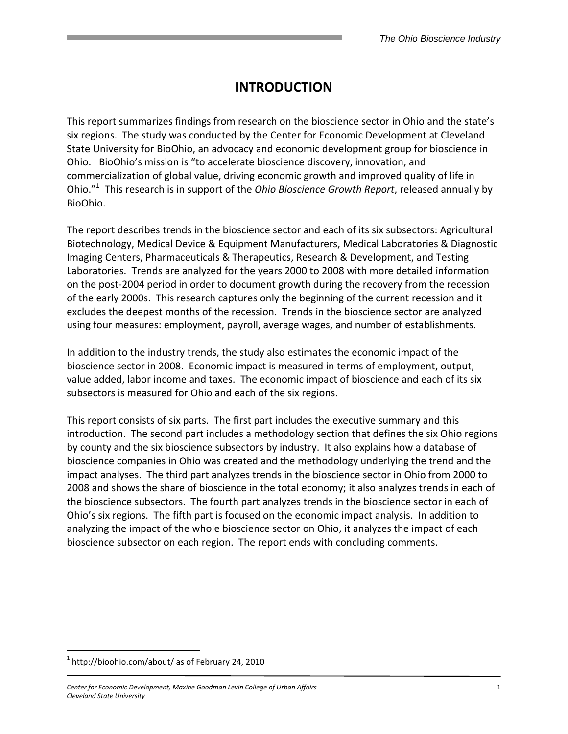# INTRODUCTION

This report summarizes findings from research on the bioscience sector in Ohio and the state's six regions. The study was conducted by the Center for Economic Development at Cleveland State University for BioOhio, an advocacy and economic development group for bioscience in Ohio. BioOhio's mission is "to accelerate bioscience discovery, innovation, and commercialization of global value, driving economic growth and improved quality of life in Ohio."[1] This research is in support of the *Ohio Bioscience Growth Report*, released annually by BioOhio.

The report describes trends in the bioscience sector and each of its six subsectors: Agricultural Biotechnology, Medical Device & Equipment Manufacturers, Medical Laboratories & Diagnostic Imaging Centers, Pharmaceuticals & Therapeutics, Research & Development, and Testing Laboratories. Trends are analyzed for the years 2000 to 2008 with more detailed information on the post-2004 period in order to document growth during the recovery from the recession of the early 2000s. This research captures only the beginning of the current recession and it excludes the deepest months of the recession. Trends in the bioscience sector are analyzed using four measures: employment, payroll, average wages, and number of establishments.

In addition to the industry trends, the study also estimates the economic impact of the bioscience sector in 2008. Economic impact is measured in terms of employment, output, value added, labor income and taxes. The economic impact of bioscience and each of its six subsectors is measured for Ohio and each of the six regions.

This report consists of six parts. The first part includes the executive summary and this introduction. The second part includes a methodology section that defines the six Ohio regions by county and the six bioscience subsectors by industry. It also explains how a database of bioscience companies in Ohio was created and the methodology underlying the trend and the impact analyses. The third part analyzes trends in the bioscience sector in Ohio from 2000 to 2008 and shows the share of bioscience in the total economy; it also analyzes trends in each of the bioscience subsectors. The fourth part analyzes trends in the bioscience sector in each of Ohio's six regions. The fifth part is focused on the economic impact analysis. In addition to analyzing the impact of the whole bioscience sector on Ohio, it analyzes the impact of each bioscience subsector on each region. The report ends with concluding comments.

[1] http://bioohio.com/about/ as of February 24, 2010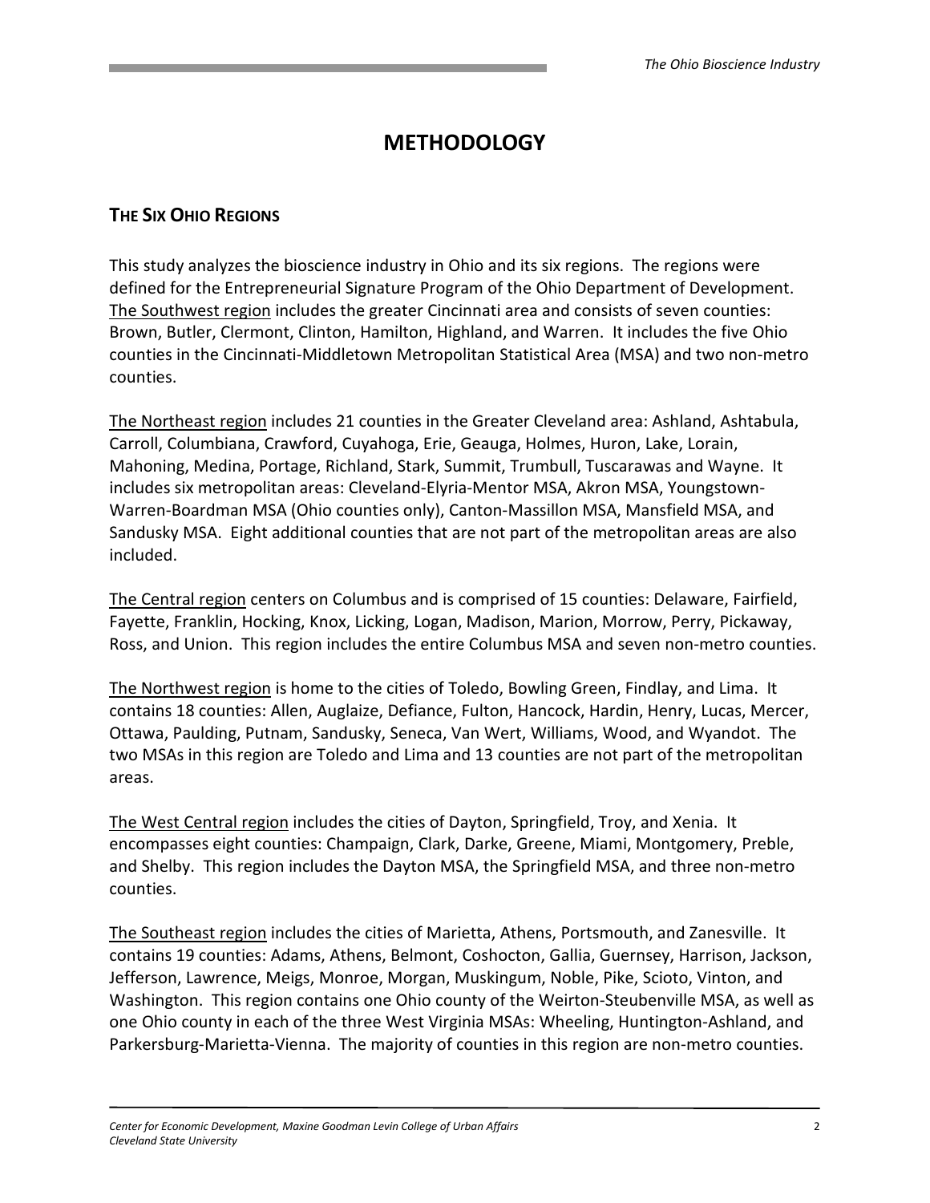# METHODOLOGY

## THE SIX OHIO REGIONS

This study analyzes the bioscience industry in Ohio and its six regions. The regions were defined for the Entrepreneurial Signature Program of the Ohio Department of Development. The Southwest region includes the greater Cincinnati area and consists of seven counties: Brown, Butler, Clermont, Clinton, Hamilton, Highland, and Warren. It includes the five Ohio counties in the Cincinnati-Middletown Metropolitan Statistical Area (MSA) and two non-metro counties.

The Northeast region includes 21 counties in the Greater Cleveland area: Ashland, Ashtabula, Carroll, Columbiana, Crawford, Cuyahoga, Erie, Geauga, Holmes, Huron, Lake, Lorain, Mahoning, Medina, Portage, Richland, Stark, Summit, Trumbull, Tuscarawas and Wayne. It includes six metropolitan areas: Cleveland-Elyria-Mentor MSA, Akron MSA, Youngstown-Warren-Boardman MSA (Ohio counties only), Canton-Massillon MSA, Mansfield MSA, and Sandusky MSA. Eight additional counties that are not part of the metropolitan areas are also included.

The Central region centers on Columbus and is comprised of 15 counties: Delaware, Fairfield, Fayette, Franklin, Hocking, Knox, Licking, Logan, Madison, Marion, Morrow, Perry, Pickaway, Ross, and Union. This region includes the entire Columbus MSA and seven non-metro counties.

The Northwest region is home to the cities of Toledo, Bowling Green, Findlay, and Lima. It contains 18 counties: Allen, Auglaize, Defiance, Fulton, Hancock, Hardin, Henry, Lucas, Mercer, Ottawa, Paulding, Putnam, Sandusky, Seneca, Van Wert, Williams, Wood, and Wyandot. The two MSAs in this region are Toledo and Lima and 13 counties are not part of the metropolitan areas.

The West Central region includes the cities of Dayton, Springfield, Troy, and Xenia. It encompasses eight counties: Champaign, Clark, Darke, Greene, Miami, Montgomery, Preble, and Shelby. This region includes the Dayton MSA, the Springfield MSA, and three non-metro counties.

The Southeast region includes the cities of Marietta, Athens, Portsmouth, and Zanesville. It contains 19 counties: Adams, Athens, Belmont, Coshocton, Gallia, Guernsey, Harrison, Jackson, Jefferson, Lawrence, Meigs, Monroe, Morgan, Muskingum, Noble, Pike, Scioto, Vinton, and Washington. This region contains one Ohio county of the Weirton-Steubenville MSA, as well as one Ohio county in each of the three West Virginia MSAs: Wheeling, Huntington-Ashland, and Parkersburg-Marietta-Vienna. The majority of counties in this region are non-metro counties.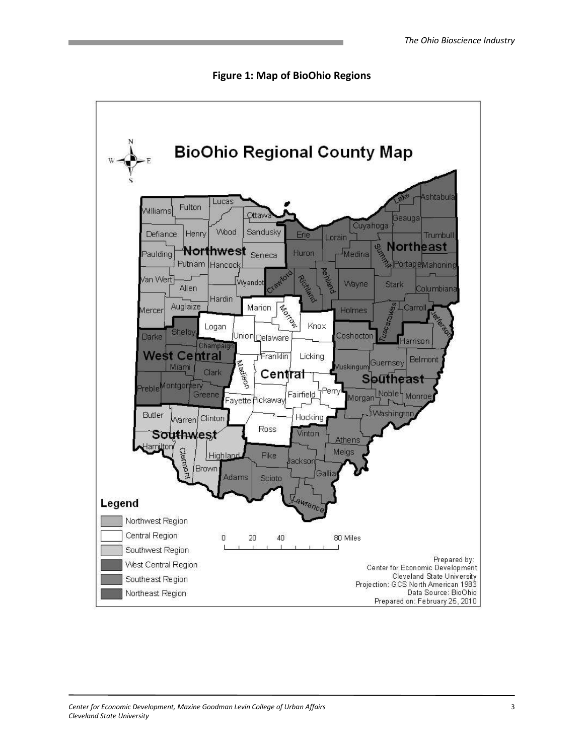**Figure 1: Map of BioOhio Regions**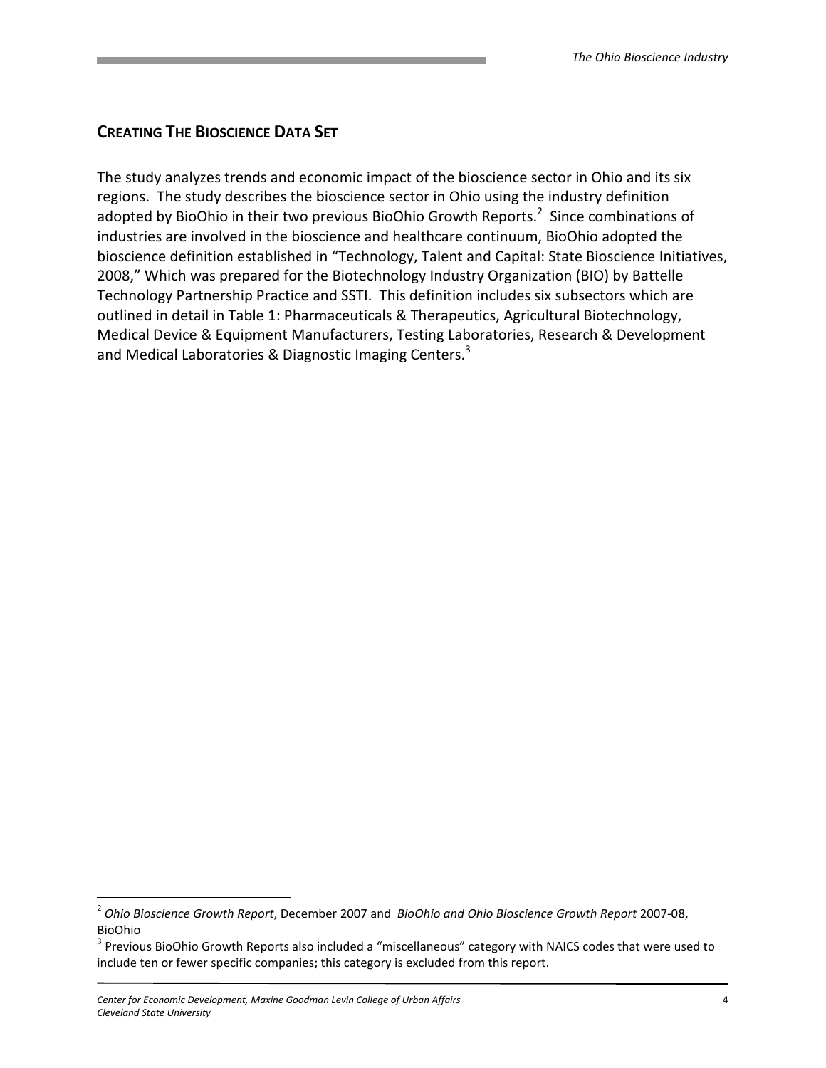## CREATING THE BIOSCIENCE DATA SET

The study analyzes trends and economic impact of the bioscience sector in Ohio and its six regions. The study describes the bioscience sector in Ohio using the industry definition adopted by BioOhio in their two previous BioOhio Growth Reports.[2] Since combinations of industries are involved in the bioscience and healthcare continuum, BioOhio adopted the bioscience definition established in "Technology, Talent and Capital: State Bioscience Initiatives, 2008," Which was prepared for the Biotechnology Industry Organization (BIO) by Battelle Technology Partnership Practice and SSTI. This definition includes six subsectors which are outlined in detail in Table 1: Pharmaceuticals & Therapeutics, Agricultural Biotechnology, Medical Device & Equipment Manufacturers, Testing Laboratories, Research & Development and Medical Laboratories & Diagnostic Imaging Centers.[3]

---

[2] *Ohio Bioscience Growth Report*, December 2007 and *BioOhio and Ohio Bioscience Growth Report* 2007-08, BioOhio

[3] Previous BioOhio Growth Reports also included a "miscellaneous" category with NAICS codes that were used to include ten or fewer specific companies; this category is excluded from this report.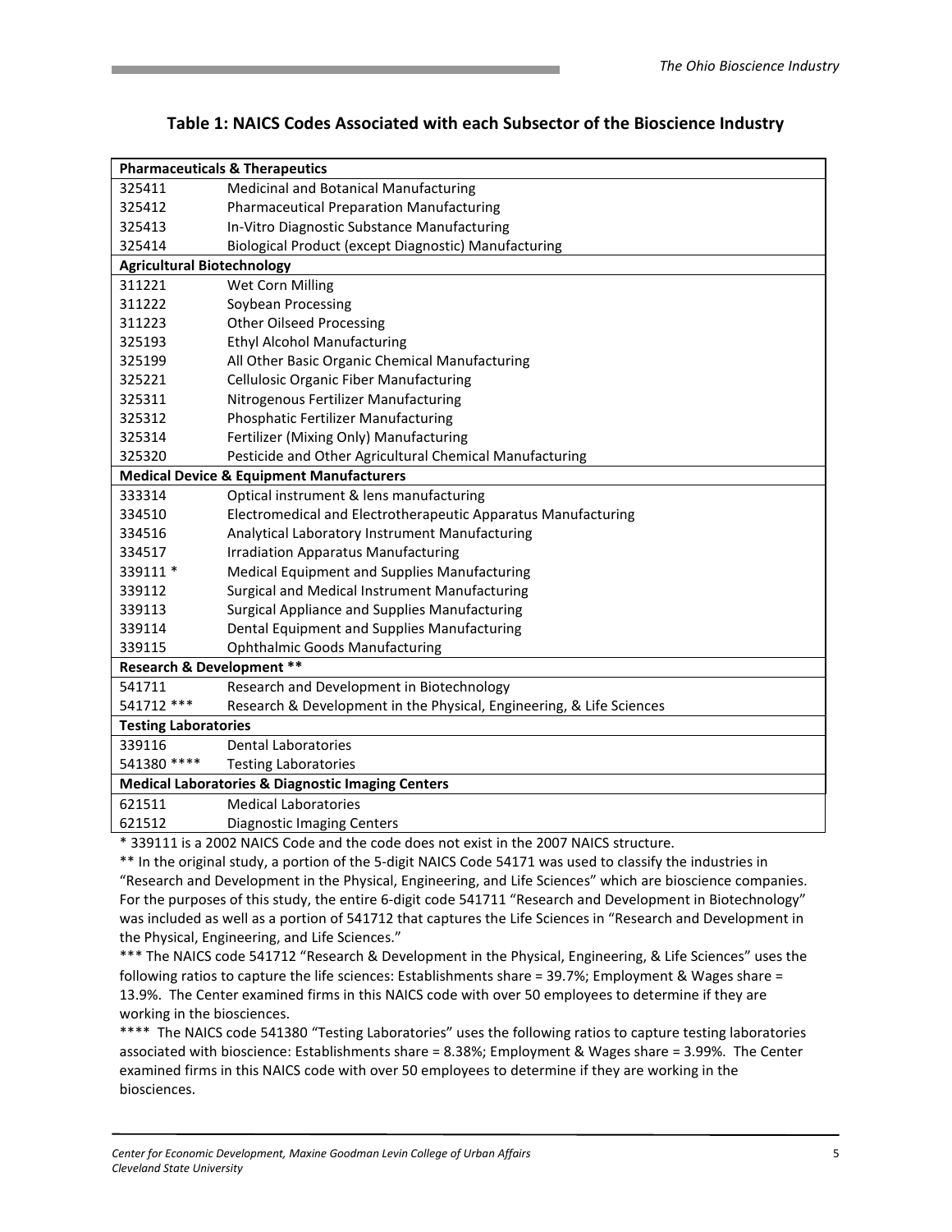## Table 1: NAICS Codes Associated with each Subsector of the Bioscience Industry

| | |
|---|---|
| **Pharmaceuticals & Therapeutics** | |
| 325411 | Medicinal and Botanical Manufacturing |
| 325412 | Pharmaceutical Preparation Manufacturing |
| 325413 | In-Vitro Diagnostic Substance Manufacturing |
| 325414 | Biological Product (except Diagnostic) Manufacturing |
| **Agricultural Biotechnology** | |
| 311221 | Wet Corn Milling |
| 311222 | Soybean Processing |
| 311223 | Other Oilseed Processing |
| 325193 | Ethyl Alcohol Manufacturing |
| 325199 | All Other Basic Organic Chemical Manufacturing |
| 325221 | Cellulosic Organic Fiber Manufacturing |
| 325311 | Nitrogenous Fertilizer Manufacturing |
| 325312 | Phosphatic Fertilizer Manufacturing |
| 325314 | Fertilizer (Mixing Only) Manufacturing |
| 325320 | Pesticide and Other Agricultural Chemical Manufacturing |
| **Medical Device & Equipment Manufacturers** | |
| 333314 | Optical instrument & lens manufacturing |
| 334510 | Electromedical and Electrotherapeutic Apparatus Manufacturing |
| 334516 | Analytical Laboratory Instrument Manufacturing |
| 334517 | Irradiation Apparatus Manufacturing |
| 339111 * | Medical Equipment and Supplies Manufacturing |
| 339112 | Surgical and Medical Instrument Manufacturing |
| 339113 | Surgical Appliance and Supplies Manufacturing |
| 339114 | Dental Equipment and Supplies Manufacturing |
| 339115 | Ophthalmic Goods Manufacturing |
| **Research & Development \*\*** | |
| 541711 | Research and Development in Biotechnology |
| 541712 *** | Research & Development in the Physical, Engineering, & Life Sciences |
| **Testing Laboratories** | |
| 339116 | Dental Laboratories |
| 541380 **** | Testing Laboratories |
| **Medical Laboratories & Diagnostic Imaging Centers** | |
| 621511 | Medical Laboratories |
| 621512 | Diagnostic Imaging Centers |

* 339111 is a 2002 NAICS Code and the code does not exist in the 2007 NAICS structure.

** In the original study, a portion of the 5-digit NAICS Code 54171 was used to classify the industries in "Research and Development in the Physical, Engineering, and Life Sciences" which are bioscience companies. For the purposes of this study, the entire 6-digit code 541711 "Research and Development in Biotechnology" was included as well as a portion of 541712 that captures the Life Sciences in "Research and Development in the Physical, Engineering, and Life Sciences."

*** The NAICS code 541712 "Research & Development in the Physical, Engineering, & Life Sciences" uses the following ratios to capture the life sciences: Establishments share = 39.7%; Employment & Wages share = 13.9%. The Center examined firms in this NAICS code with over 50 employees to determine if they are working in the biosciences.

**** The NAICS code 541380 "Testing Laboratories" uses the following ratios to capture testing laboratories associated with bioscience: Establishments share = 8.38%; Employment & Wages share = 3.99%. The Center examined firms in this NAICS code with over 50 employees to determine if they are working in the biosciences.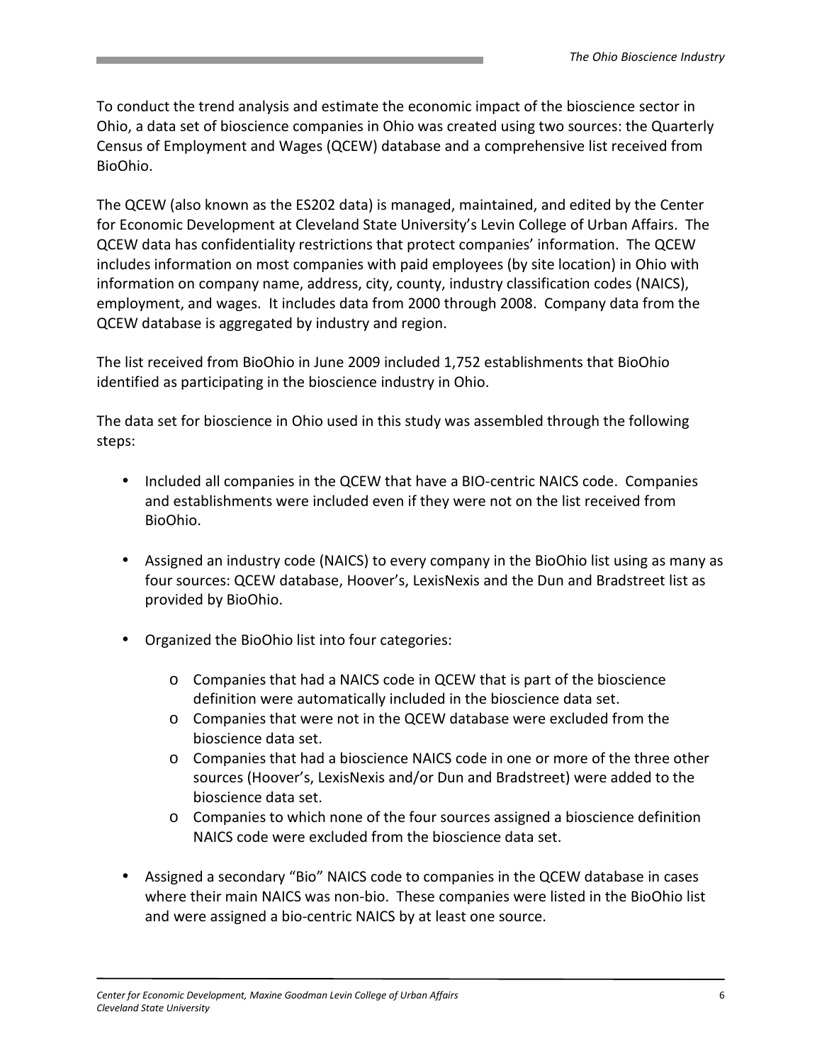To conduct the trend analysis and estimate the economic impact of the bioscience sector in Ohio, a data set of bioscience companies in Ohio was created using two sources: the Quarterly Census of Employment and Wages (QCEW) database and a comprehensive list received from BioOhio.

The QCEW (also known as the ES202 data) is managed, maintained, and edited by the Center for Economic Development at Cleveland State University's Levin College of Urban Affairs. The QCEW data has confidentiality restrictions that protect companies' information. The QCEW includes information on most companies with paid employees (by site location) in Ohio with information on company name, address, city, county, industry classification codes (NAICS), employment, and wages. It includes data from 2000 through 2008. Company data from the QCEW database is aggregated by industry and region.

The list received from BioOhio in June 2009 included 1,752 establishments that BioOhio identified as participating in the bioscience industry in Ohio.

The data set for bioscience in Ohio used in this study was assembled through the following steps:

- Included all companies in the QCEW that have a BIO-centric NAICS code. Companies and establishments were included even if they were not on the list received from BioOhio.
- Assigned an industry code (NAICS) to every company in the BioOhio list using as many as four sources: QCEW database, Hoover's, LexisNexis and the Dun and Bradstreet list as provided by BioOhio.
- Organized the BioOhio list into four categories:
    - Companies that had a NAICS code in QCEW that is part of the bioscience definition were automatically included in the bioscience data set.
    - Companies that were not in the QCEW database were excluded from the bioscience data set.
    - Companies that had a bioscience NAICS code in one or more of the three other sources (Hoover's, LexisNexis and/or Dun and Bradstreet) were added to the bioscience data set.
    - Companies to which none of the four sources assigned a bioscience definition NAICS code were excluded from the bioscience data set.
- Assigned a secondary "Bio" NAICS code to companies in the QCEW database in cases where their main NAICS was non-bio. These companies were listed in the BioOhio list and were assigned a bio-centric NAICS by at least one source.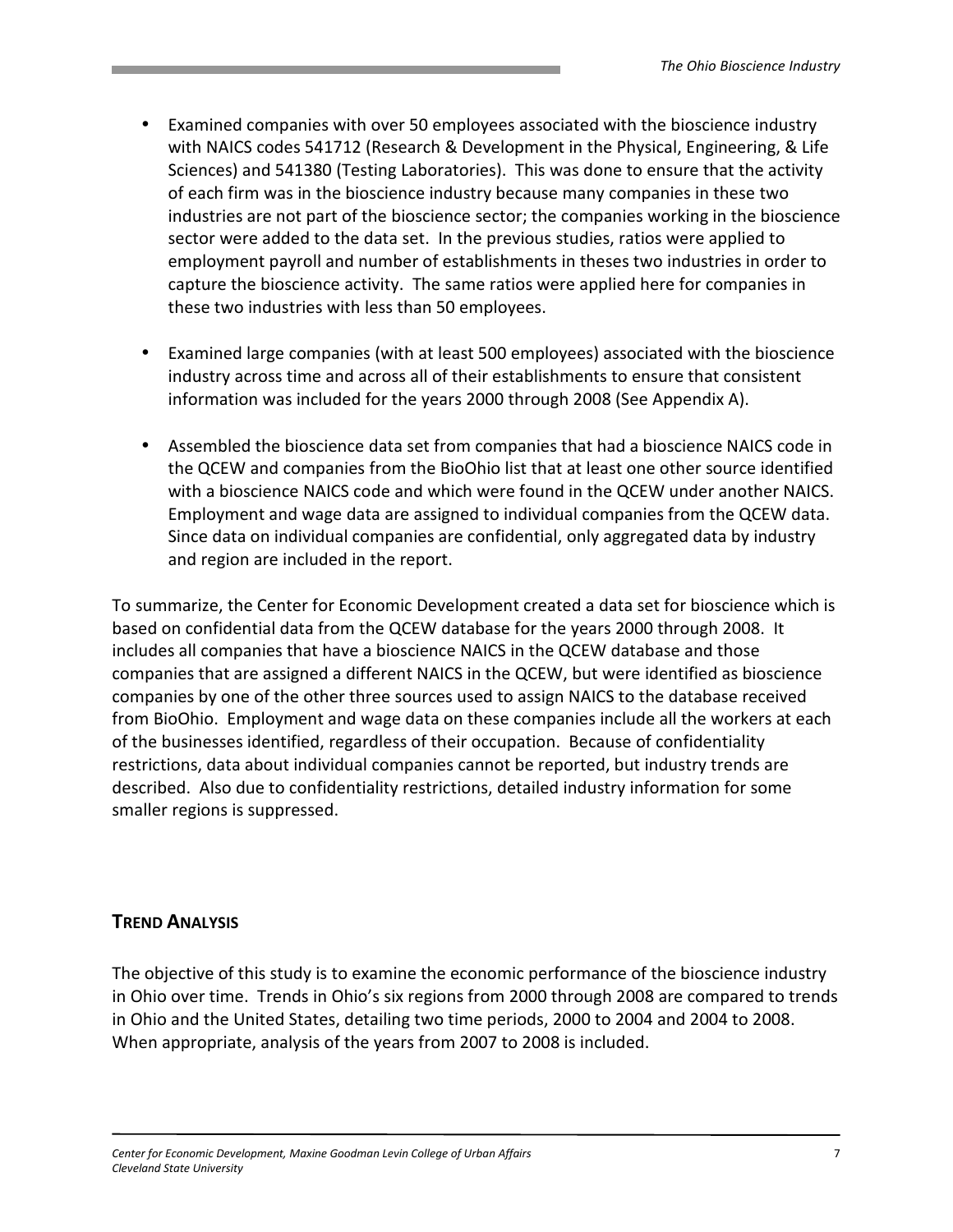- Examined companies with over 50 employees associated with the bioscience industry with NAICS codes 541712 (Research & Development in the Physical, Engineering, & Life Sciences) and 541380 (Testing Laboratories). This was done to ensure that the activity of each firm was in the bioscience industry because many companies in these two industries are not part of the bioscience sector; the companies working in the bioscience sector were added to the data set. In the previous studies, ratios were applied to employment payroll and number of establishments in theses two industries in order to capture the bioscience activity. The same ratios were applied here for companies in these two industries with less than 50 employees.

- Examined large companies (with at least 500 employees) associated with the bioscience industry across time and across all of their establishments to ensure that consistent information was included for the years 2000 through 2008 (See Appendix A).

- Assembled the bioscience data set from companies that had a bioscience NAICS code in the QCEW and companies from the BioOhio list that at least one other source identified with a bioscience NAICS code and which were found in the QCEW under another NAICS. Employment and wage data are assigned to individual companies from the QCEW data. Since data on individual companies are confidential, only aggregated data by industry and region are included in the report.

To summarize, the Center for Economic Development created a data set for bioscience which is based on confidential data from the QCEW database for the years 2000 through 2008. It includes all companies that have a bioscience NAICS in the QCEW database and those companies that are assigned a different NAICS in the QCEW, but were identified as bioscience companies by one of the other three sources used to assign NAICS to the database received from BioOhio. Employment and wage data on these companies include all the workers at each of the businesses identified, regardless of their occupation. Because of confidentiality restrictions, data about individual companies cannot be reported, but industry trends are described. Also due to confidentiality restrictions, detailed industry information for some smaller regions is suppressed.

## TREND ANALYSIS

The objective of this study is to examine the economic performance of the bioscience industry in Ohio over time. Trends in Ohio's six regions from 2000 through 2008 are compared to trends in Ohio and the United States, detailing two time periods, 2000 to 2004 and 2004 to 2008. When appropriate, analysis of the years from 2007 to 2008 is included.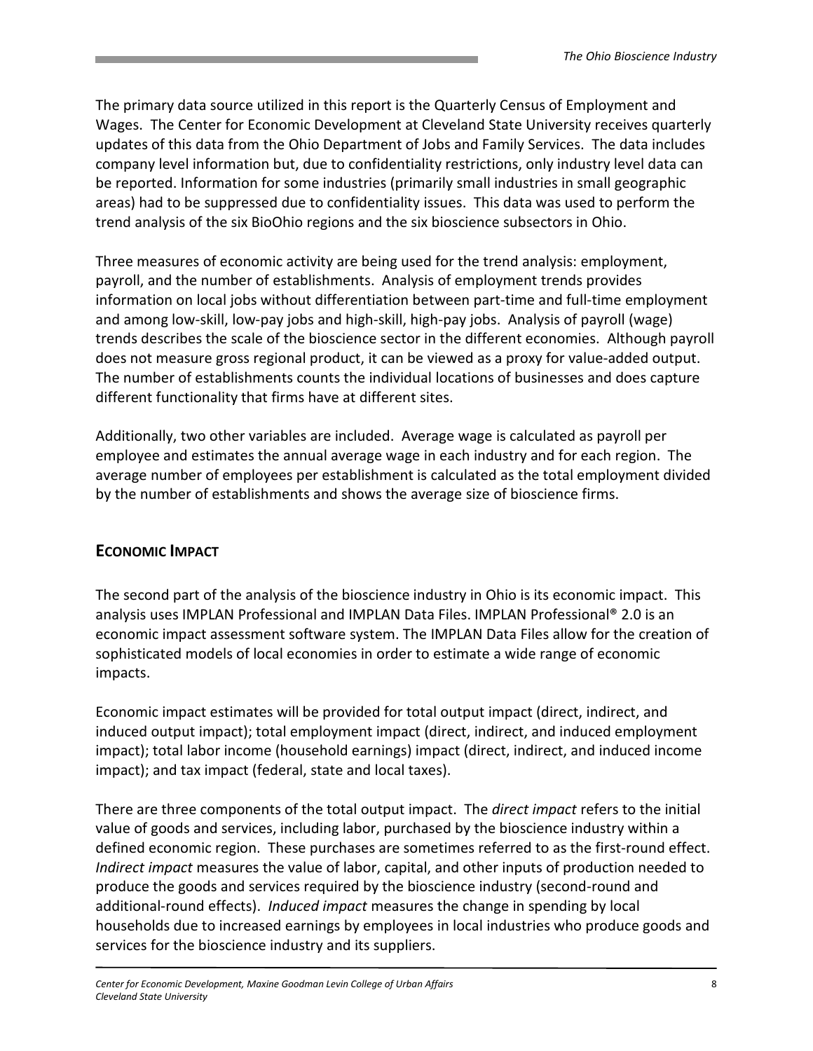The primary data source utilized in this report is the Quarterly Census of Employment and Wages. The Center for Economic Development at Cleveland State University receives quarterly updates of this data from the Ohio Department of Jobs and Family Services. The data includes company level information but, due to confidentiality restrictions, only industry level data can be reported. Information for some industries (primarily small industries in small geographic areas) had to be suppressed due to confidentiality issues. This data was used to perform the trend analysis of the six BioOhio regions and the six bioscience subsectors in Ohio.

Three measures of economic activity are being used for the trend analysis: employment, payroll, and the number of establishments. Analysis of employment trends provides information on local jobs without differentiation between part-time and full-time employment and among low-skill, low-pay jobs and high-skill, high-pay jobs. Analysis of payroll (wage) trends describes the scale of the bioscience sector in the different economies. Although payroll does not measure gross regional product, it can be viewed as a proxy for value-added output. The number of establishments counts the individual locations of businesses and does capture different functionality that firms have at different sites.

Additionally, two other variables are included. Average wage is calculated as payroll per employee and estimates the annual average wage in each industry and for each region. The average number of employees per establishment is calculated as the total employment divided by the number of establishments and shows the average size of bioscience firms.

## Economic Impact

The second part of the analysis of the bioscience industry in Ohio is its economic impact. This analysis uses IMPLAN Professional and IMPLAN Data Files. IMPLAN Professional® 2.0 is an economic impact assessment software system. The IMPLAN Data Files allow for the creation of sophisticated models of local economies in order to estimate a wide range of economic impacts.

Economic impact estimates will be provided for total output impact (direct, indirect, and induced output impact); total employment impact (direct, indirect, and induced employment impact); total labor income (household earnings) impact (direct, indirect, and induced income impact); and tax impact (federal, state and local taxes).

There are three components of the total output impact. The *direct impact* refers to the initial value of goods and services, including labor, purchased by the bioscience industry within a defined economic region. These purchases are sometimes referred to as the first-round effect. *Indirect impact* measures the value of labor, capital, and other inputs of production needed to produce the goods and services required by the bioscience industry (second-round and additional-round effects). *Induced impact* measures the change in spending by local households due to increased earnings by employees in local industries who produce goods and services for the bioscience industry and its suppliers.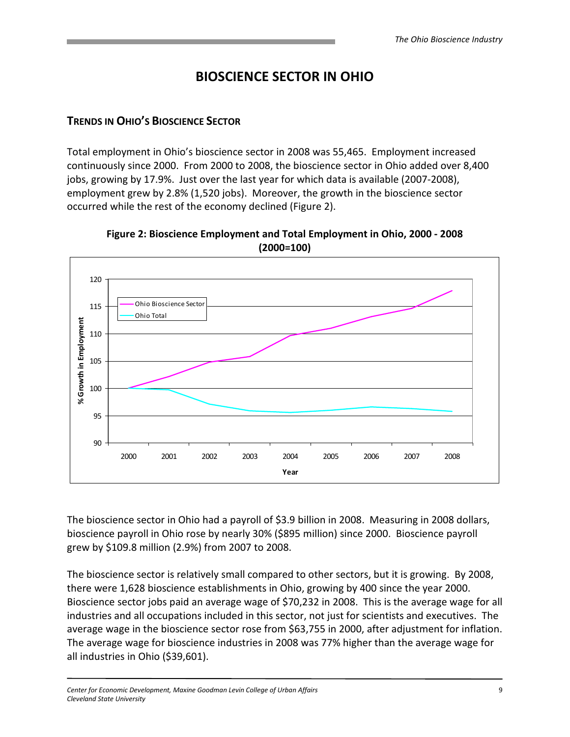# BIOSCIENCE SECTOR IN OHIO

## TRENDS IN OHIO'S BIOSCIENCE SECTOR

Total employment in Ohio's bioscience sector in 2008 was 55,465. Employment increased continuously since 2000. From 2000 to 2008, the bioscience sector in Ohio added over 8,400 jobs, growing by 17.9%. Just over the last year for which data is available (2007-2008), employment grew by 2.8% (1,520 jobs). Moreover, the growth in the bioscience sector occurred while the rest of the economy declined (Figure 2).

**Figure 2: Bioscience Employment and Total Employment in Ohio, 2000 - 2008 (2000=100)**

The bioscience sector in Ohio had a payroll of $3.9 billion in 2008. Measuring in 2008 dollars, bioscience payroll in Ohio rose by nearly 30% ($895 million) since 2000. Bioscience payroll grew by $109.8 million (2.9%) from 2007 to 2008.

The bioscience sector is relatively small compared to other sectors, but it is growing. By 2008, there were 1,628 bioscience establishments in Ohio, growing by 400 since the year 2000. Bioscience sector jobs paid an average wage of $70,232 in 2008. This is the average wage for all industries and all occupations included in this sector, not just for scientists and executives. The average wage in the bioscience sector rose from $63,755 in 2000, after adjustment for inflation. The average wage for bioscience industries in 2008 was 77% higher than the average wage for all industries in Ohio ($39,601).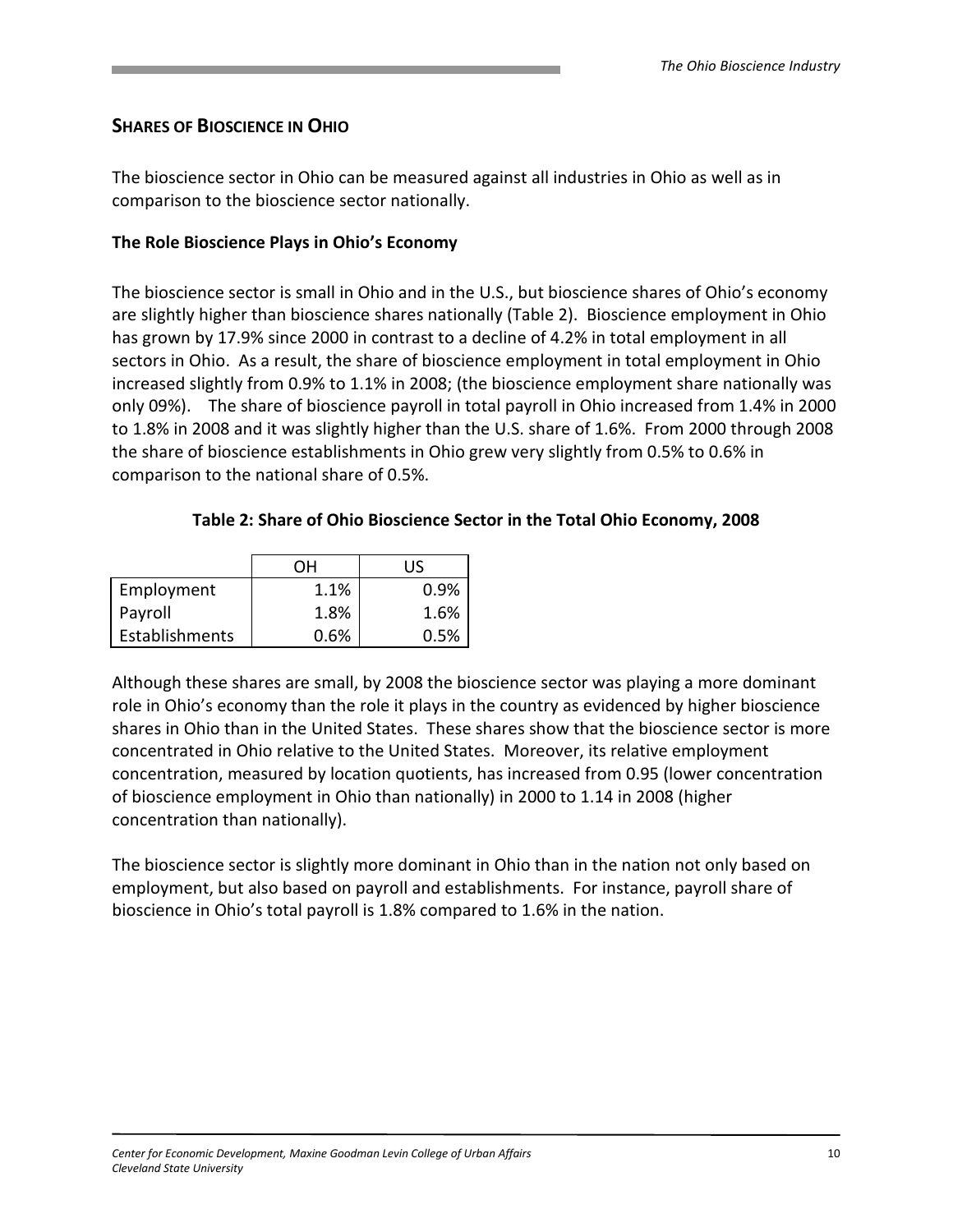## SHARES OF BIOSCIENCE IN OHIO

The bioscience sector in Ohio can be measured against all industries in Ohio as well as in comparison to the bioscience sector nationally.

### The Role Bioscience Plays in Ohio's Economy

The bioscience sector is small in Ohio and in the U.S., but bioscience shares of Ohio's economy are slightly higher than bioscience shares nationally (Table 2). Bioscience employment in Ohio has grown by 17.9% since 2000 in contrast to a decline of 4.2% in total employment in all sectors in Ohio. As a result, the share of bioscience employment in total employment in Ohio increased slightly from 0.9% to 1.1% in 2008; (the bioscience employment share nationally was only 09%). The share of bioscience payroll in total payroll in Ohio increased from 1.4% in 2000 to 1.8% in 2008 and it was slightly higher than the U.S. share of 1.6%. From 2000 through 2008 the share of bioscience establishments in Ohio grew very slightly from 0.5% to 0.6% in comparison to the national share of 0.5%.

**Table 2: Share of Ohio Bioscience Sector in the Total Ohio Economy, 2008**

| | OH | US |
|---|---|---|
| Employment | 1.1% | 0.9% |
| Payroll | 1.8% | 1.6% |
| Establishments | 0.6% | 0.5% |

Although these shares are small, by 2008 the bioscience sector was playing a more dominant role in Ohio's economy than the role it plays in the country as evidenced by higher bioscience shares in Ohio than in the United States. These shares show that the bioscience sector is more concentrated in Ohio relative to the United States. Moreover, its relative employment concentration, measured by location quotients, has increased from 0.95 (lower concentration of bioscience employment in Ohio than nationally) in 2000 to 1.14 in 2008 (higher concentration than nationally).

The bioscience sector is slightly more dominant in Ohio than in the nation not only based on employment, but also based on payroll and establishments. For instance, payroll share of bioscience in Ohio's total payroll is 1.8% compared to 1.6% in the nation.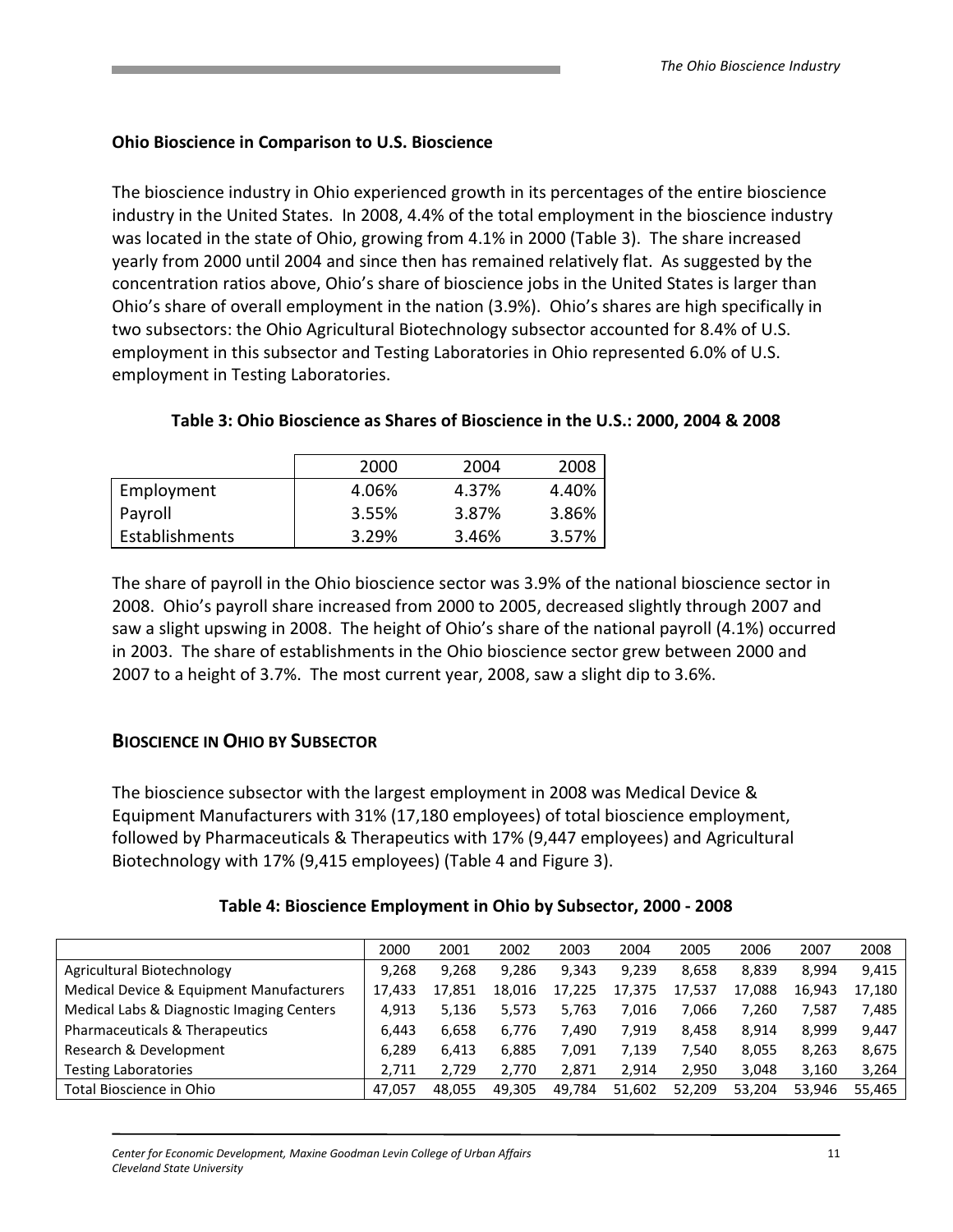### Ohio Bioscience in Comparison to U.S. Bioscience

The bioscience industry in Ohio experienced growth in its percentages of the entire bioscience industry in the United States. In 2008, 4.4% of the total employment in the bioscience industry was located in the state of Ohio, growing from 4.1% in 2000 (Table 3). The share increased yearly from 2000 until 2004 and since then has remained relatively flat. As suggested by the concentration ratios above, Ohio's share of bioscience jobs in the United States is larger than Ohio's share of overall employment in the nation (3.9%). Ohio's shares are high specifically in two subsectors: the Ohio Agricultural Biotechnology subsector accounted for 8.4% of U.S. employment in this subsector and Testing Laboratories in Ohio represented 6.0% of U.S. employment in Testing Laboratories.

**Table 3: Ohio Bioscience as Shares of Bioscience in the U.S.: 2000, 2004 & 2008**

| | 2000 | 2004 | 2008 |
|---|---|---|---|
| Employment | 4.06% | 4.37% | 4.40% |
| Payroll | 3.55% | 3.87% | 3.86% |
| Establishments | 3.29% | 3.46% | 3.57% |

The share of payroll in the Ohio bioscience sector was 3.9% of the national bioscience sector in 2008. Ohio's payroll share increased from 2000 to 2005, decreased slightly through 2007 and saw a slight upswing in 2008. The height of Ohio's share of the national payroll (4.1%) occurred in 2003. The share of establishments in the Ohio bioscience sector grew between 2000 and 2007 to a height of 3.7%. The most current year, 2008, saw a slight dip to 3.6%.

## BIOSCIENCE IN OHIO BY SUBSECTOR

The bioscience subsector with the largest employment in 2008 was Medical Device & Equipment Manufacturers with 31% (17,180 employees) of total bioscience employment, followed by Pharmaceuticals & Therapeutics with 17% (9,447 employees) and Agricultural Biotechnology with 17% (9,415 employees) (Table 4 and Figure 3).

**Table 4: Bioscience Employment in Ohio by Subsector, 2000 - 2008**

| | 2000 | 2001 | 2002 | 2003 | 2004 | 2005 | 2006 | 2007 | 2008 |
|---|---|---|---|---|---|---|---|---|---|
| Agricultural Biotechnology | 9,268 | 9,268 | 9,286 | 9,343 | 9,239 | 8,658 | 8,839 | 8,994 | 9,415 |
| Medical Device & Equipment Manufacturers | 17,433 | 17,851 | 18,016 | 17,225 | 17,375 | 17,537 | 17,088 | 16,943 | 17,180 |
| Medical Labs & Diagnostic Imaging Centers | 4,913 | 5,136 | 5,573 | 5,763 | 7,016 | 7,066 | 7,260 | 7,587 | 7,485 |
| Pharmaceuticals & Therapeutics | 6,443 | 6,658 | 6,776 | 7,490 | 7,919 | 8,458 | 8,914 | 8,999 | 9,447 |
| Research & Development | 6,289 | 6,413 | 6,885 | 7,091 | 7,139 | 7,540 | 8,055 | 8,263 | 8,675 |
| Testing Laboratories | 2,711 | 2,729 | 2,770 | 2,871 | 2,914 | 2,950 | 3,048 | 3,160 | 3,264 |
| Total Bioscience in Ohio | 47,057 | 48,055 | 49,305 | 49,784 | 51,602 | 52,209 | 53,204 | 53,946 | 55,465 |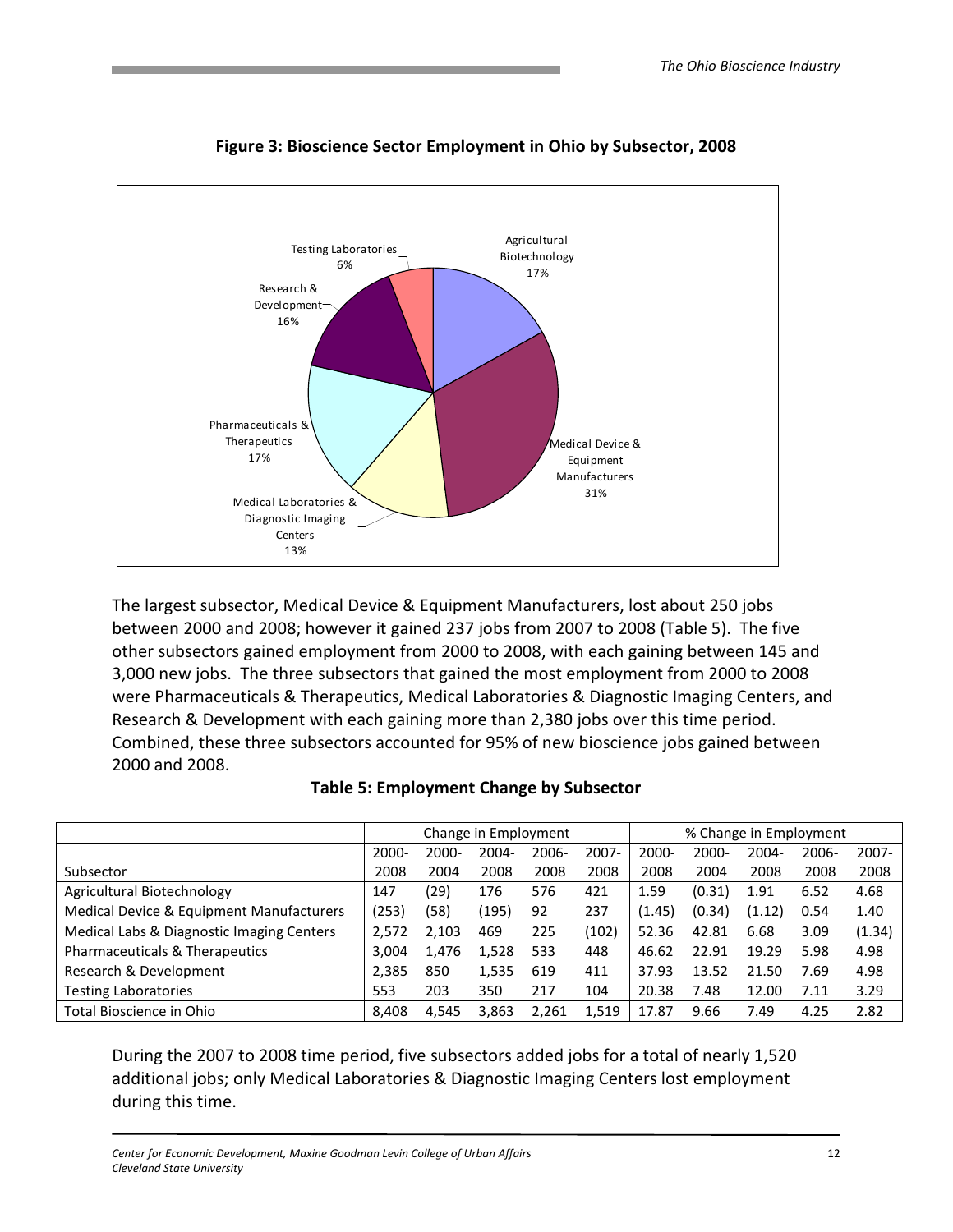**Figure 3: Bioscience Sector Employment in Ohio by Subsector, 2008**

The largest subsector, Medical Device & Equipment Manufacturers, lost about 250 jobs between 2000 and 2008; however it gained 237 jobs from 2007 to 2008 (Table 5). The five other subsectors gained employment from 2000 to 2008, with each gaining between 145 and 3,000 new jobs. The three subsectors that gained the most employment from 2000 to 2008 were Pharmaceuticals & Therapeutics, Medical Laboratories & Diagnostic Imaging Centers, and Research & Development with each gaining more than 2,380 jobs over this time period. Combined, these three subsectors accounted for 95% of new bioscience jobs gained between 2000 and 2008.

**Table 5: Employment Change by Subsector**

| | Change in Employment | | | | | % Change in Employment | | | | |
|---|---|---|---|---|---|---|---|---|---|---|
| Subsector | 2000-2008 | 2000-2004 | 2004-2008 | 2006-2008 | 2007-2008 | 2000-2008 | 2000-2004 | 2004-2008 | 2006-2008 | 2007-2008 |
| Agricultural Biotechnology | 147 | (29) | 176 | 576 | 421 | 1.59 | (0.31) | 1.91 | 6.52 | 4.68 |
| Medical Device & Equipment Manufacturers | (253) | (58) | (195) | 92 | 237 | (1.45) | (0.34) | (1.12) | 0.54 | 1.40 |
| Medical Labs & Diagnostic Imaging Centers | 2,572 | 2,103 | 469 | 225 | (102) | 52.36 | 42.81 | 6.68 | 3.09 | (1.34) |
| Pharmaceuticals & Therapeutics | 3,004 | 1,476 | 1,528 | 533 | 448 | 46.62 | 22.91 | 19.29 | 5.98 | 4.98 |
| Research & Development | 2,385 | 850 | 1,535 | 619 | 411 | 37.93 | 13.52 | 21.50 | 7.69 | 4.98 |
| Testing Laboratories | 553 | 203 | 350 | 217 | 104 | 20.38 | 7.48 | 12.00 | 7.11 | 3.29 |
| Total Bioscience in Ohio | 8,408 | 4,545 | 3,863 | 2,261 | 1,519 | 17.87 | 9.66 | 7.49 | 4.25 | 2.82 |

During the 2007 to 2008 time period, five subsectors added jobs for a total of nearly 1,520 additional jobs; only Medical Laboratories & Diagnostic Imaging Centers lost employment during this time.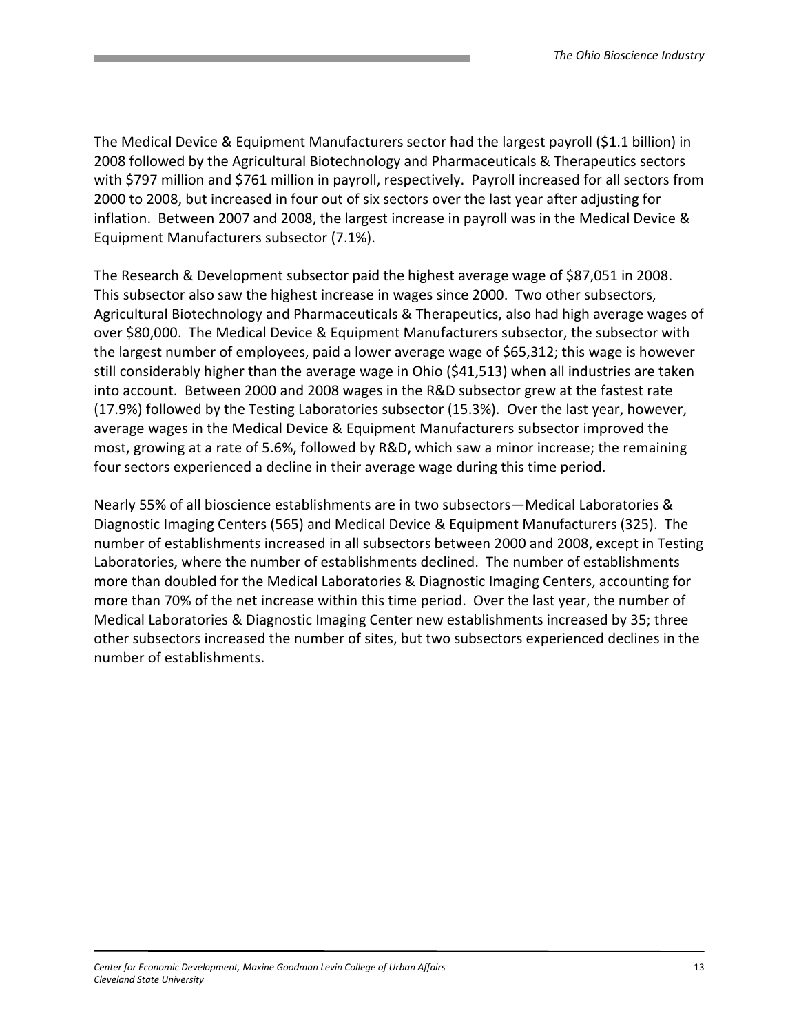The Medical Device & Equipment Manufacturers sector had the largest payroll ($1.1 billion) in 2008 followed by the Agricultural Biotechnology and Pharmaceuticals & Therapeutics sectors with $797 million and $761 million in payroll, respectively. Payroll increased for all sectors from 2000 to 2008, but increased in four out of six sectors over the last year after adjusting for inflation. Between 2007 and 2008, the largest increase in payroll was in the Medical Device & Equipment Manufacturers subsector (7.1%).

The Research & Development subsector paid the highest average wage of $87,051 in 2008. This subsector also saw the highest increase in wages since 2000. Two other subsectors, Agricultural Biotechnology and Pharmaceuticals & Therapeutics, also had high average wages of over $80,000. The Medical Device & Equipment Manufacturers subsector, the subsector with the largest number of employees, paid a lower average wage of $65,312; this wage is however still considerably higher than the average wage in Ohio ($41,513) when all industries are taken into account. Between 2000 and 2008 wages in the R&D subsector grew at the fastest rate (17.9%) followed by the Testing Laboratories subsector (15.3%). Over the last year, however, average wages in the Medical Device & Equipment Manufacturers subsector improved the most, growing at a rate of 5.6%, followed by R&D, which saw a minor increase; the remaining four sectors experienced a decline in their average wage during this time period.

Nearly 55% of all bioscience establishments are in two subsectors—Medical Laboratories & Diagnostic Imaging Centers (565) and Medical Device & Equipment Manufacturers (325). The number of establishments increased in all subsectors between 2000 and 2008, except in Testing Laboratories, where the number of establishments declined. The number of establishments more than doubled for the Medical Laboratories & Diagnostic Imaging Centers, accounting for more than 70% of the net increase within this time period. Over the last year, the number of Medical Laboratories & Diagnostic Imaging Center new establishments increased by 35; three other subsectors increased the number of sites, but two subsectors experienced declines in the number of establishments.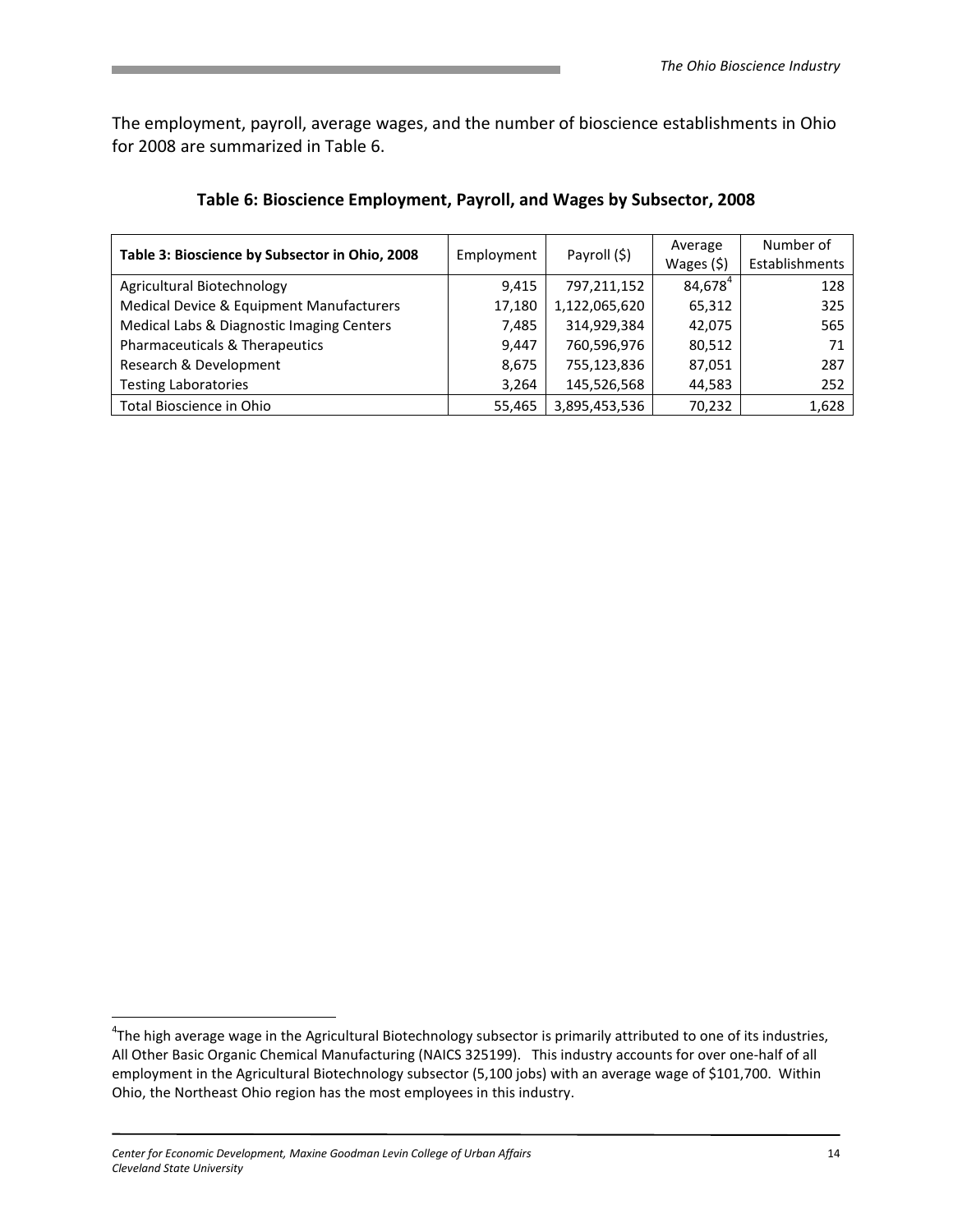The employment, payroll, average wages, and the number of bioscience establishments in Ohio for 2008 are summarized in Table 6.

**Table 6: Bioscience Employment, Payroll, and Wages by Subsector, 2008**

| **Table 3: Bioscience by Subsector in Ohio, 2008** | Employment | Payroll ($) | Average Wages ($) | Number of Establishments |
|---|---|---|---|---|
| Agricultural Biotechnology | 9,415 | 797,211,152 | 84,678[4] | 128 |
| Medical Device & Equipment Manufacturers | 17,180 | 1,122,065,620 | 65,312 | 325 |
| Medical Labs & Diagnostic Imaging Centers | 7,485 | 314,929,384 | 42,075 | 565 |
| Pharmaceuticals & Therapeutics | 9,447 | 760,596,976 | 80,512 | 71 |
| Research & Development | 8,675 | 755,123,836 | 87,051 | 287 |
| Testing Laboratories | 3,264 | 145,526,568 | 44,583 | 252 |
| Total Bioscience in Ohio | 55,465 | 3,895,453,536 | 70,232 | 1,628 |

[4] The high average wage in the Agricultural Biotechnology subsector is primarily attributed to one of its industries, All Other Basic Organic Chemical Manufacturing (NAICS 325199). This industry accounts for over one-half of all employment in the Agricultural Biotechnology subsector (5,100 jobs) with an average wage of $101,700. Within Ohio, the Northeast Ohio region has the most employees in this industry.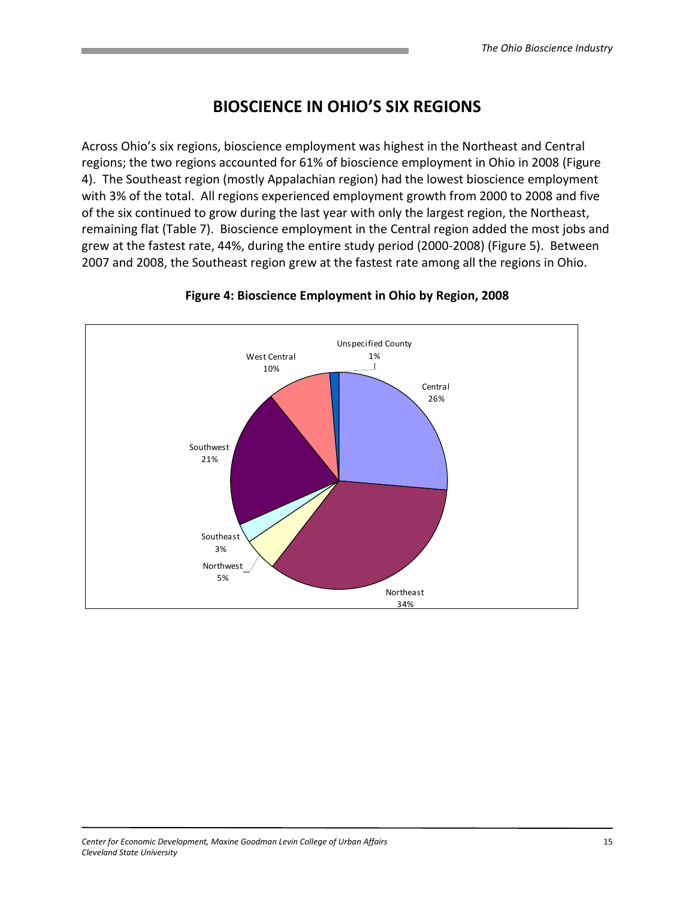# BIOSCIENCE IN OHIO'S SIX REGIONS

Across Ohio's six regions, bioscience employment was highest in the Northeast and Central regions; the two regions accounted for 61% of bioscience employment in Ohio in 2008 (Figure 4). The Southeast region (mostly Appalachian region) had the lowest bioscience employment with 3% of the total. All regions experienced employment growth from 2000 to 2008 and five of the six continued to grow during the last year with only the largest region, the Northeast, remaining flat (Table 7). Bioscience employment in the Central region added the most jobs and grew at the fastest rate, 44%, during the entire study period (2000-2008) (Figure 5). Between 2007 and 2008, the Southeast region grew at the fastest rate among all the regions in Ohio.

**Figure 4: Bioscience Employment in Ohio by Region, 2008**

Unspecified County 1%

West Central 10%

Central 26%

Southwest 21%

Southeast 3%

Northwest 5%

Northeast 34%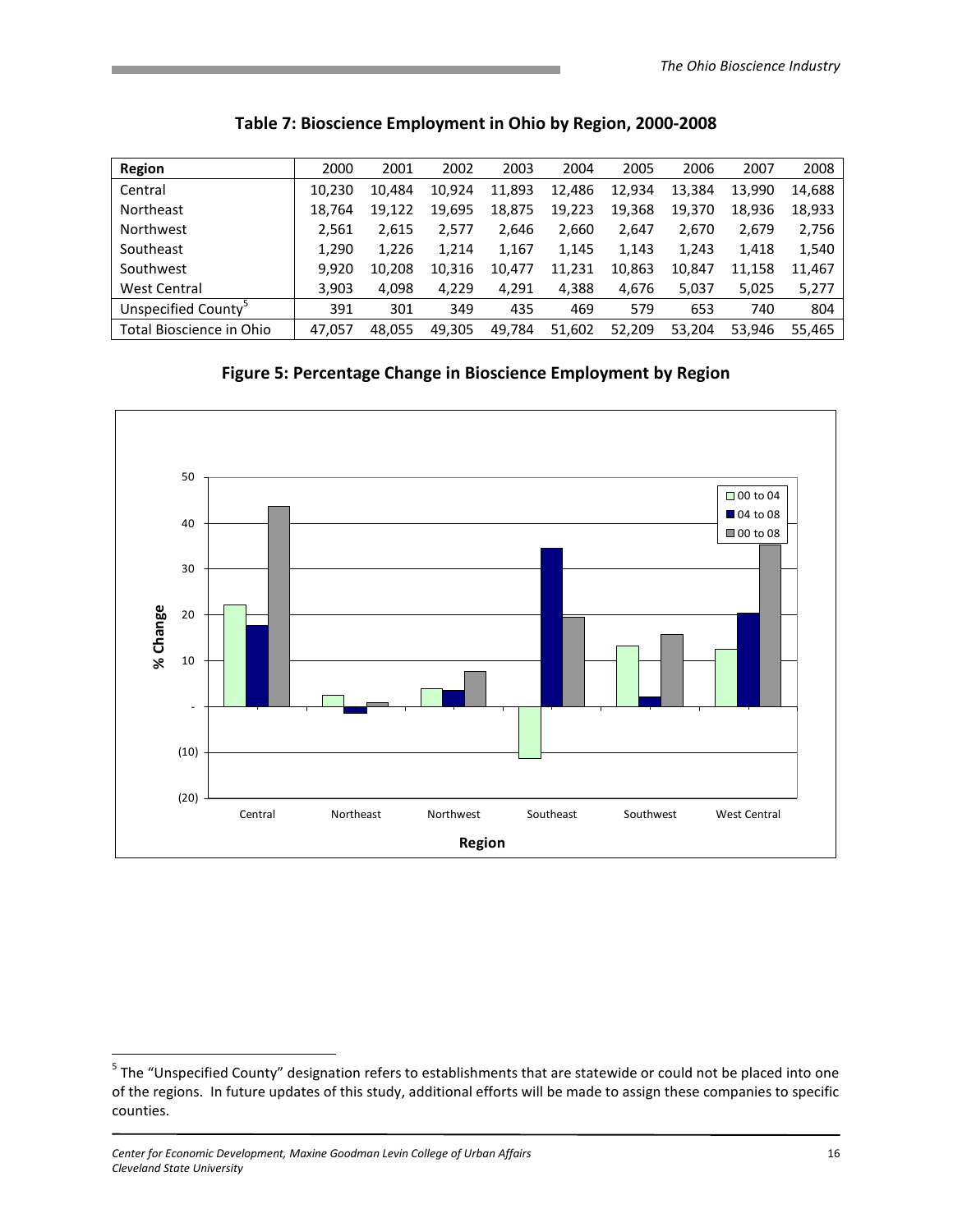**Table 7: Bioscience Employment in Ohio by Region, 2000-2008**

| Region | 2000 | 2001 | 2002 | 2003 | 2004 | 2005 | 2006 | 2007 | 2008 |
|---|---|---|---|---|---|---|---|---|---|
| Central | 10,230 | 10,484 | 10,924 | 11,893 | 12,486 | 12,934 | 13,384 | 13,990 | 14,688 |
| Northeast | 18,764 | 19,122 | 19,695 | 18,875 | 19,223 | 19,368 | 19,370 | 18,936 | 18,933 |
| Northwest | 2,561 | 2,615 | 2,577 | 2,646 | 2,660 | 2,647 | 2,670 | 2,679 | 2,756 |
| Southeast | 1,290 | 1,226 | 1,214 | 1,167 | 1,145 | 1,143 | 1,243 | 1,418 | 1,540 |
| Southwest | 9,920 | 10,208 | 10,316 | 10,477 | 11,231 | 10,863 | 10,847 | 11,158 | 11,467 |
| West Central | 3,903 | 4,098 | 4,229 | 4,291 | 4,388 | 4,676 | 5,037 | 5,025 | 5,277 |
| Unspecified County[5] | 391 | 301 | 349 | 435 | 469 | 579 | 653 | 740 | 804 |
| Total Bioscience in Ohio | 47,057 | 48,055 | 49,305 | 49,784 | 51,602 | 52,209 | 53,204 | 53,946 | 55,465 |

**Figure 5: Percentage Change in Bioscience Employment by Region**

[5] The "Unspecified County" designation refers to establishments that are statewide or could not be placed into one of the regions. In future updates of this study, additional efforts will be made to assign these companies to specific counties.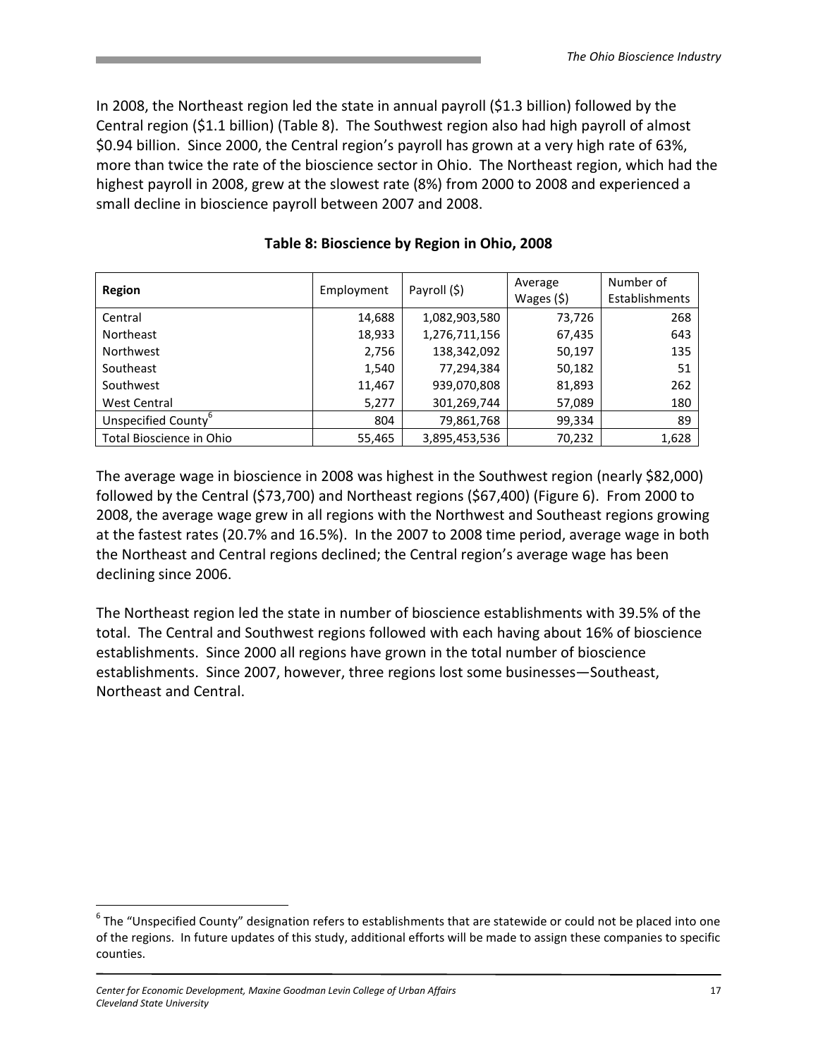In 2008, the Northeast region led the state in annual payroll ($1.3 billion) followed by the Central region ($1.1 billion) (Table 8). The Southwest region also had high payroll of almost $0.94 billion. Since 2000, the Central region's payroll has grown at a very high rate of 63%, more than twice the rate of the bioscience sector in Ohio. The Northeast region, which had the highest payroll in 2008, grew at the slowest rate (8%) from 2000 to 2008 and experienced a small decline in bioscience payroll between 2007 and 2008.

**Table 8: Bioscience by Region in Ohio, 2008**

| Region | Employment | Payroll ($) | Average Wages ($) | Number of Establishments |
|---|---|---|---|---|
| Central | 14,688 | 1,082,903,580 | 73,726 | 268 |
| Northeast | 18,933 | 1,276,711,156 | 67,435 | 643 |
| Northwest | 2,756 | 138,342,092 | 50,197 | 135 |
| Southeast | 1,540 | 77,294,384 | 50,182 | 51 |
| Southwest | 11,467 | 939,070,808 | 81,893 | 262 |
| West Central | 5,277 | 301,269,744 | 57,089 | 180 |
| Unspecified County[6] | 804 | 79,861,768 | 99,334 | 89 |
| Total Bioscience in Ohio | 55,465 | 3,895,453,536 | 70,232 | 1,628 |

The average wage in bioscience in 2008 was highest in the Southwest region (nearly $82,000) followed by the Central ($73,700) and Northeast regions ($67,400) (Figure 6). From 2000 to 2008, the average wage grew in all regions with the Northwest and Southeast regions growing at the fastest rates (20.7% and 16.5%). In the 2007 to 2008 time period, average wage in both the Northeast and Central regions declined; the Central region's average wage has been declining since 2006.

The Northeast region led the state in number of bioscience establishments with 39.5% of the total. The Central and Southwest regions followed with each having about 16% of bioscience establishments. Since 2000 all regions have grown in the total number of bioscience establishments. Since 2007, however, three regions lost some businesses—Southeast, Northeast and Central.

[6] The "Unspecified County" designation refers to establishments that are statewide or could not be placed into one of the regions. In future updates of this study, additional efforts will be made to assign these companies to specific counties.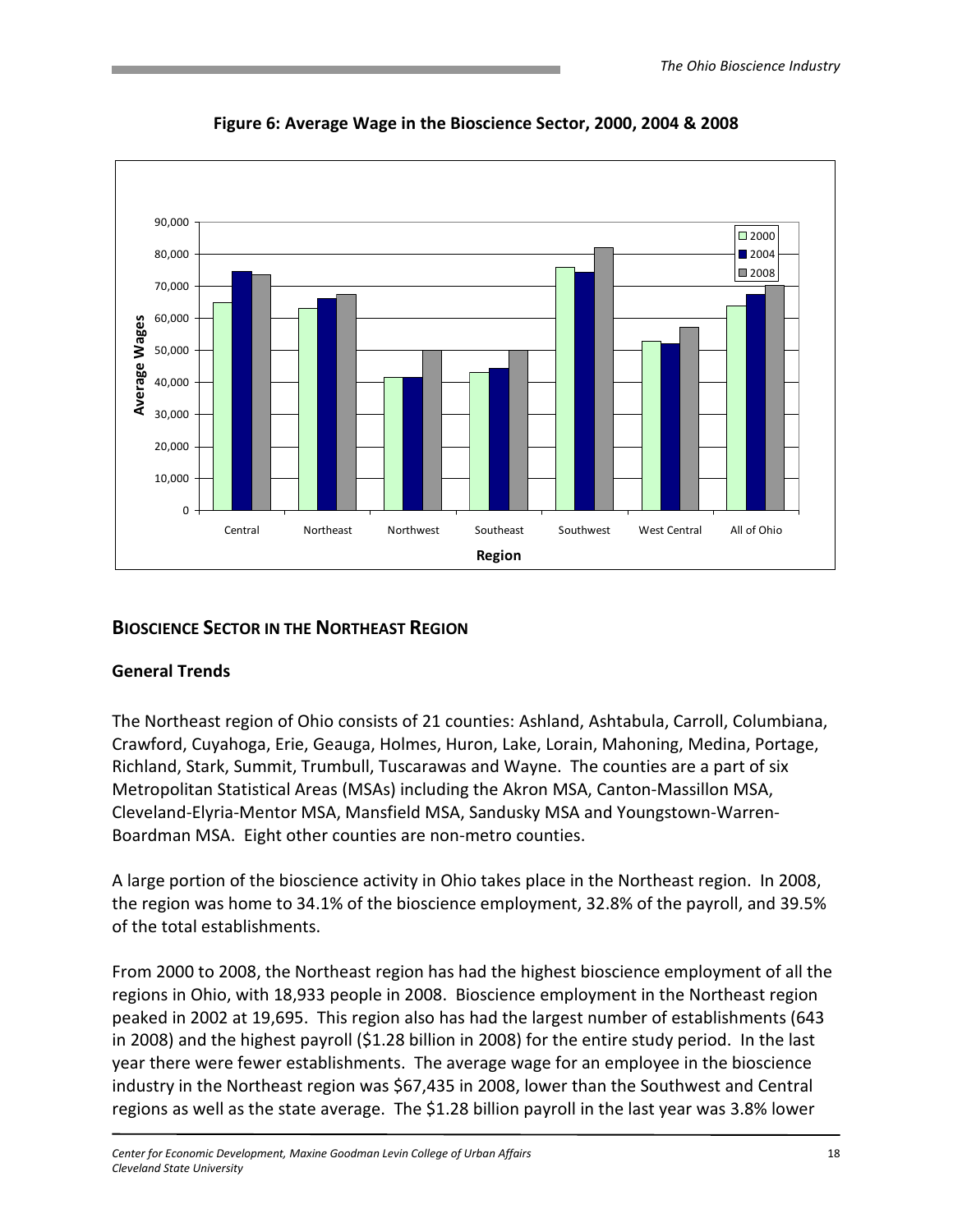**Figure 6: Average Wage in the Bioscience Sector, 2000, 2004 & 2008**

## BIOSCIENCE SECTOR IN THE NORTHEAST REGION

### General Trends

The Northeast region of Ohio consists of 21 counties: Ashland, Ashtabula, Carroll, Columbiana, Crawford, Cuyahoga, Erie, Geauga, Holmes, Huron, Lake, Lorain, Mahoning, Medina, Portage, Richland, Stark, Summit, Trumbull, Tuscarawas and Wayne. The counties are a part of six Metropolitan Statistical Areas (MSAs) including the Akron MSA, Canton-Massillon MSA, Cleveland-Elyria-Mentor MSA, Mansfield MSA, Sandusky MSA and Youngstown-Warren-Boardman MSA. Eight other counties are non-metro counties.

A large portion of the bioscience activity in Ohio takes place in the Northeast region. In 2008, the region was home to 34.1% of the bioscience employment, 32.8% of the payroll, and 39.5% of the total establishments.

From 2000 to 2008, the Northeast region has had the highest bioscience employment of all the regions in Ohio, with 18,933 people in 2008. Bioscience employment in the Northeast region peaked in 2002 at 19,695. This region also has had the largest number of establishments (643 in 2008) and the highest payroll ($1.28 billion in 2008) for the entire study period. In the last year there were fewer establishments. The average wage for an employee in the bioscience industry in the Northeast region was $67,435 in 2008, lower than the Southwest and Central regions as well as the state average. The $1.28 billion payroll in the last year was 3.8% lower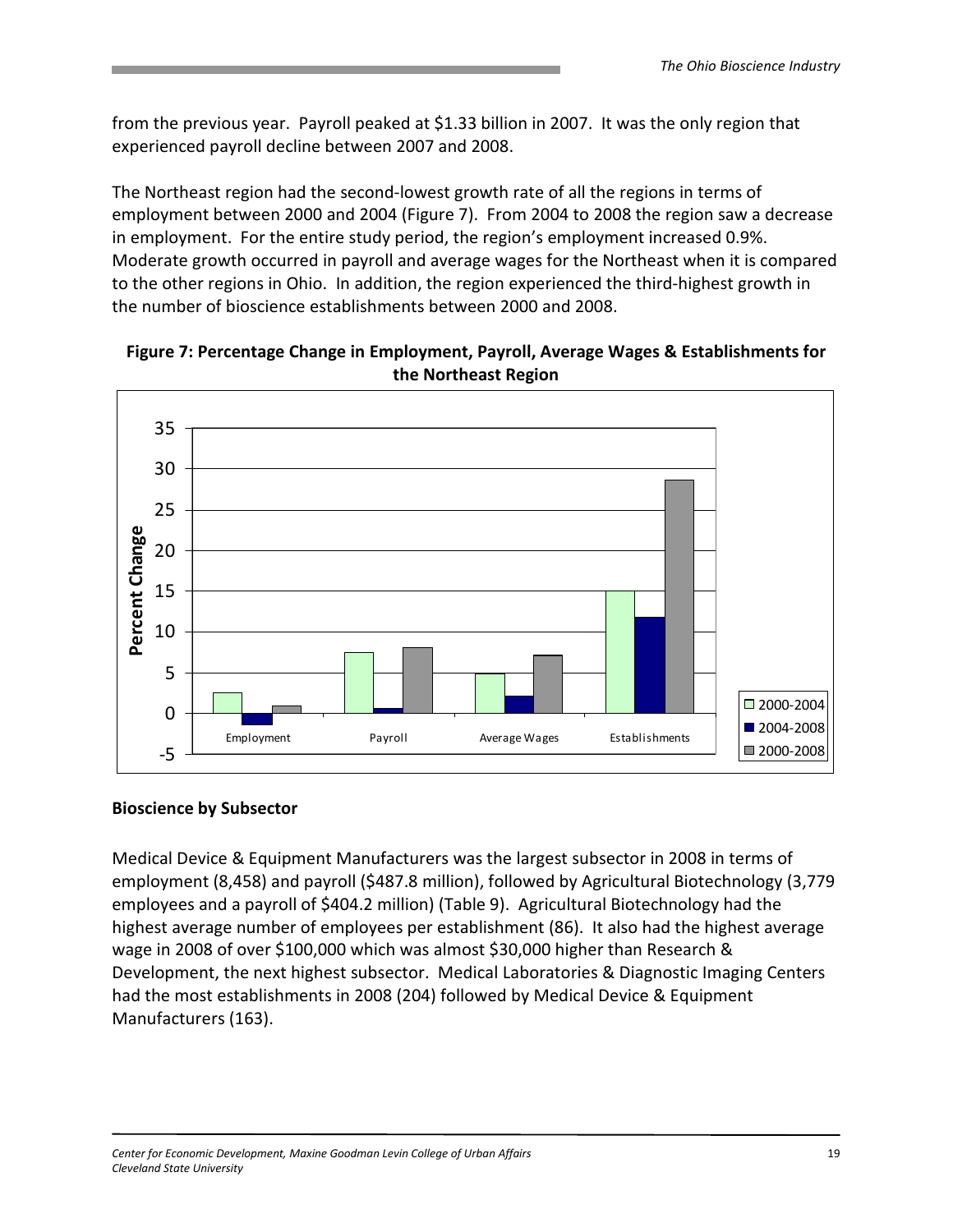from the previous year. Payroll peaked at $1.33 billion in 2007. It was the only region that experienced payroll decline between 2007 and 2008.

The Northeast region had the second-lowest growth rate of all the regions in terms of employment between 2000 and 2004 (Figure 7). From 2004 to 2008 the region saw a decrease in employment. For the entire study period, the region's employment increased 0.9%. Moderate growth occurred in payroll and average wages for the Northeast when it is compared to the other regions in Ohio. In addition, the region experienced the third-highest growth in the number of bioscience establishments between 2000 and 2008.

**Figure 7: Percentage Change in Employment, Payroll, Average Wages & Establishments for the Northeast Region**

### Bioscience by Subsector

Medical Device & Equipment Manufacturers was the largest subsector in 2008 in terms of employment (8,458) and payroll ($487.8 million), followed by Agricultural Biotechnology (3,779 employees and a payroll of $404.2 million) (Table 9). Agricultural Biotechnology had the highest average number of employees per establishment (86). It also had the highest average wage in 2008 of over $100,000 which was almost $30,000 higher than Research & Development, the next highest subsector. Medical Laboratories & Diagnostic Imaging Centers had the most establishments in 2008 (204) followed by Medical Device & Equipment Manufacturers (163).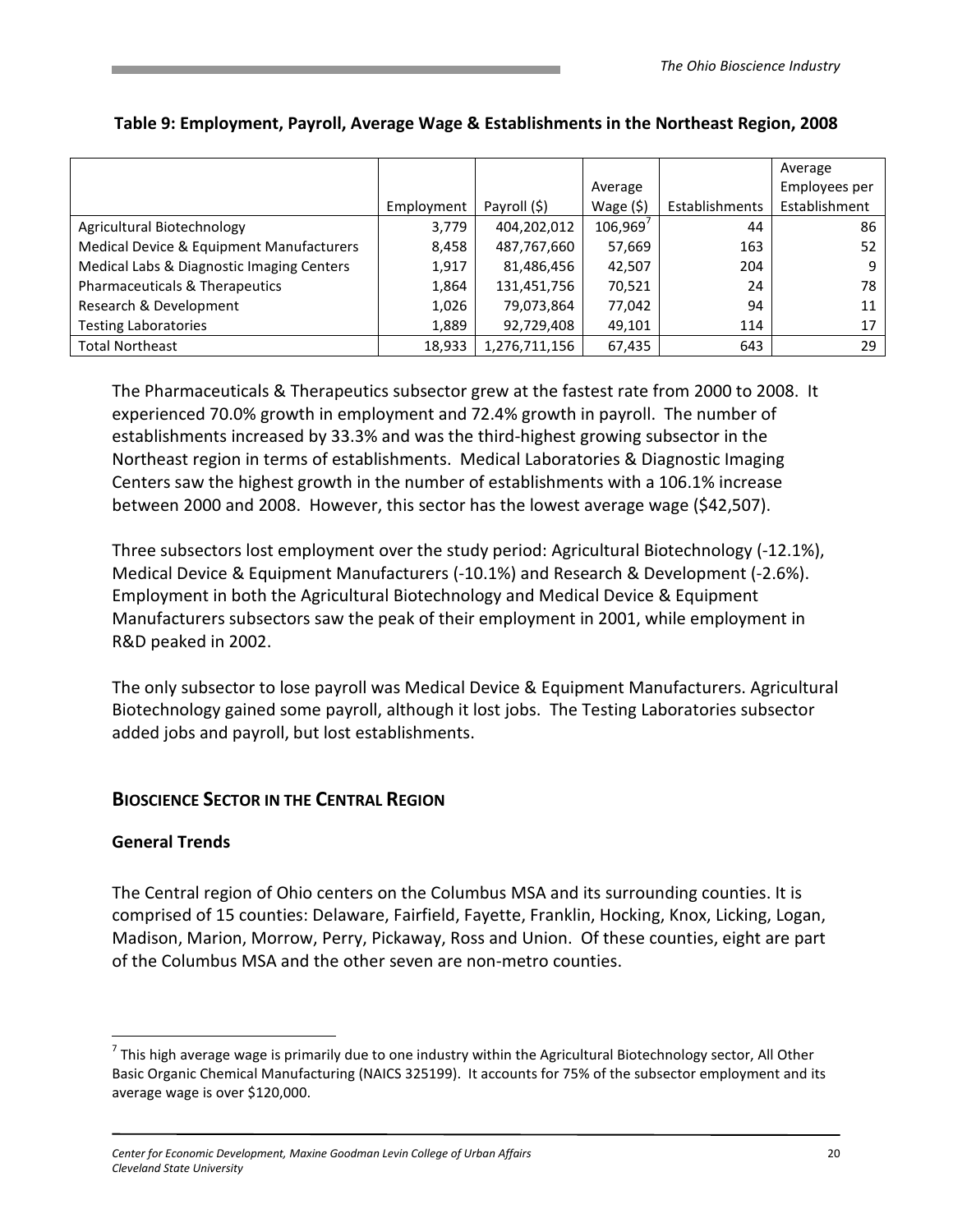**Table 9: Employment, Payroll, Average Wage & Establishments in the Northeast Region, 2008**

| | Employment | Payroll ($) | Average Wage ($) | Establishments | Average Employees per Establishment |
|---|---|---|---|---|---|
| Agricultural Biotechnology | 3,779 | 404,202,012 | 106,969[7] | 44 | 86 |
| Medical Device & Equipment Manufacturers | 8,458 | 487,767,660 | 57,669 | 163 | 52 |
| Medical Labs & Diagnostic Imaging Centers | 1,917 | 81,486,456 | 42,507 | 204 | 9 |
| Pharmaceuticals & Therapeutics | 1,864 | 131,451,756 | 70,521 | 24 | 78 |
| Research & Development | 1,026 | 79,073,864 | 77,042 | 94 | 11 |
| Testing Laboratories | 1,889 | 92,729,408 | 49,101 | 114 | 17 |
| Total Northeast | 18,933 | 1,276,711,156 | 67,435 | 643 | 29 |

The Pharmaceuticals & Therapeutics subsector grew at the fastest rate from 2000 to 2008. It experienced 70.0% growth in employment and 72.4% growth in payroll. The number of establishments increased by 33.3% and was the third-highest growing subsector in the Northeast region in terms of establishments. Medical Laboratories & Diagnostic Imaging Centers saw the highest growth in the number of establishments with a 106.1% increase between 2000 and 2008. However, this sector has the lowest average wage ($42,507).

Three subsectors lost employment over the study period: Agricultural Biotechnology (-12.1%), Medical Device & Equipment Manufacturers (-10.1%) and Research & Development (-2.6%). Employment in both the Agricultural Biotechnology and Medical Device & Equipment Manufacturers subsectors saw the peak of their employment in 2001, while employment in R&D peaked in 2002.

The only subsector to lose payroll was Medical Device & Equipment Manufacturers. Agricultural Biotechnology gained some payroll, although it lost jobs. The Testing Laboratories subsector added jobs and payroll, but lost establishments.

## Bioscience Sector in the Central Region

### General Trends

The Central region of Ohio centers on the Columbus MSA and its surrounding counties. It is comprised of 15 counties: Delaware, Fairfield, Fayette, Franklin, Hocking, Knox, Licking, Logan, Madison, Marion, Morrow, Perry, Pickaway, Ross and Union. Of these counties, eight are part of the Columbus MSA and the other seven are non-metro counties.

[7] This high average wage is primarily due to one industry within the Agricultural Biotechnology sector, All Other Basic Organic Chemical Manufacturing (NAICS 325199). It accounts for 75% of the subsector employment and its average wage is over $120,000.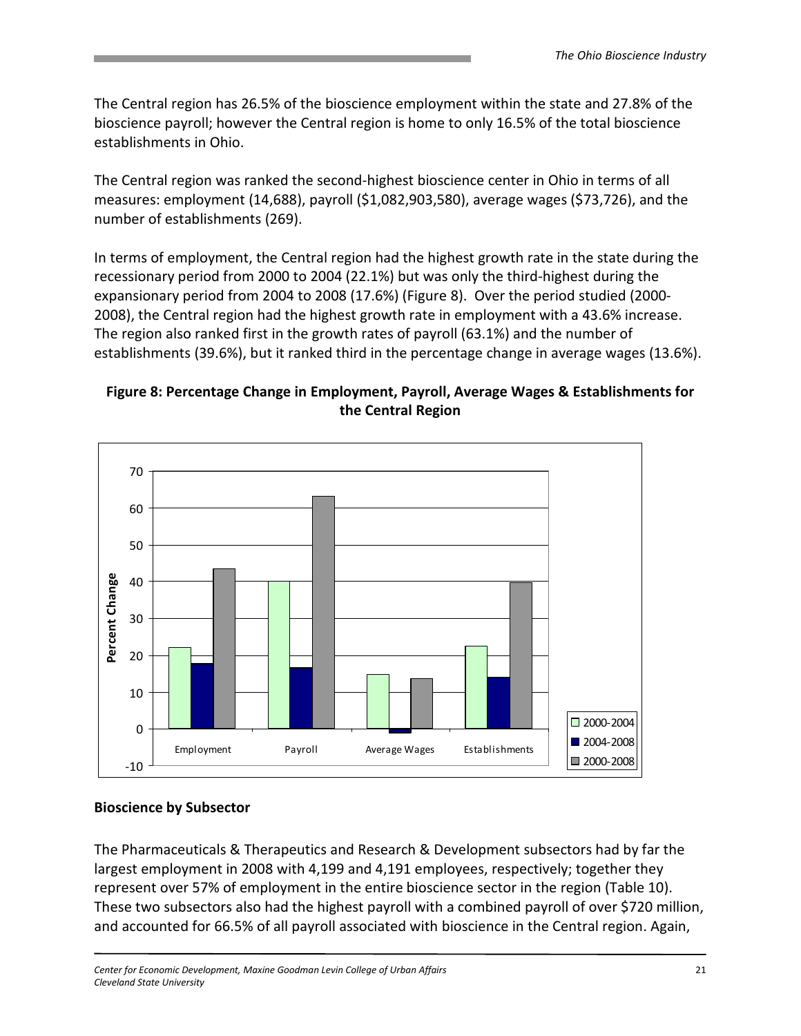The Central region has 26.5% of the bioscience employment within the state and 27.8% of the bioscience payroll; however the Central region is home to only 16.5% of the total bioscience establishments in Ohio.

The Central region was ranked the second-highest bioscience center in Ohio in terms of all measures: employment (14,688), payroll ($1,082,903,580), average wages ($73,726), and the number of establishments (269).

In terms of employment, the Central region had the highest growth rate in the state during the recessionary period from 2000 to 2004 (22.1%) but was only the third-highest during the expansionary period from 2004 to 2008 (17.6%) (Figure 8). Over the period studied (2000-2008), the Central region had the highest growth rate in employment with a 43.6% increase. The region also ranked first in the growth rates of payroll (63.1%) and the number of establishments (39.6%), but it ranked third in the percentage change in average wages (13.6%).

**Figure 8: Percentage Change in Employment, Payroll, Average Wages & Establishments for the Central Region**

### Bioscience by Subsector

The Pharmaceuticals & Therapeutics and Research & Development subsectors had by far the largest employment in 2008 with 4,199 and 4,191 employees, respectively; together they represent over 57% of employment in the entire bioscience sector in the region (Table 10). These two subsectors also had the highest payroll with a combined payroll of over $720 million, and accounted for 66.5% of all payroll associated with bioscience in the Central region. Again,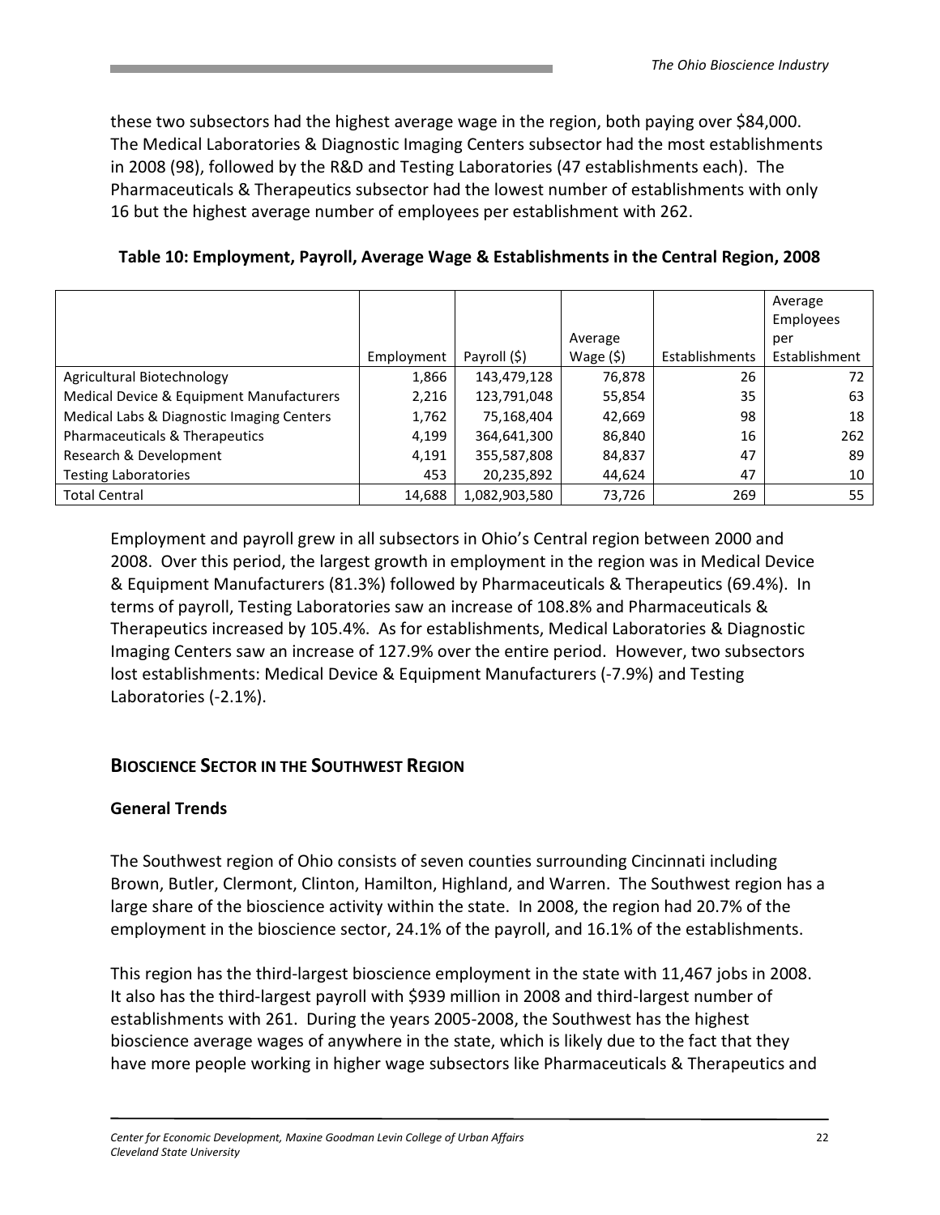these two subsectors had the highest average wage in the region, both paying over $84,000. The Medical Laboratories & Diagnostic Imaging Centers subsector had the most establishments in 2008 (98), followed by the R&D and Testing Laboratories (47 establishments each). The Pharmaceuticals & Therapeutics subsector had the lowest number of establishments with only 16 but the highest average number of employees per establishment with 262.

**Table 10: Employment, Payroll, Average Wage & Establishments in the Central Region, 2008**

| | Employment | Payroll ($) | Average Wage ($) | Establishments | Average Employees per Establishment |
|---|---|---|---|---|---|
| Agricultural Biotechnology | 1,866 | 143,479,128 | 76,878 | 26 | 72 |
| Medical Device & Equipment Manufacturers | 2,216 | 123,791,048 | 55,854 | 35 | 63 |
| Medical Labs & Diagnostic Imaging Centers | 1,762 | 75,168,404 | 42,669 | 98 | 18 |
| Pharmaceuticals & Therapeutics | 4,199 | 364,641,300 | 86,840 | 16 | 262 |
| Research & Development | 4,191 | 355,587,808 | 84,837 | 47 | 89 |
| Testing Laboratories | 453 | 20,235,892 | 44,624 | 47 | 10 |
| Total Central | 14,688 | 1,082,903,580 | 73,726 | 269 | 55 |

Employment and payroll grew in all subsectors in Ohio's Central region between 2000 and 2008. Over this period, the largest growth in employment in the region was in Medical Device & Equipment Manufacturers (81.3%) followed by Pharmaceuticals & Therapeutics (69.4%). In terms of payroll, Testing Laboratories saw an increase of 108.8% and Pharmaceuticals & Therapeutics increased by 105.4%. As for establishments, Medical Laboratories & Diagnostic Imaging Centers saw an increase of 127.9% over the entire period. However, two subsectors lost establishments: Medical Device & Equipment Manufacturers (-7.9%) and Testing Laboratories (-2.1%).

## BIOSCIENCE SECTOR IN THE SOUTHWEST REGION

### General Trends

The Southwest region of Ohio consists of seven counties surrounding Cincinnati including Brown, Butler, Clermont, Clinton, Hamilton, Highland, and Warren. The Southwest region has a large share of the bioscience activity within the state. In 2008, the region had 20.7% of the employment in the bioscience sector, 24.1% of the payroll, and 16.1% of the establishments.

This region has the third-largest bioscience employment in the state with 11,467 jobs in 2008. It also has the third-largest payroll with $939 million in 2008 and third-largest number of establishments with 261. During the years 2005-2008, the Southwest has the highest bioscience average wages of anywhere in the state, which is likely due to the fact that they have more people working in higher wage subsectors like Pharmaceuticals & Therapeutics and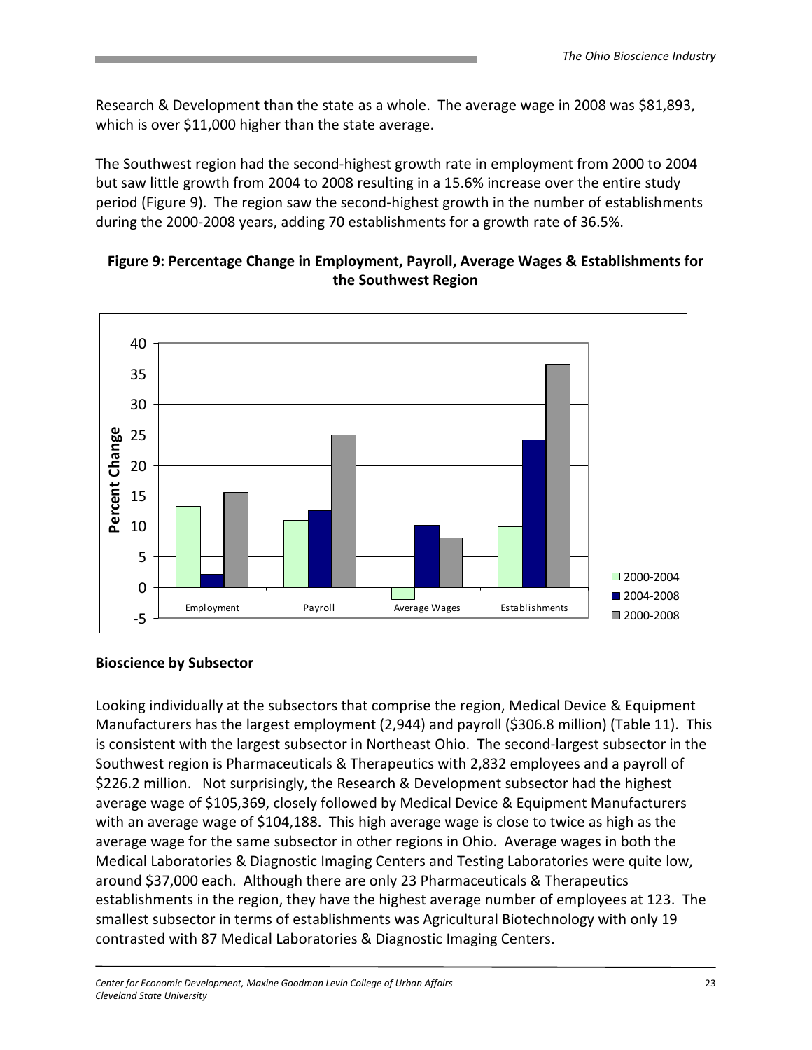Research & Development than the state as a whole. The average wage in 2008 was $81,893, which is over $11,000 higher than the state average.

The Southwest region had the second-highest growth rate in employment from 2000 to 2004 but saw little growth from 2004 to 2008 resulting in a 15.6% increase over the entire study period (Figure 9). The region saw the second-highest growth in the number of establishments during the 2000-2008 years, adding 70 establishments for a growth rate of 36.5%.

**Figure 9: Percentage Change in Employment, Payroll, Average Wages & Establishments for the Southwest Region**

## Bioscience by Subsector

Looking individually at the subsectors that comprise the region, Medical Device & Equipment Manufacturers has the largest employment (2,944) and payroll ($306.8 million) (Table 11). This is consistent with the largest subsector in Northeast Ohio. The second-largest subsector in the Southwest region is Pharmaceuticals & Therapeutics with 2,832 employees and a payroll of $226.2 million. Not surprisingly, the Research & Development subsector had the highest average wage of $105,369, closely followed by Medical Device & Equipment Manufacturers with an average wage of $104,188. This high average wage is close to twice as high as the average wage for the same subsector in other regions in Ohio. Average wages in both the Medical Laboratories & Diagnostic Imaging Centers and Testing Laboratories were quite low, around $37,000 each. Although there are only 23 Pharmaceuticals & Therapeutics establishments in the region, they have the highest average number of employees at 123. The smallest subsector in terms of establishments was Agricultural Biotechnology with only 19 contrasted with 87 Medical Laboratories & Diagnostic Imaging Centers.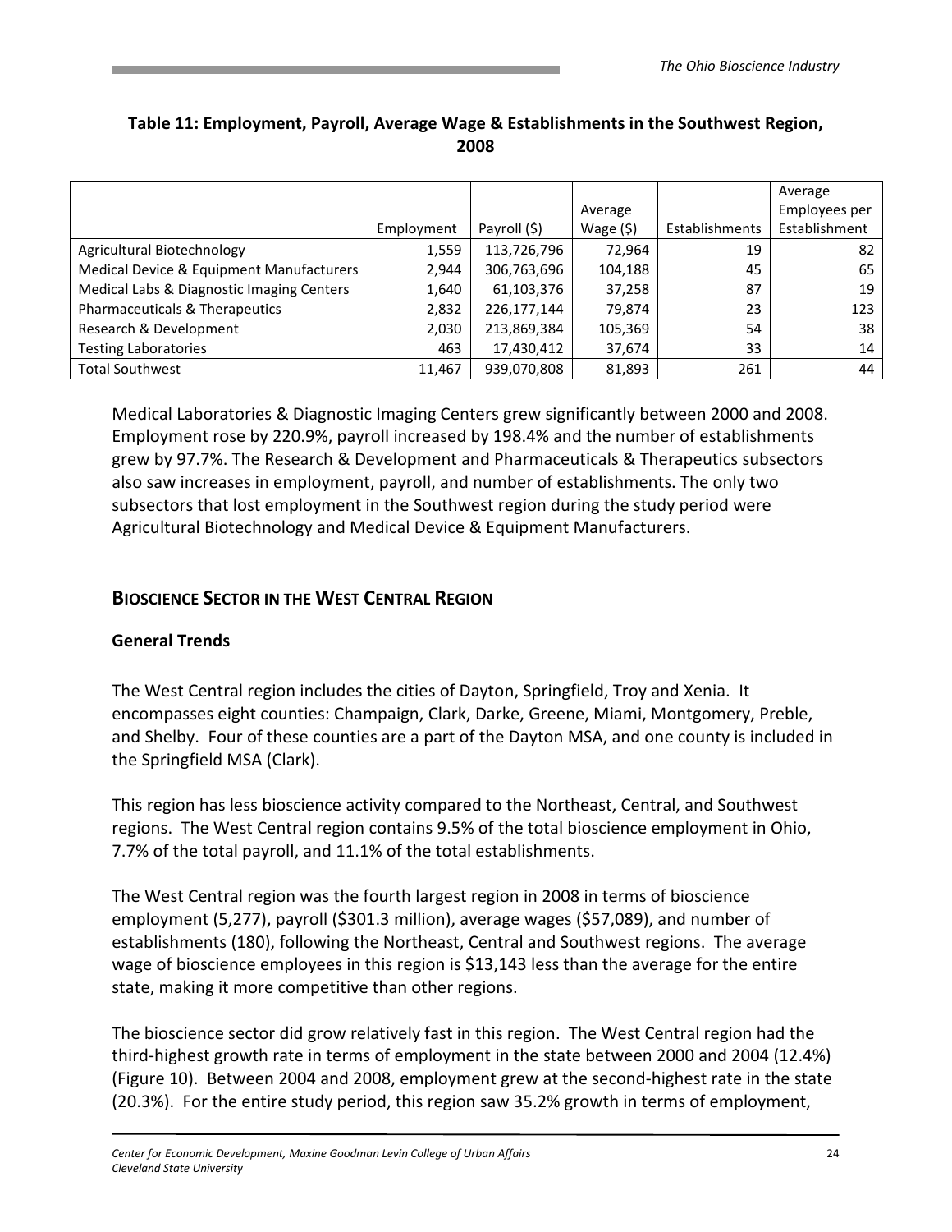**Table 11: Employment, Payroll, Average Wage & Establishments in the Southwest Region, 2008**

| | Employment | Payroll ($) | Average Wage ($) | Establishments | Average Employees per Establishment |
|---|---|---|---|---|---|
| Agricultural Biotechnology | 1,559 | 113,726,796 | 72,964 | 19 | 82 |
| Medical Device & Equipment Manufacturers | 2,944 | 306,763,696 | 104,188 | 45 | 65 |
| Medical Labs & Diagnostic Imaging Centers | 1,640 | 61,103,376 | 37,258 | 87 | 19 |
| Pharmaceuticals & Therapeutics | 2,832 | 226,177,144 | 79,874 | 23 | 123 |
| Research & Development | 2,030 | 213,869,384 | 105,369 | 54 | 38 |
| Testing Laboratories | 463 | 17,430,412 | 37,674 | 33 | 14 |
| Total Southwest | 11,467 | 939,070,808 | 81,893 | 261 | 44 |

Medical Laboratories & Diagnostic Imaging Centers grew significantly between 2000 and 2008. Employment rose by 220.9%, payroll increased by 198.4% and the number of establishments grew by 97.7%. The Research & Development and Pharmaceuticals & Therapeutics subsectors also saw increases in employment, payroll, and number of establishments. The only two subsectors that lost employment in the Southwest region during the study period were Agricultural Biotechnology and Medical Device & Equipment Manufacturers.

## Bioscience Sector in the West Central Region

### General Trends

The West Central region includes the cities of Dayton, Springfield, Troy and Xenia. It encompasses eight counties: Champaign, Clark, Darke, Greene, Miami, Montgomery, Preble, and Shelby. Four of these counties are a part of the Dayton MSA, and one county is included in the Springfield MSA (Clark).

This region has less bioscience activity compared to the Northeast, Central, and Southwest regions. The West Central region contains 9.5% of the total bioscience employment in Ohio, 7.7% of the total payroll, and 11.1% of the total establishments.

The West Central region was the fourth largest region in 2008 in terms of bioscience employment (5,277), payroll ($301.3 million), average wages ($57,089), and number of establishments (180), following the Northeast, Central and Southwest regions. The average wage of bioscience employees in this region is $13,143 less than the average for the entire state, making it more competitive than other regions.

The bioscience sector did grow relatively fast in this region. The West Central region had the third-highest growth rate in terms of employment in the state between 2000 and 2004 (12.4%) (Figure 10). Between 2004 and 2008, employment grew at the second-highest rate in the state (20.3%). For the entire study period, this region saw 35.2% growth in terms of employment,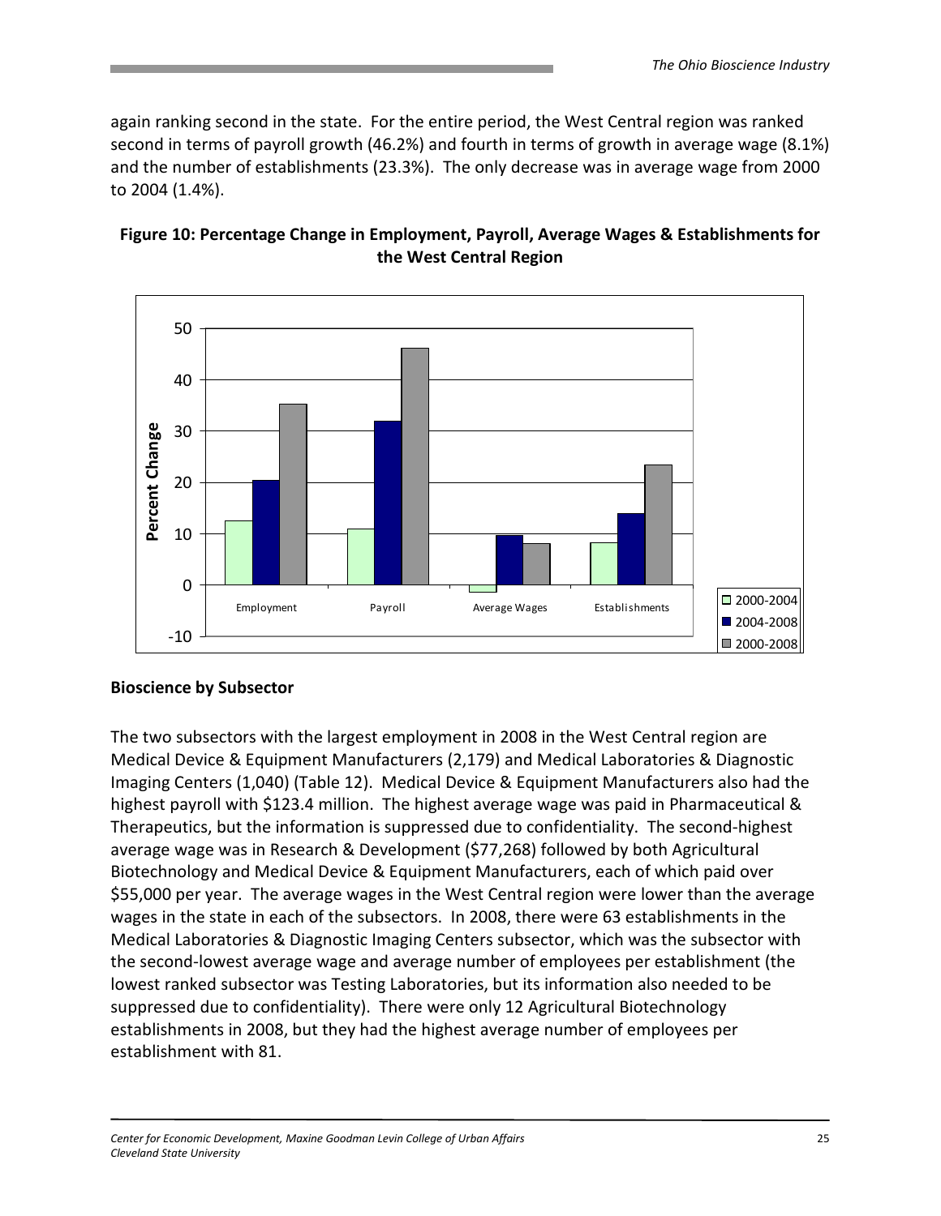again ranking second in the state. For the entire period, the West Central region was ranked second in terms of payroll growth (46.2%) and fourth in terms of growth in average wage (8.1%) and the number of establishments (23.3%). The only decrease was in average wage from 2000 to 2004 (1.4%).

**Figure 10: Percentage Change in Employment, Payroll, Average Wages & Establishments for the West Central Region**

## Bioscience by Subsector

The two subsectors with the largest employment in 2008 in the West Central region are Medical Device & Equipment Manufacturers (2,179) and Medical Laboratories & Diagnostic Imaging Centers (1,040) (Table 12). Medical Device & Equipment Manufacturers also had the highest payroll with $123.4 million. The highest average wage was paid in Pharmaceutical & Therapeutics, but the information is suppressed due to confidentiality. The second-highest average wage was in Research & Development ($77,268) followed by both Agricultural Biotechnology and Medical Device & Equipment Manufacturers, each of which paid over $55,000 per year. The average wages in the West Central region were lower than the average wages in the state in each of the subsectors. In 2008, there were 63 establishments in the Medical Laboratories & Diagnostic Imaging Centers subsector, which was the subsector with the second-lowest average wage and average number of employees per establishment (the lowest ranked subsector was Testing Laboratories, but its information also needed to be suppressed due to confidentiality). There were only 12 Agricultural Biotechnology establishments in 2008, but they had the highest average number of employees per establishment with 81.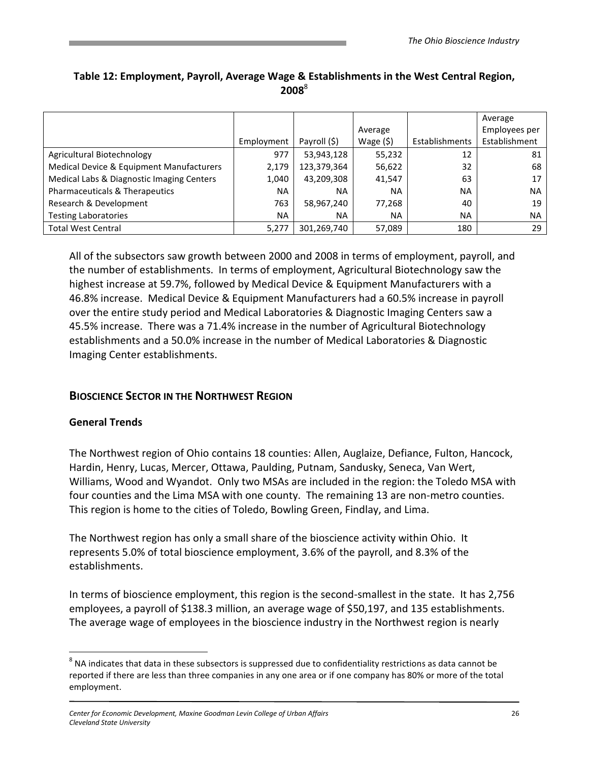**Table 12: Employment, Payroll, Average Wage & Establishments in the West Central Region, 2008**[8]

| | Employment | Payroll ($) | Average Wage ($) | Establishments | Average Employees per Establishment |
|---|---|---|---|---|---|
| Agricultural Biotechnology | 977 | 53,943,128 | 55,232 | 12 | 81 |
| Medical Device & Equipment Manufacturers | 2,179 | 123,379,364 | 56,622 | 32 | 68 |
| Medical Labs & Diagnostic Imaging Centers | 1,040 | 43,209,308 | 41,547 | 63 | 17 |
| Pharmaceuticals & Therapeutics | NA | NA | NA | NA | NA |
| Research & Development | 763 | 58,967,240 | 77,268 | 40 | 19 |
| Testing Laboratories | NA | NA | NA | NA | NA |
| Total West Central | 5,277 | 301,269,740 | 57,089 | 180 | 29 |

All of the subsectors saw growth between 2000 and 2008 in terms of employment, payroll, and the number of establishments. In terms of employment, Agricultural Biotechnology saw the highest increase at 59.7%, followed by Medical Device & Equipment Manufacturers with a 46.8% increase. Medical Device & Equipment Manufacturers had a 60.5% increase in payroll over the entire study period and Medical Laboratories & Diagnostic Imaging Centers saw a 45.5% increase. There was a 71.4% increase in the number of Agricultural Biotechnology establishments and a 50.0% increase in the number of Medical Laboratories & Diagnostic Imaging Center establishments.

## Bioscience Sector in the Northwest Region

### General Trends

The Northwest region of Ohio contains 18 counties: Allen, Auglaize, Defiance, Fulton, Hancock, Hardin, Henry, Lucas, Mercer, Ottawa, Paulding, Putnam, Sandusky, Seneca, Van Wert, Williams, Wood and Wyandot. Only two MSAs are included in the region: the Toledo MSA with four counties and the Lima MSA with one county. The remaining 13 are non-metro counties. This region is home to the cities of Toledo, Bowling Green, Findlay, and Lima.

The Northwest region has only a small share of the bioscience activity within Ohio. It represents 5.0% of total bioscience employment, 3.6% of the payroll, and 8.3% of the establishments.

In terms of bioscience employment, this region is the second-smallest in the state. It has 2,756 employees, a payroll of $138.3 million, an average wage of $50,197, and 135 establishments. The average wage of employees in the bioscience industry in the Northwest region is nearly

[8] NA indicates that data in these subsectors is suppressed due to confidentiality restrictions as data cannot be reported if there are less than three companies in any one area or if one company has 80% or more of the total employment.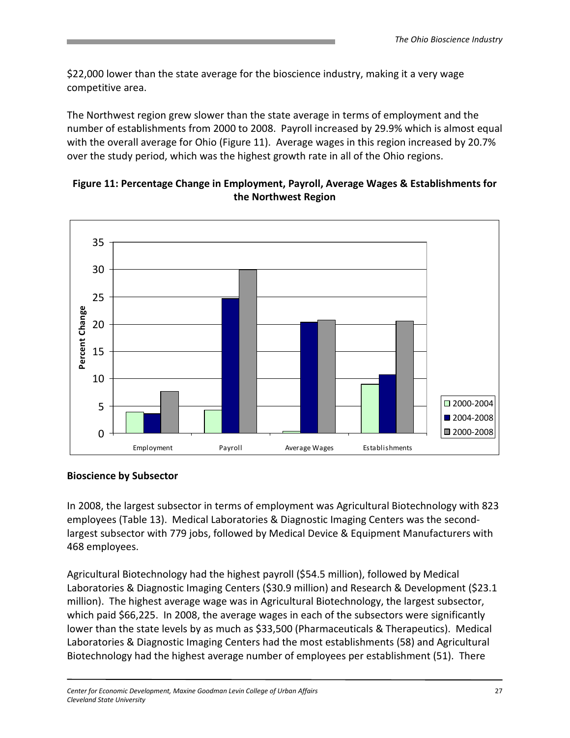$22,000 lower than the state average for the bioscience industry, making it a very wage competitive area.

The Northwest region grew slower than the state average in terms of employment and the number of establishments from 2000 to 2008. Payroll increased by 29.9% which is almost equal with the overall average for Ohio (Figure 11). Average wages in this region increased by 20.7% over the study period, which was the highest growth rate in all of the Ohio regions.

**Figure 11: Percentage Change in Employment, Payroll, Average Wages & Establishments for the Northwest Region**

### Bioscience by Subsector

In 2008, the largest subsector in terms of employment was Agricultural Biotechnology with 823 employees (Table 13). Medical Laboratories & Diagnostic Imaging Centers was the second-largest subsector with 779 jobs, followed by Medical Device & Equipment Manufacturers with 468 employees.

Agricultural Biotechnology had the highest payroll ($54.5 million), followed by Medical Laboratories & Diagnostic Imaging Centers ($30.9 million) and Research & Development ($23.1 million). The highest average wage was in Agricultural Biotechnology, the largest subsector, which paid $66,225. In 2008, the average wages in each of the subsectors were significantly lower than the state levels by as much as $33,500 (Pharmaceuticals & Therapeutics). Medical Laboratories & Diagnostic Imaging Centers had the most establishments (58) and Agricultural Biotechnology had the highest average number of employees per establishment (51). There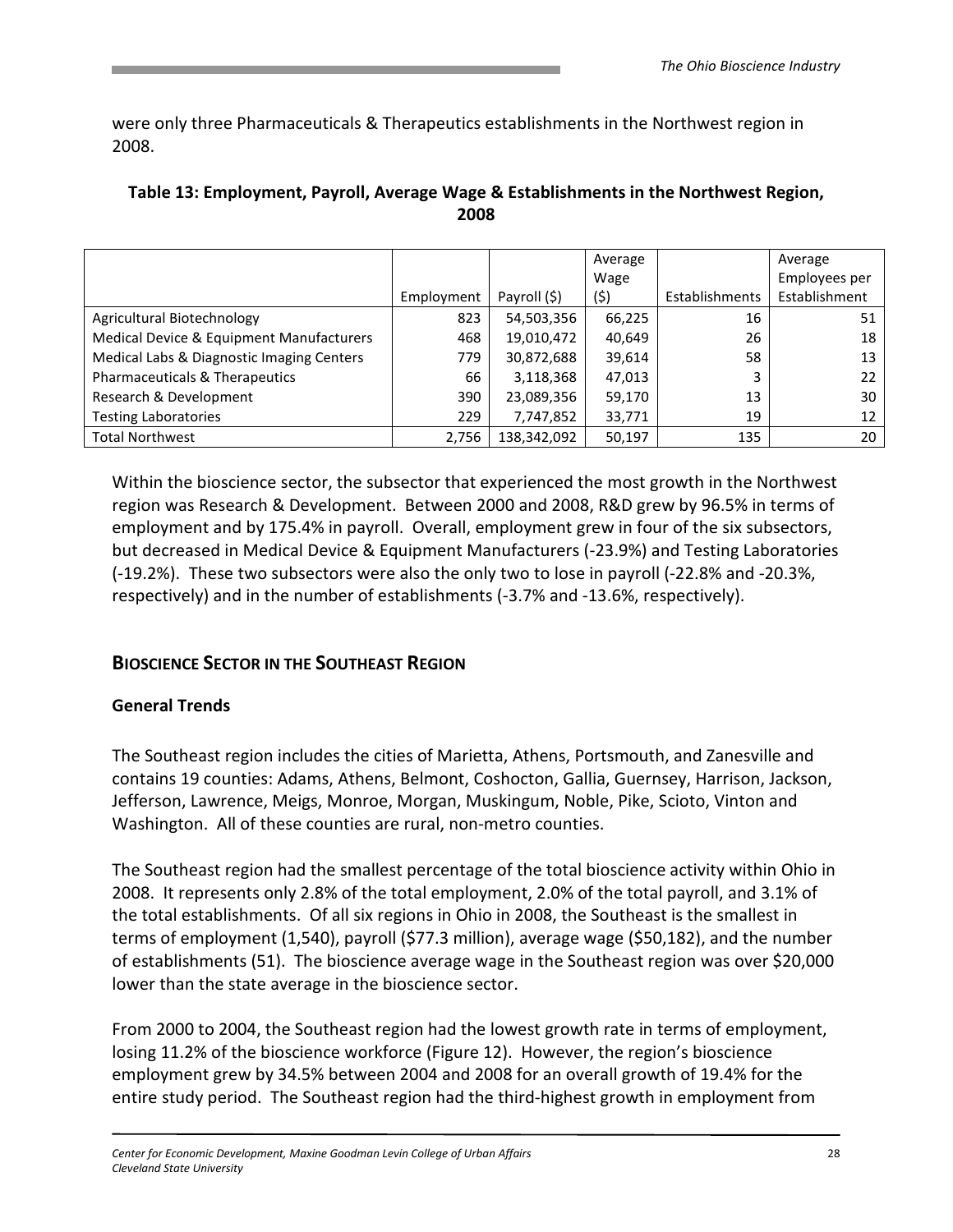were only three Pharmaceuticals & Therapeutics establishments in the Northwest region in 2008.

**Table 13: Employment, Payroll, Average Wage & Establishments in the Northwest Region, 2008**

| | Employment | Payroll ($) | Average Wage ($) | Establishments | Average Employees per Establishment |
|---|---|---|---|---|---|
| Agricultural Biotechnology | 823 | 54,503,356 | 66,225 | 16 | 51 |
| Medical Device & Equipment Manufacturers | 468 | 19,010,472 | 40,649 | 26 | 18 |
| Medical Labs & Diagnostic Imaging Centers | 779 | 30,872,688 | 39,614 | 58 | 13 |
| Pharmaceuticals & Therapeutics | 66 | 3,118,368 | 47,013 | 3 | 22 |
| Research & Development | 390 | 23,089,356 | 59,170 | 13 | 30 |
| Testing Laboratories | 229 | 7,747,852 | 33,771 | 19 | 12 |
| Total Northwest | 2,756 | 138,342,092 | 50,197 | 135 | 20 |

Within the bioscience sector, the subsector that experienced the most growth in the Northwest region was Research & Development. Between 2000 and 2008, R&D grew by 96.5% in terms of employment and by 175.4% in payroll. Overall, employment grew in four of the six subsectors, but decreased in Medical Device & Equipment Manufacturers (-23.9%) and Testing Laboratories (-19.2%). These two subsectors were also the only two to lose in payroll (-22.8% and -20.3%, respectively) and in the number of establishments (-3.7% and -13.6%, respectively).

## BIOSCIENCE SECTOR IN THE SOUTHEAST REGION

### General Trends

The Southeast region includes the cities of Marietta, Athens, Portsmouth, and Zanesville and contains 19 counties: Adams, Athens, Belmont, Coshocton, Gallia, Guernsey, Harrison, Jackson, Jefferson, Lawrence, Meigs, Monroe, Morgan, Muskingum, Noble, Pike, Scioto, Vinton and Washington. All of these counties are rural, non-metro counties.

The Southeast region had the smallest percentage of the total bioscience activity within Ohio in 2008. It represents only 2.8% of the total employment, 2.0% of the total payroll, and 3.1% of the total establishments. Of all six regions in Ohio in 2008, the Southeast is the smallest in terms of employment (1,540), payroll ($77.3 million), average wage ($50,182), and the number of establishments (51). The bioscience average wage in the Southeast region was over $20,000 lower than the state average in the bioscience sector.

From 2000 to 2004, the Southeast region had the lowest growth rate in terms of employment, losing 11.2% of the bioscience workforce (Figure 12). However, the region's bioscience employment grew by 34.5% between 2004 and 2008 for an overall growth of 19.4% for the entire study period. The Southeast region had the third-highest growth in employment from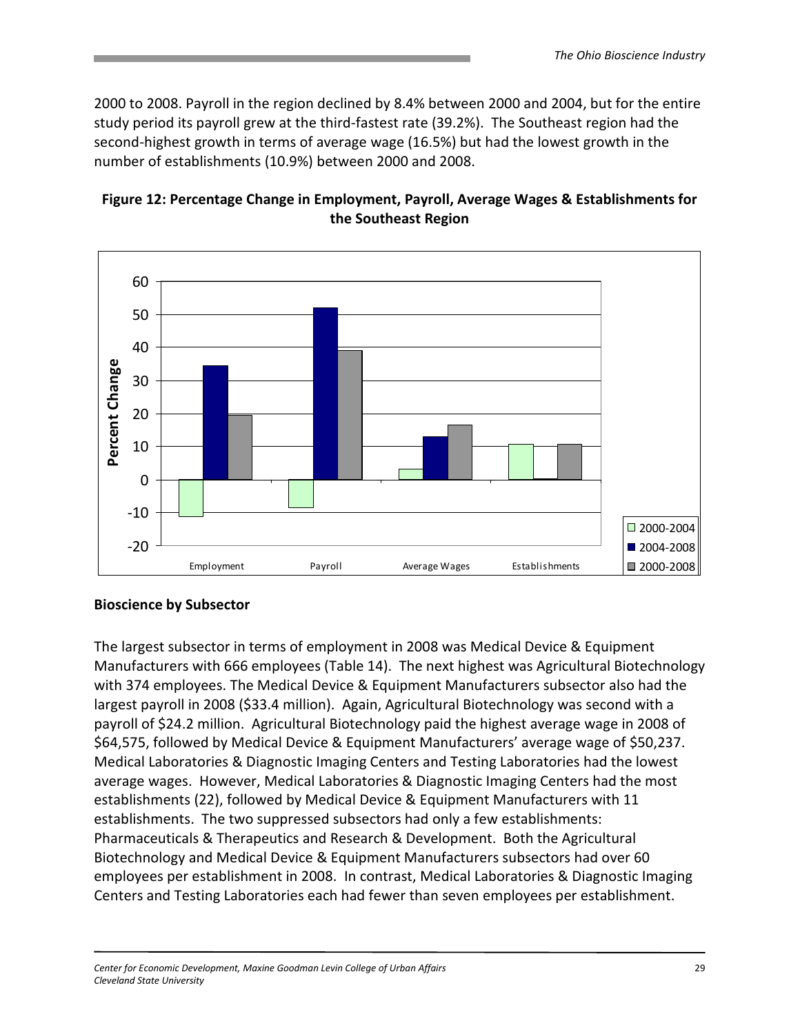2000 to 2008. Payroll in the region declined by 8.4% between 2000 and 2004, but for the entire study period its payroll grew at the third-fastest rate (39.2%). The Southeast region had the second-highest growth in terms of average wage (16.5%) but had the lowest growth in the number of establishments (10.9%) between 2000 and 2008.

**Figure 12: Percentage Change in Employment, Payroll, Average Wages & Establishments for the Southeast Region**

### Bioscience by Subsector

The largest subsector in terms of employment in 2008 was Medical Device & Equipment Manufacturers with 666 employees (Table 14). The next highest was Agricultural Biotechnology with 374 employees. The Medical Device & Equipment Manufacturers subsector also had the largest payroll in 2008 ($33.4 million). Again, Agricultural Biotechnology was second with a payroll of $24.2 million. Agricultural Biotechnology paid the highest average wage in 2008 of $64,575, followed by Medical Device & Equipment Manufacturers' average wage of $50,237. Medical Laboratories & Diagnostic Imaging Centers and Testing Laboratories had the lowest average wages. However, Medical Laboratories & Diagnostic Imaging Centers had the most establishments (22), followed by Medical Device & Equipment Manufacturers with 11 establishments. The two suppressed subsectors had only a few establishments: Pharmaceuticals & Therapeutics and Research & Development. Both the Agricultural Biotechnology and Medical Device & Equipment Manufacturers subsectors had over 60 employees per establishment in 2008. In contrast, Medical Laboratories & Diagnostic Imaging Centers and Testing Laboratories each had fewer than seven employees per establishment.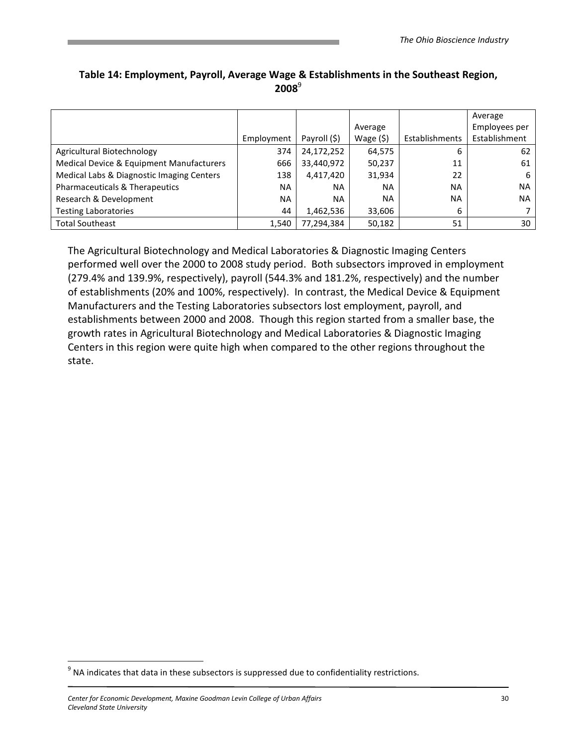**Table 14: Employment, Payroll, Average Wage & Establishments in the Southeast Region, 2008**[9]

| | Employment | Payroll ($) | Average Wage ($) | Establishments | Average Employees per Establishment |
|---|---|---|---|---|---|
| Agricultural Biotechnology | 374 | 24,172,252 | 64,575 | 6 | 62 |
| Medical Device & Equipment Manufacturers | 666 | 33,440,972 | 50,237 | 11 | 61 |
| Medical Labs & Diagnostic Imaging Centers | 138 | 4,417,420 | 31,934 | 22 | 6 |
| Pharmaceuticals & Therapeutics | NA | NA | NA | NA | NA |
| Research & Development | NA | NA | NA | NA | NA |
| Testing Laboratories | 44 | 1,462,536 | 33,606 | 6 | 7 |
| Total Southeast | 1,540 | 77,294,384 | 50,182 | 51 | 30 |

The Agricultural Biotechnology and Medical Laboratories & Diagnostic Imaging Centers performed well over the 2000 to 2008 study period. Both subsectors improved in employment (279.4% and 139.9%, respectively), payroll (544.3% and 181.2%, respectively) and the number of establishments (20% and 100%, respectively). In contrast, the Medical Device & Equipment Manufacturers and the Testing Laboratories subsectors lost employment, payroll, and establishments between 2000 and 2008. Though this region started from a smaller base, the growth rates in Agricultural Biotechnology and Medical Laboratories & Diagnostic Imaging Centers in this region were quite high when compared to the other regions throughout the state.

[9] NA indicates that data in these subsectors is suppressed due to confidentiality restrictions.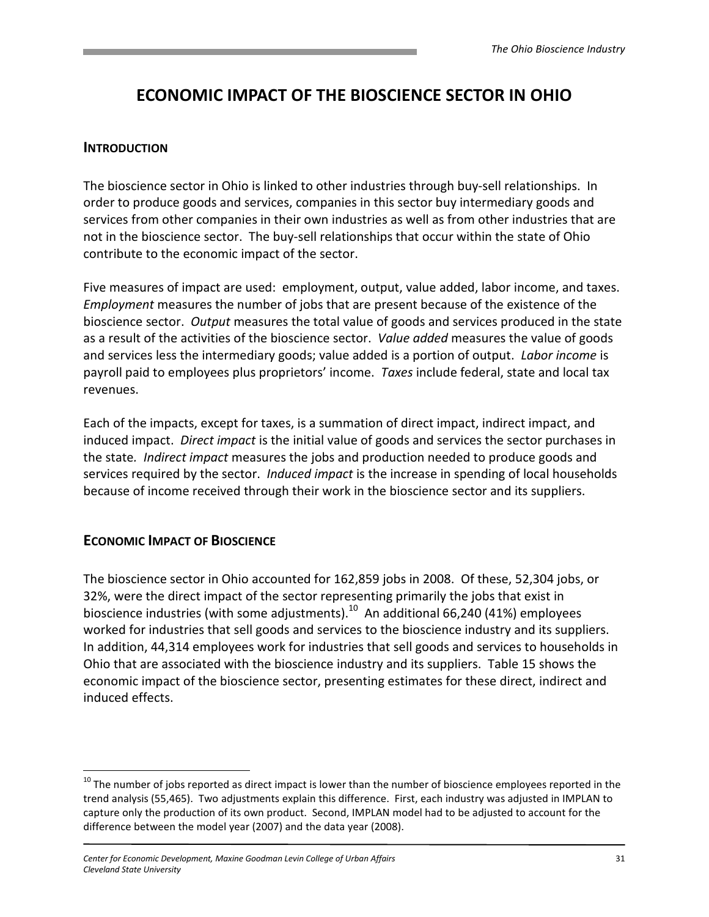# ECONOMIC IMPACT OF THE BIOSCIENCE SECTOR IN OHIO

## INTRODUCTION

The bioscience sector in Ohio is linked to other industries through buy-sell relationships. In order to produce goods and services, companies in this sector buy intermediary goods and services from other companies in their own industries as well as from other industries that are not in the bioscience sector. The buy-sell relationships that occur within the state of Ohio contribute to the economic impact of the sector.

Five measures of impact are used: employment, output, value added, labor income, and taxes. *Employment* measures the number of jobs that are present because of the existence of the bioscience sector. *Output* measures the total value of goods and services produced in the state as a result of the activities of the bioscience sector. *Value added* measures the value of goods and services less the intermediary goods; value added is a portion of output. *Labor income* is payroll paid to employees plus proprietors' income. *Taxes* include federal, state and local tax revenues.

Each of the impacts, except for taxes, is a summation of direct impact, indirect impact, and induced impact. *Direct impact* is the initial value of goods and services the sector purchases in the state. *Indirect impact* measures the jobs and production needed to produce goods and services required by the sector. *Induced impact* is the increase in spending of local households because of income received through their work in the bioscience sector and its suppliers.

## ECONOMIC IMPACT OF BIOSCIENCE

The bioscience sector in Ohio accounted for 162,859 jobs in 2008. Of these, 52,304 jobs, or 32%, were the direct impact of the sector representing primarily the jobs that exist in bioscience industries (with some adjustments).[10] An additional 66,240 (41%) employees worked for industries that sell goods and services to the bioscience industry and its suppliers. In addition, 44,314 employees work for industries that sell goods and services to households in Ohio that are associated with the bioscience industry and its suppliers. Table 15 shows the economic impact of the bioscience sector, presenting estimates for these direct, indirect and induced effects.

---

[10] The number of jobs reported as direct impact is lower than the number of bioscience employees reported in the trend analysis (55,465). Two adjustments explain this difference. First, each industry was adjusted in IMPLAN to capture only the production of its own product. Second, IMPLAN model had to be adjusted to account for the difference between the model year (2007) and the data year (2008).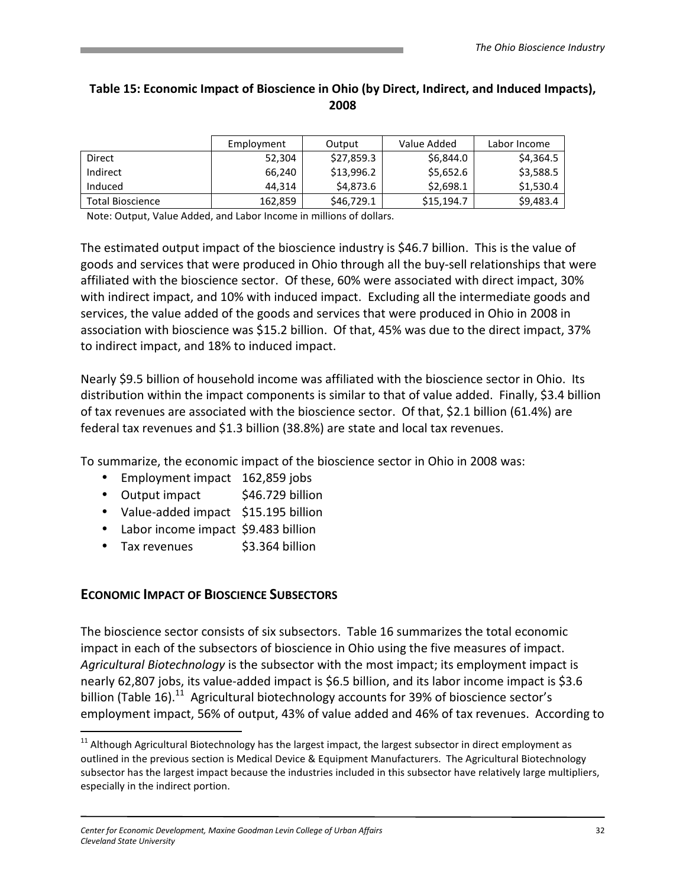**Table 15: Economic Impact of Bioscience in Ohio (by Direct, Indirect, and Induced Impacts), 2008**

| | Employment | Output | Value Added | Labor Income |
|---|---|---|---|---|
| Direct | 52,304 | $27,859.3 | $6,844.0 | $4,364.5 |
| Indirect | 66,240 | $13,996.2 | $5,652.6 | $3,588.5 |
| Induced | 44,314 | $4,873.6 | $2,698.1 | $1,530.4 |
| Total Bioscience | 162,859 | $46,729.1 | $15,194.7 | $9,483.4 |

Note: Output, Value Added, and Labor Income in millions of dollars.

The estimated output impact of the bioscience industry is $46.7 billion. This is the value of goods and services that were produced in Ohio through all the buy-sell relationships that were affiliated with the bioscience sector. Of these, 60% were associated with direct impact, 30% with indirect impact, and 10% with induced impact. Excluding all the intermediate goods and services, the value added of the goods and services that were produced in Ohio in 2008 in association with bioscience was $15.2 billion. Of that, 45% was due to the direct impact, 37% to indirect impact, and 18% to induced impact.

Nearly $9.5 billion of household income was affiliated with the bioscience sector in Ohio. Its distribution within the impact components is similar to that of value added. Finally, $3.4 billion of tax revenues are associated with the bioscience sector. Of that, $2.1 billion (61.4%) are federal tax revenues and $1.3 billion (38.8%) are state and local tax revenues.

To summarize, the economic impact of the bioscience sector in Ohio in 2008 was:

- Employment impact 162,859 jobs
- Output impact $46.729 billion
- Value-added impact $15.195 billion
- Labor income impact $9.483 billion
- Tax revenues $3.364 billion

## Economic Impact of Bioscience Subsectors

The bioscience sector consists of six subsectors. Table 16 summarizes the total economic impact in each of the subsectors of bioscience in Ohio using the five measures of impact. *Agricultural Biotechnology* is the subsector with the most impact; its employment impact is nearly 62,807 jobs, its value-added impact is $6.5 billion, and its labor income impact is $3.6 billion (Table 16).[11] Agricultural biotechnology accounts for 39% of bioscience sector's employment impact, 56% of output, 43% of value added and 46% of tax revenues. According to

[11] Although Agricultural Biotechnology has the largest impact, the largest subsector in direct employment as outlined in the previous section is Medical Device & Equipment Manufacturers. The Agricultural Biotechnology subsector has the largest impact because the industries included in this subsector have relatively large multipliers, especially in the indirect portion.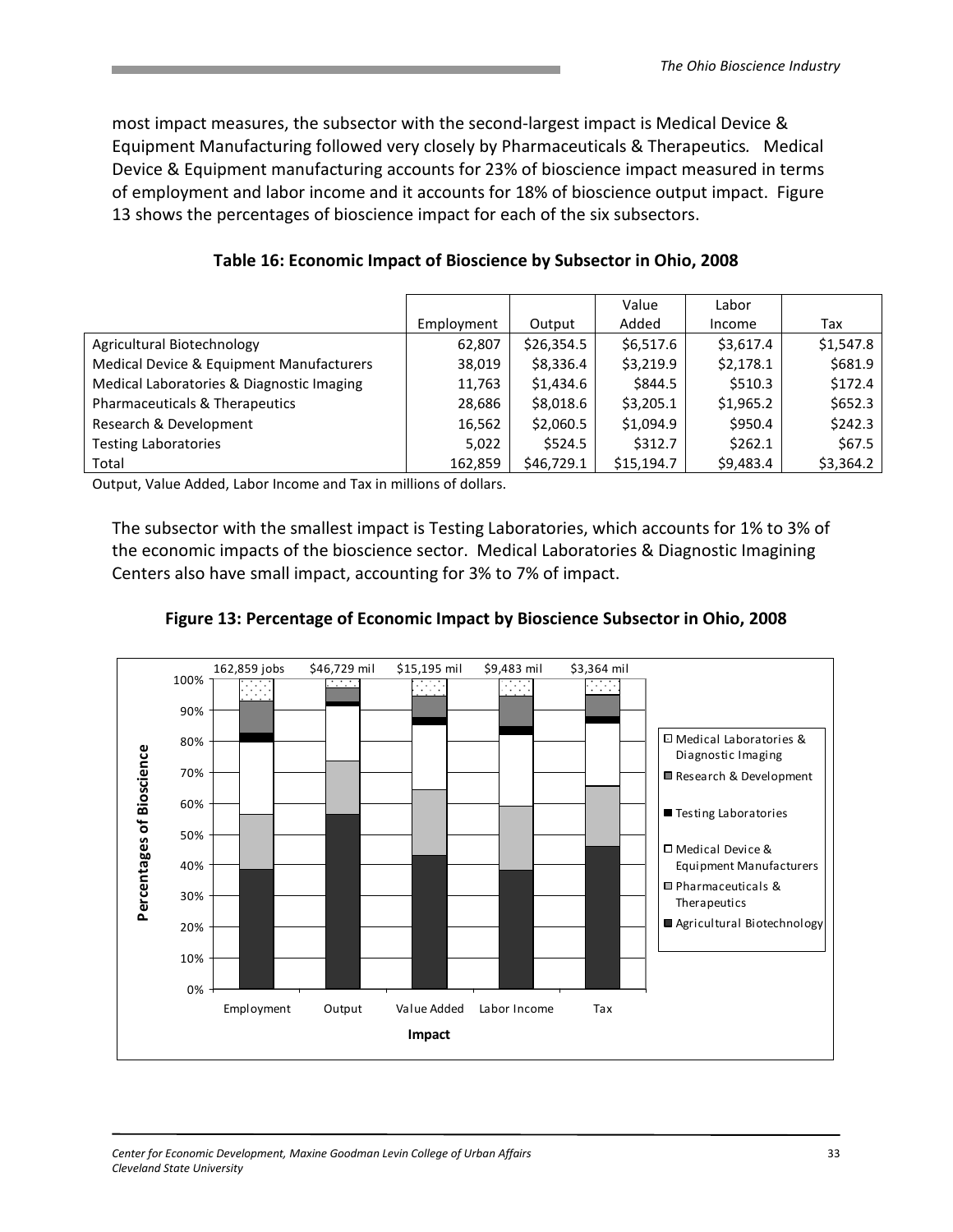most impact measures, the subsector with the second-largest impact is Medical Device & Equipment Manufacturing followed very closely by Pharmaceuticals & Therapeutics. Medical Device & Equipment manufacturing accounts for 23% of bioscience impact measured in terms of employment and labor income and it accounts for 18% of bioscience output impact. Figure 13 shows the percentages of bioscience impact for each of the six subsectors.

**Table 16: Economic Impact of Bioscience by Subsector in Ohio, 2008**

| | Employment | Output | Value Added | Labor Income | Tax |
|---|---|---|---|---|---|
| Agricultural Biotechnology | 62,807 | $26,354.5 | $6,517.6 | $3,617.4 | $1,547.8 |
| Medical Device & Equipment Manufacturers | 38,019 | $8,336.4 | $3,219.9 | $2,178.1 | $681.9 |
| Medical Laboratories & Diagnostic Imaging | 11,763 | $1,434.6 | $844.5 | $510.3 | $172.4 |
| Pharmaceuticals & Therapeutics | 28,686 | $8,018.6 | $3,205.1 | $1,965.2 | $652.3 |
| Research & Development | 16,562 | $2,060.5 | $1,094.9 | $950.4 | $242.3 |
| Testing Laboratories | 5,022 | $524.5 | $312.7 | $262.1 | $67.5 |
| Total | 162,859 | $46,729.1 | $15,194.7 | $9,483.4 | $3,364.2 |

Output, Value Added, Labor Income and Tax in millions of dollars.

The subsector with the smallest impact is Testing Laboratories, which accounts for 1% to 3% of the economic impacts of the bioscience sector. Medical Laboratories & Diagnostic Imagining Centers also have small impact, accounting for 3% to 7% of impact.

**Figure 13: Percentage of Economic Impact by Bioscience Subsector in Ohio, 2008**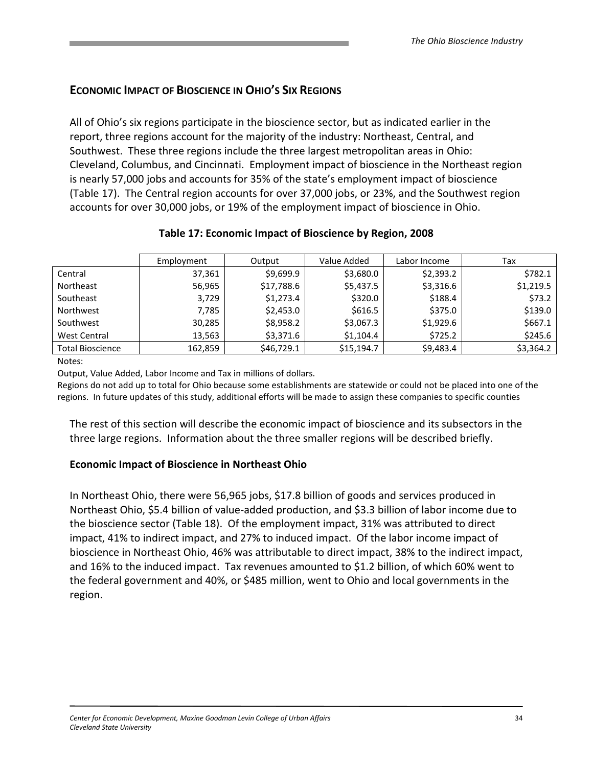## ECONOMIC IMPACT OF BIOSCIENCE IN OHIO'S SIX REGIONS

All of Ohio's six regions participate in the bioscience sector, but as indicated earlier in the report, three regions account for the majority of the industry: Northeast, Central, and Southwest. These three regions include the three largest metropolitan areas in Ohio: Cleveland, Columbus, and Cincinnati. Employment impact of bioscience in the Northeast region is nearly 57,000 jobs and accounts for 35% of the state's employment impact of bioscience (Table 17). The Central region accounts for over 37,000 jobs, or 23%, and the Southwest region accounts for over 30,000 jobs, or 19% of the employment impact of bioscience in Ohio.

**Table 17: Economic Impact of Bioscience by Region, 2008**

| | Employment | Output | Value Added | Labor Income | Tax |
|---|---|---|---|---|---|
| Central | 37,361 | $9,699.9 | $3,680.0 | $2,393.2 | $782.1 |
| Northeast | 56,965 | $17,788.6 | $5,437.5 | $3,316.6 | $1,219.5 |
| Southeast | 3,729 | $1,273.4 | $320.0 | $188.4 | $73.2 |
| Northwest | 7,785 | $2,453.0 | $616.5 | $375.0 | $139.0 |
| Southwest | 30,285 | $8,958.2 | $3,067.3 | $1,929.6 | $667.1 |
| West Central | 13,563 | $3,371.6 | $1,104.4 | $725.2 | $245.6 |
| Total Bioscience | 162,859 | $46,729.1 | $15,194.7 | $9,483.4 | $3,364.2 |

Notes:

Output, Value Added, Labor Income and Tax in millions of dollars.

Regions do not add up to total for Ohio because some establishments are statewide or could not be placed into one of the regions. In future updates of this study, additional efforts will be made to assign these companies to specific counties

The rest of this section will describe the economic impact of bioscience and its subsectors in the three large regions. Information about the three smaller regions will be described briefly.

### Economic Impact of Bioscience in Northeast Ohio

In Northeast Ohio, there were 56,965 jobs, $17.8 billion of goods and services produced in Northeast Ohio, $5.4 billion of value-added production, and $3.3 billion of labor income due to the bioscience sector (Table 18). Of the employment impact, 31% was attributed to direct impact, 41% to indirect impact, and 27% to induced impact. Of the labor income impact of bioscience in Northeast Ohio, 46% was attributable to direct impact, 38% to the indirect impact, and 16% to the induced impact. Tax revenues amounted to $1.2 billion, of which 60% went to the federal government and 40%, or $485 million, went to Ohio and local governments in the region.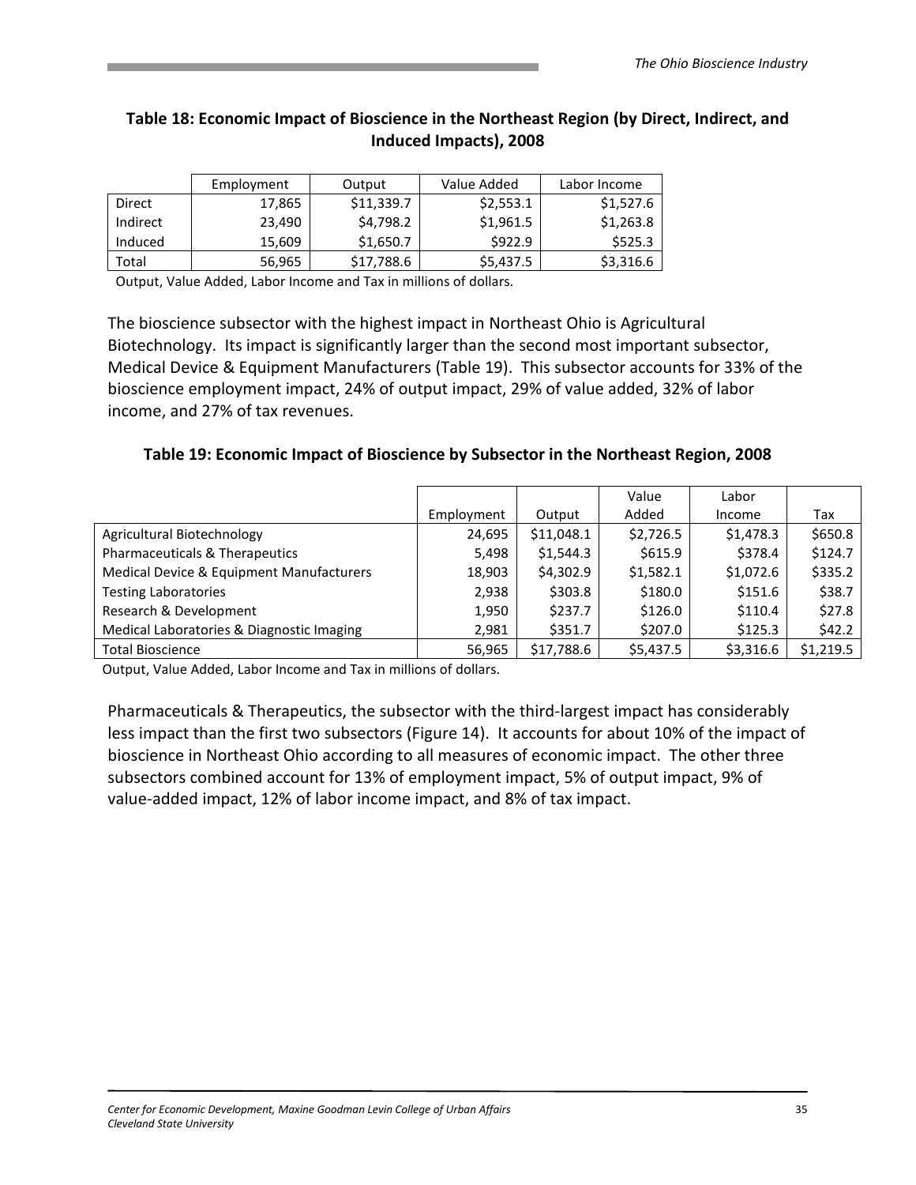**Table 18: Economic Impact of Bioscience in the Northeast Region (by Direct, Indirect, and Induced Impacts), 2008**

| | Employment | Output | Value Added | Labor Income |
|---|---|---|---|---|
| Direct | 17,865 | $11,339.7 | $2,553.1 | $1,527.6 |
| Indirect | 23,490 | $4,798.2 | $1,961.5 | $1,263.8 |
| Induced | 15,609 | $1,650.7 | $922.9 | $525.3 |
| Total | 56,965 | $17,788.6 | $5,437.5 | $3,316.6 |

Output, Value Added, Labor Income and Tax in millions of dollars.

The bioscience subsector with the highest impact in Northeast Ohio is Agricultural Biotechnology. Its impact is significantly larger than the second most important subsector, Medical Device & Equipment Manufacturers (Table 19). This subsector accounts for 33% of the bioscience employment impact, 24% of output impact, 29% of value added, 32% of labor income, and 27% of tax revenues.

**Table 19: Economic Impact of Bioscience by Subsector in the Northeast Region, 2008**

| | Employment | Output | Value Added | Labor Income | Tax |
|---|---|---|---|---|---|
| Agricultural Biotechnology | 24,695 | $11,048.1 | $2,726.5 | $1,478.3 | $650.8 |
| Pharmaceuticals & Therapeutics | 5,498 | $1,544.3 | $615.9 | $378.4 | $124.7 |
| Medical Device & Equipment Manufacturers | 18,903 | $4,302.9 | $1,582.1 | $1,072.6 | $335.2 |
| Testing Laboratories | 2,938 | $303.8 | $180.0 | $151.6 | $38.7 |
| Research & Development | 1,950 | $237.7 | $126.0 | $110.4 | $27.8 |
| Medical Laboratories & Diagnostic Imaging | 2,981 | $351.7 | $207.0 | $125.3 | $42.2 |
| Total Bioscience | 56,965 | $17,788.6 | $5,437.5 | $3,316.6 | $1,219.5 |

Output, Value Added, Labor Income and Tax in millions of dollars.

Pharmaceuticals & Therapeutics, the subsector with the third-largest impact has considerably less impact than the first two subsectors (Figure 14). It accounts for about 10% of the impact of bioscience in Northeast Ohio according to all measures of economic impact. The other three subsectors combined account for 13% of employment impact, 5% of output impact, 9% of value-added impact, 12% of labor income impact, and 8% of tax impact.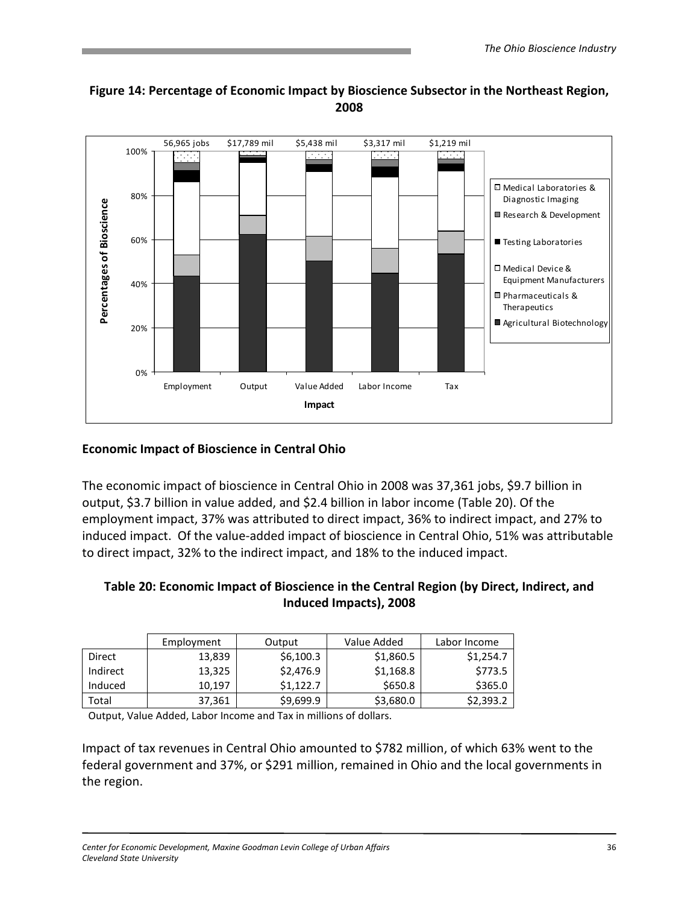**Figure 14: Percentage of Economic Impact by Bioscience Subsector in the Northeast Region, 2008**

## Economic Impact of Bioscience in Central Ohio

The economic impact of bioscience in Central Ohio in 2008 was 37,361 jobs, $9.7 billion in output, $3.7 billion in value added, and $2.4 billion in labor income (Table 20). Of the employment impact, 37% was attributed to direct impact, 36% to indirect impact, and 27% to induced impact. Of the value-added impact of bioscience in Central Ohio, 51% was attributable to direct impact, 32% to the indirect impact, and 18% to the induced impact.

**Table 20: Economic Impact of Bioscience in the Central Region (by Direct, Indirect, and Induced Impacts), 2008**

| | Employment | Output | Value Added | Labor Income |
|---|---|---|---|---|
| Direct | 13,839 | $6,100.3 | $1,860.5 | $1,254.7 |
| Indirect | 13,325 | $2,476.9 | $1,168.8 | $773.5 |
| Induced | 10,197 | $1,122.7 | $650.8 | $365.0 |
| Total | 37,361 | $9,699.9 | $3,680.0 | $2,393.2 |

Output, Value Added, Labor Income and Tax in millions of dollars.

Impact of tax revenues in Central Ohio amounted to $782 million, of which 63% went to the federal government and 37%, or $291 million, remained in Ohio and the local governments in the region.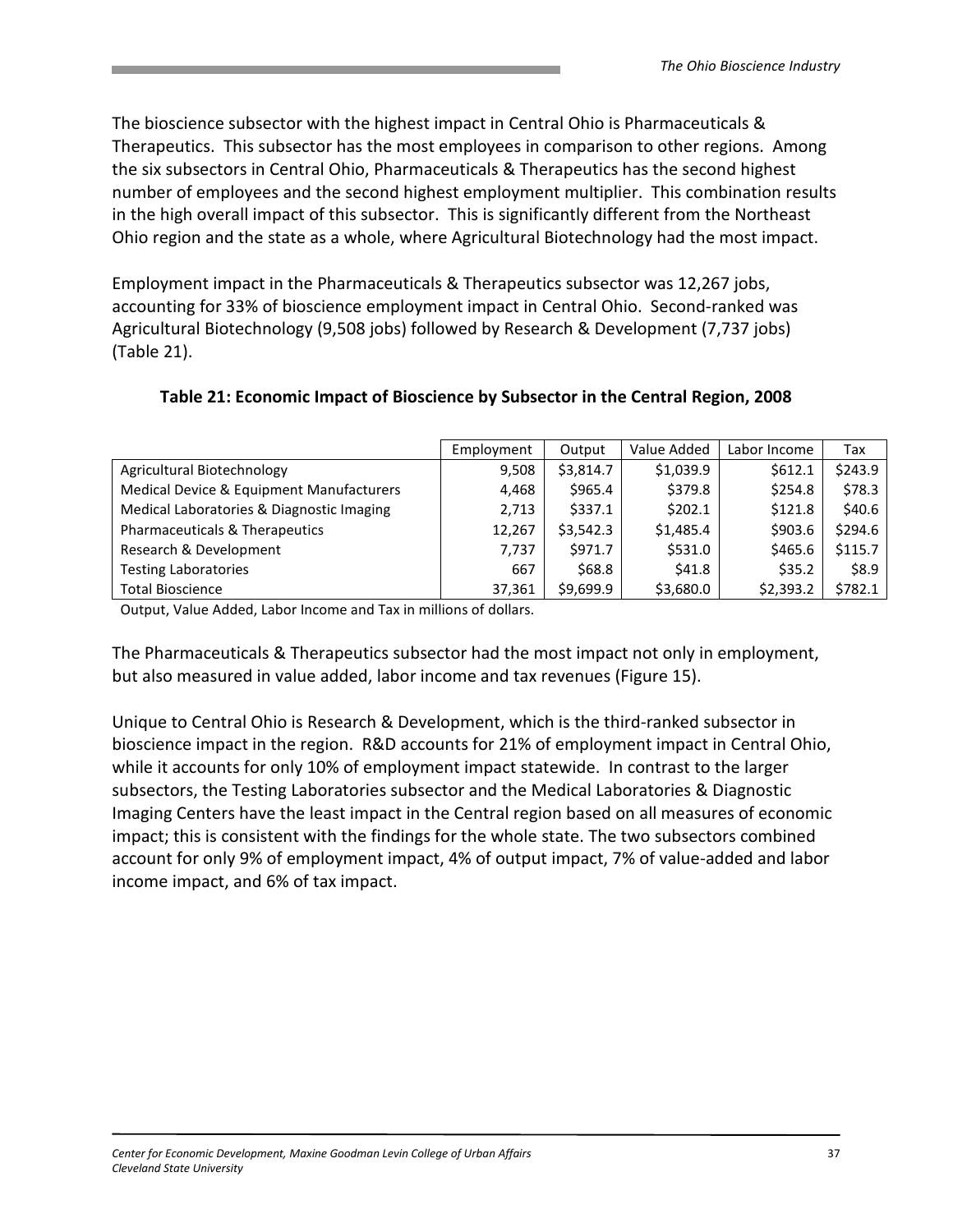The bioscience subsector with the highest impact in Central Ohio is Pharmaceuticals & Therapeutics. This subsector has the most employees in comparison to other regions. Among the six subsectors in Central Ohio, Pharmaceuticals & Therapeutics has the second highest number of employees and the second highest employment multiplier. This combination results in the high overall impact of this subsector. This is significantly different from the Northeast Ohio region and the state as a whole, where Agricultural Biotechnology had the most impact.

Employment impact in the Pharmaceuticals & Therapeutics subsector was 12,267 jobs, accounting for 33% of bioscience employment impact in Central Ohio. Second-ranked was Agricultural Biotechnology (9,508 jobs) followed by Research & Development (7,737 jobs) (Table 21).

**Table 21: Economic Impact of Bioscience by Subsector in the Central Region, 2008**

| | Employment | Output | Value Added | Labor Income | Tax |
|---|---|---|---|---|---|
| Agricultural Biotechnology | 9,508 | $3,814.7 | $1,039.9 | $612.1 | $243.9 |
| Medical Device & Equipment Manufacturers | 4,468 | $965.4 | $379.8 | $254.8 | $78.3 |
| Medical Laboratories & Diagnostic Imaging | 2,713 | $337.1 | $202.1 | $121.8 | $40.6 |
| Pharmaceuticals & Therapeutics | 12,267 | $3,542.3 | $1,485.4 | $903.6 | $294.6 |
| Research & Development | 7,737 | $971.7 | $531.0 | $465.6 | $115.7 |
| Testing Laboratories | 667 | $68.8 | $41.8 | $35.2 | $8.9 |
| Total Bioscience | 37,361 | $9,699.9 | $3,680.0 | $2,393.2 | $782.1 |

Output, Value Added, Labor Income and Tax in millions of dollars.

The Pharmaceuticals & Therapeutics subsector had the most impact not only in employment, but also measured in value added, labor income and tax revenues (Figure 15).

Unique to Central Ohio is Research & Development, which is the third-ranked subsector in bioscience impact in the region. R&D accounts for 21% of employment impact in Central Ohio, while it accounts for only 10% of employment impact statewide. In contrast to the larger subsectors, the Testing Laboratories subsector and the Medical Laboratories & Diagnostic Imaging Centers have the least impact in the Central region based on all measures of economic impact; this is consistent with the findings for the whole state. The two subsectors combined account for only 9% of employment impact, 4% of output impact, 7% of value-added and labor income impact, and 6% of tax impact.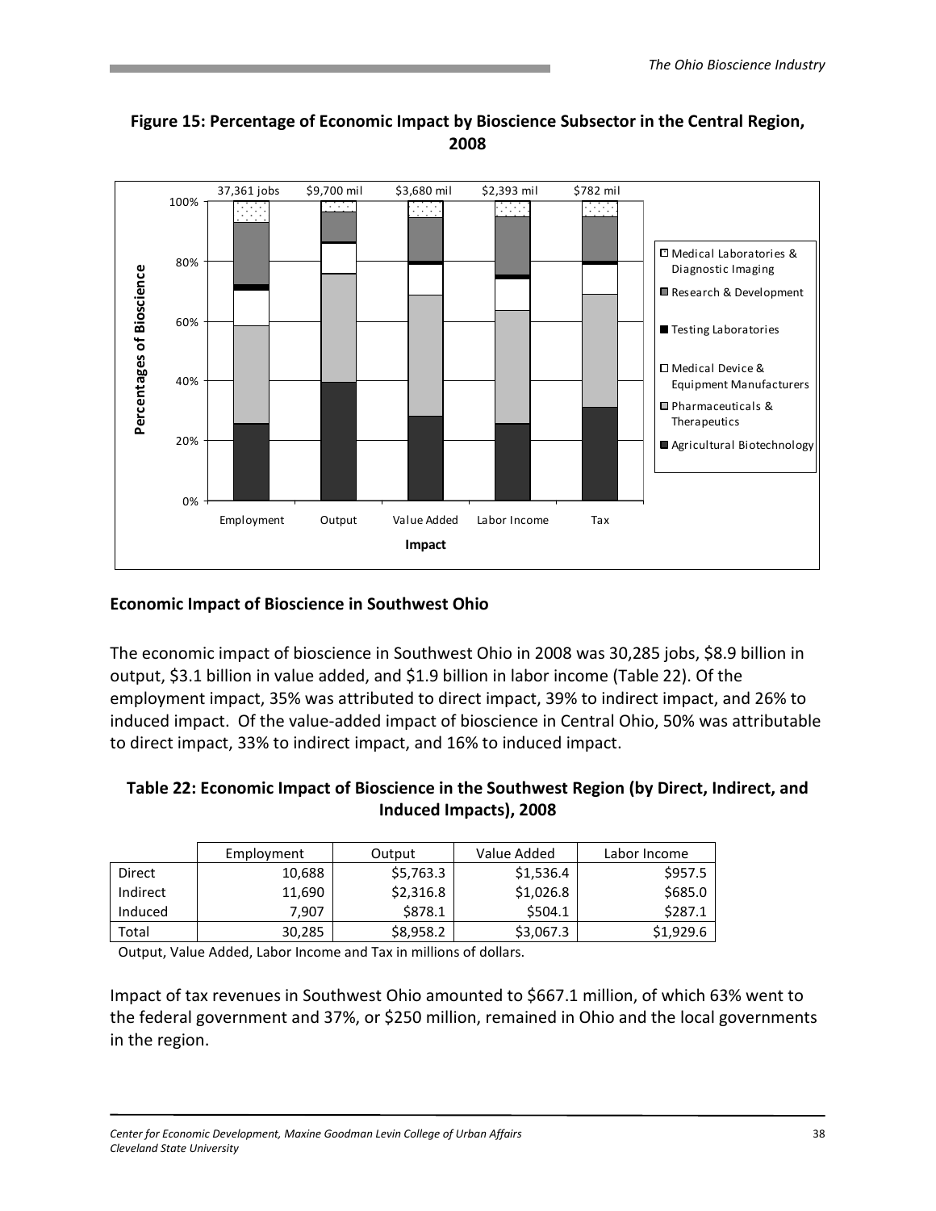**Figure 15: Percentage of Economic Impact by Bioscience Subsector in the Central Region, 2008**

## Economic Impact of Bioscience in Southwest Ohio

The economic impact of bioscience in Southwest Ohio in 2008 was 30,285 jobs, $8.9 billion in output, $3.1 billion in value added, and $1.9 billion in labor income (Table 22). Of the employment impact, 35% was attributed to direct impact, 39% to indirect impact, and 26% to induced impact. Of the value-added impact of bioscience in Central Ohio, 50% was attributable to direct impact, 33% to indirect impact, and 16% to induced impact.

**Table 22: Economic Impact of Bioscience in the Southwest Region (by Direct, Indirect, and Induced Impacts), 2008**

| | Employment | Output | Value Added | Labor Income |
|---|---|---|---|---|
| Direct | 10,688 | $5,763.3 | $1,536.4 | $957.5 |
| Indirect | 11,690 | $2,316.8 | $1,026.8 | $685.0 |
| Induced | 7,907 | $878.1 | $504.1 | $287.1 |
| Total | 30,285 | $8,958.2 | $3,067.3 | $1,929.6 |

Output, Value Added, Labor Income and Tax in millions of dollars.

Impact of tax revenues in Southwest Ohio amounted to $667.1 million, of which 63% went to the federal government and 37%, or $250 million, remained in Ohio and the local governments in the region.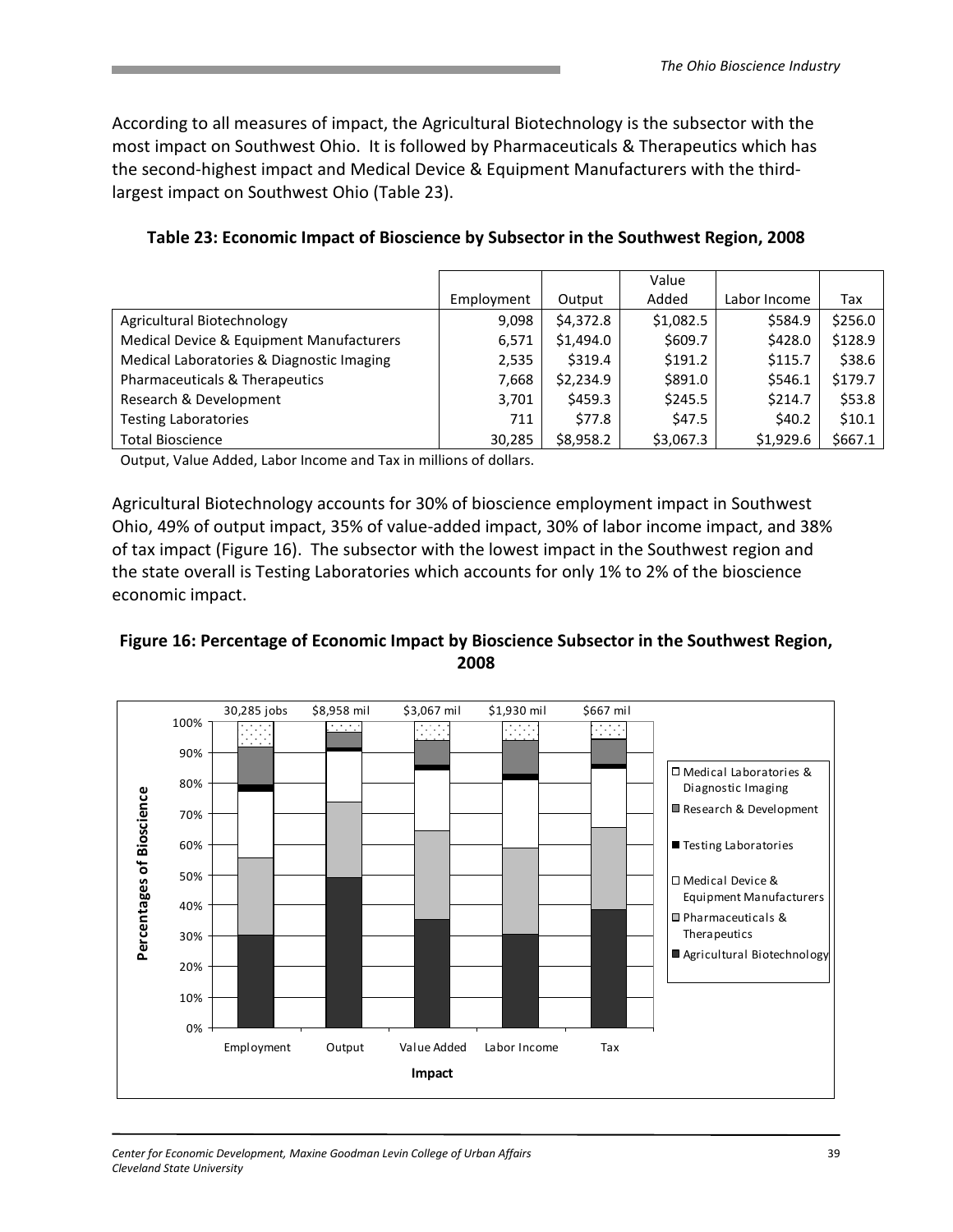According to all measures of impact, the Agricultural Biotechnology is the subsector with the most impact on Southwest Ohio. It is followed by Pharmaceuticals & Therapeutics which has the second-highest impact and Medical Device & Equipment Manufacturers with the third-largest impact on Southwest Ohio (Table 23).

**Table 23: Economic Impact of Bioscience by Subsector in the Southwest Region, 2008**

| | Employment | Output | Value Added | Labor Income | Tax |
|---|---|---|---|---|---|
| Agricultural Biotechnology | 9,098 | $4,372.8 | $1,082.5 | $584.9 | $256.0 |
| Medical Device & Equipment Manufacturers | 6,571 | $1,494.0 | $609.7 | $428.0 | $128.9 |
| Medical Laboratories & Diagnostic Imaging | 2,535 | $319.4 | $191.2 | $115.7 | $38.6 |
| Pharmaceuticals & Therapeutics | 7,668 | $2,234.9 | $891.0 | $546.1 | $179.7 |
| Research & Development | 3,701 | $459.3 | $245.5 | $214.7 | $53.8 |
| Testing Laboratories | 711 | $77.8 | $47.5 | $40.2 | $10.1 |
| Total Bioscience | 30,285 | $8,958.2 | $3,067.3 | $1,929.6 | $667.1 |

Output, Value Added, Labor Income and Tax in millions of dollars.

Agricultural Biotechnology accounts for 30% of bioscience employment impact in Southwest Ohio, 49% of output impact, 35% of value-added impact, 30% of labor income impact, and 38% of tax impact (Figure 16). The subsector with the lowest impact in the Southwest region and the state overall is Testing Laboratories which accounts for only 1% to 2% of the bioscience economic impact.

**Figure 16: Percentage of Economic Impact by Bioscience Subsector in the Southwest Region, 2008**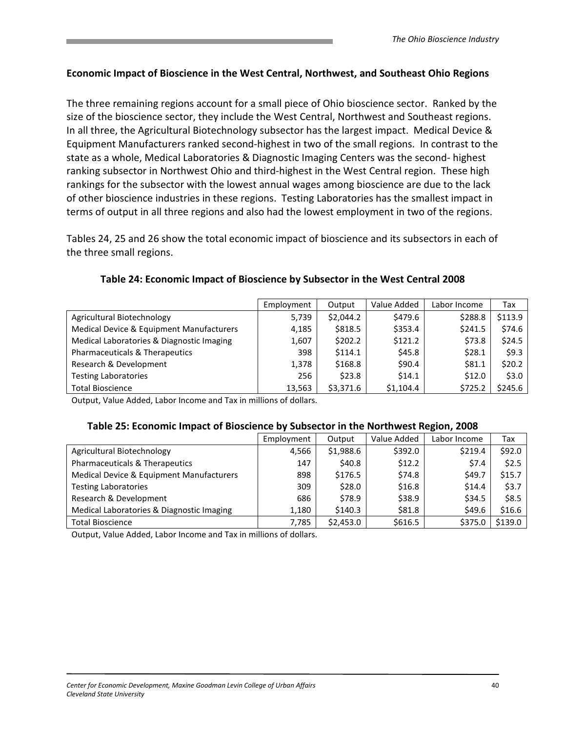## Economic Impact of Bioscience in the West Central, Northwest, and Southeast Ohio Regions

The three remaining regions account for a small piece of Ohio bioscience sector. Ranked by the size of the bioscience sector, they include the West Central, Northwest and Southeast regions. In all three, the Agricultural Biotechnology subsector has the largest impact. Medical Device & Equipment Manufacturers ranked second-highest in two of the small regions. In contrast to the state as a whole, Medical Laboratories & Diagnostic Imaging Centers was the second- highest ranking subsector in Northwest Ohio and third-highest in the West Central region. These high rankings for the subsector with the lowest annual wages among bioscience are due to the lack of other bioscience industries in these regions. Testing Laboratories has the smallest impact in terms of output in all three regions and also had the lowest employment in two of the regions.

Tables 24, 25 and 26 show the total economic impact of bioscience and its subsectors in each of the three small regions.

**Table 24: Economic Impact of Bioscience by Subsector in the West Central 2008**

| | Employment | Output | Value Added | Labor Income | Tax |
|---|---|---|---|---|---|
| Agricultural Biotechnology | 5,739 | $2,044.2 | $479.6 | $288.8 | $113.9 |
| Medical Device & Equipment Manufacturers | 4,185 | $818.5 | $353.4 | $241.5 | $74.6 |
| Medical Laboratories & Diagnostic Imaging | 1,607 | $202.2 | $121.2 | $73.8 | $24.5 |
| Pharmaceuticals & Therapeutics | 398 | $114.1 | $45.8 | $28.1 | $9.3 |
| Research & Development | 1,378 | $168.8 | $90.4 | $81.1 | $20.2 |
| Testing Laboratories | 256 | $23.8 | $14.1 | $12.0 | $3.0 |
| Total Bioscience | 13,563 | $3,371.6 | $1,104.4 | $725.2 | $245.6 |

Output, Value Added, Labor Income and Tax in millions of dollars.

**Table 25: Economic Impact of Bioscience by Subsector in the Northwest Region, 2008**

| | Employment | Output | Value Added | Labor Income | Tax |
|---|---|---|---|---|---|
| Agricultural Biotechnology | 4,566 | $1,988.6 | $392.0 | $219.4 | $92.0 |
| Pharmaceuticals & Therapeutics | 147 | $40.8 | $12.2 | $7.4 | $2.5 |
| Medical Device & Equipment Manufacturers | 898 | $176.5 | $74.8 | $49.7 | $15.7 |
| Testing Laboratories | 309 | $28.0 | $16.8 | $14.4 | $3.7 |
| Research & Development | 686 | $78.9 | $38.9 | $34.5 | $8.5 |
| Medical Laboratories & Diagnostic Imaging | 1,180 | $140.3 | $81.8 | $49.6 | $16.6 |
| Total Bioscience | 7,785 | $2,453.0 | $616.5 | $375.0 | $139.0 |

Output, Value Added, Labor Income and Tax in millions of dollars.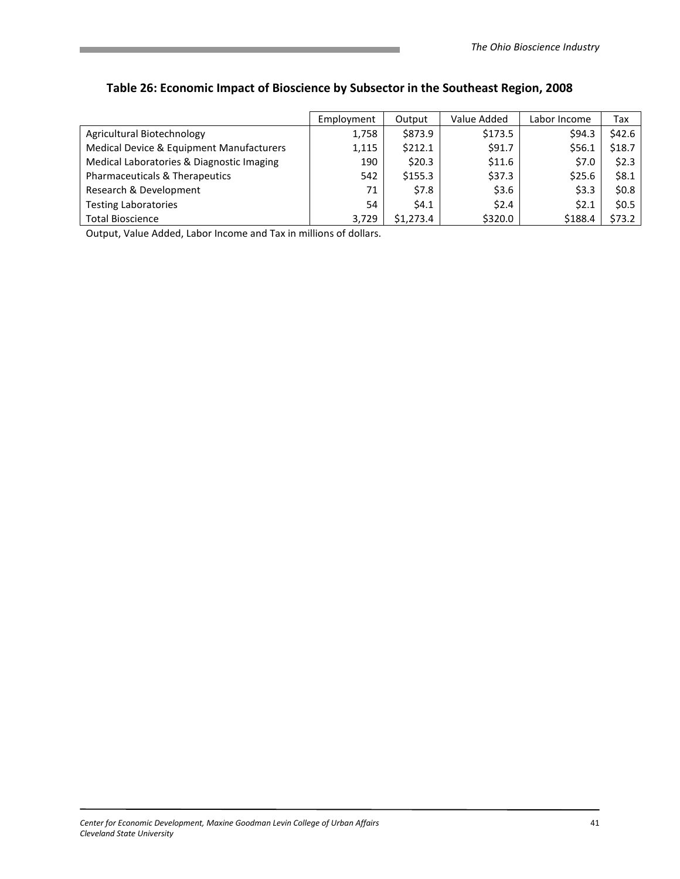### Table 26: Economic Impact of Bioscience by Subsector in the Southeast Region, 2008

| | Employment | Output | Value Added | Labor Income | Tax |
|---|---|---|---|---|---|
| Agricultural Biotechnology | 1,758 | $873.9 | $173.5 | $94.3 | $42.6 |
| Medical Device & Equipment Manufacturers | 1,115 | $212.1 | $91.7 | $56.1 | $18.7 |
| Medical Laboratories & Diagnostic Imaging | 190 | $20.3 | $11.6 | $7.0 | $2.3 |
| Pharmaceuticals & Therapeutics | 542 | $155.3 | $37.3 | $25.6 | $8.1 |
| Research & Development | 71 | $7.8 | $3.6 | $3.3 | $0.8 |
| Testing Laboratories | 54 | $4.1 | $2.4 | $2.1 | $0.5 |
| Total Bioscience | 3,729 | $1,273.4 | $320.0 | $188.4 | $73.2 |

Output, Value Added, Labor Income and Tax in millions of dollars.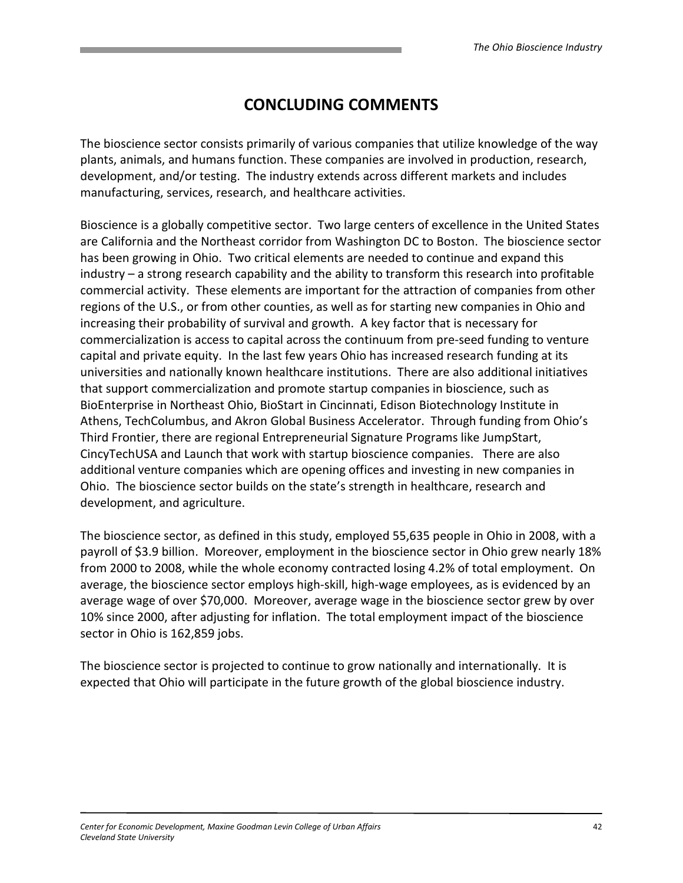# CONCLUDING COMMENTS

The bioscience sector consists primarily of various companies that utilize knowledge of the way plants, animals, and humans function. These companies are involved in production, research, development, and/or testing. The industry extends across different markets and includes manufacturing, services, research, and healthcare activities.

Bioscience is a globally competitive sector. Two large centers of excellence in the United States are California and the Northeast corridor from Washington DC to Boston. The bioscience sector has been growing in Ohio. Two critical elements are needed to continue and expand this industry – a strong research capability and the ability to transform this research into profitable commercial activity. These elements are important for the attraction of companies from other regions of the U.S., or from other counties, as well as for starting new companies in Ohio and increasing their probability of survival and growth. A key factor that is necessary for commercialization is access to capital across the continuum from pre-seed funding to venture capital and private equity. In the last few years Ohio has increased research funding at its universities and nationally known healthcare institutions. There are also additional initiatives that support commercialization and promote startup companies in bioscience, such as BioEnterprise in Northeast Ohio, BioStart in Cincinnati, Edison Biotechnology Institute in Athens, TechColumbus, and Akron Global Business Accelerator. Through funding from Ohio's Third Frontier, there are regional Entrepreneurial Signature Programs like JumpStart, CincyTechUSA and Launch that work with startup bioscience companies. There are also additional venture companies which are opening offices and investing in new companies in Ohio. The bioscience sector builds on the state's strength in healthcare, research and development, and agriculture.

The bioscience sector, as defined in this study, employed 55,635 people in Ohio in 2008, with a payroll of $3.9 billion. Moreover, employment in the bioscience sector in Ohio grew nearly 18% from 2000 to 2008, while the whole economy contracted losing 4.2% of total employment. On average, the bioscience sector employs high-skill, high-wage employees, as is evidenced by an average wage of over $70,000. Moreover, average wage in the bioscience sector grew by over 10% since 2000, after adjusting for inflation. The total employment impact of the bioscience sector in Ohio is 162,859 jobs.

The bioscience sector is projected to continue to grow nationally and internationally. It is expected that Ohio will participate in the future growth of the global bioscience industry.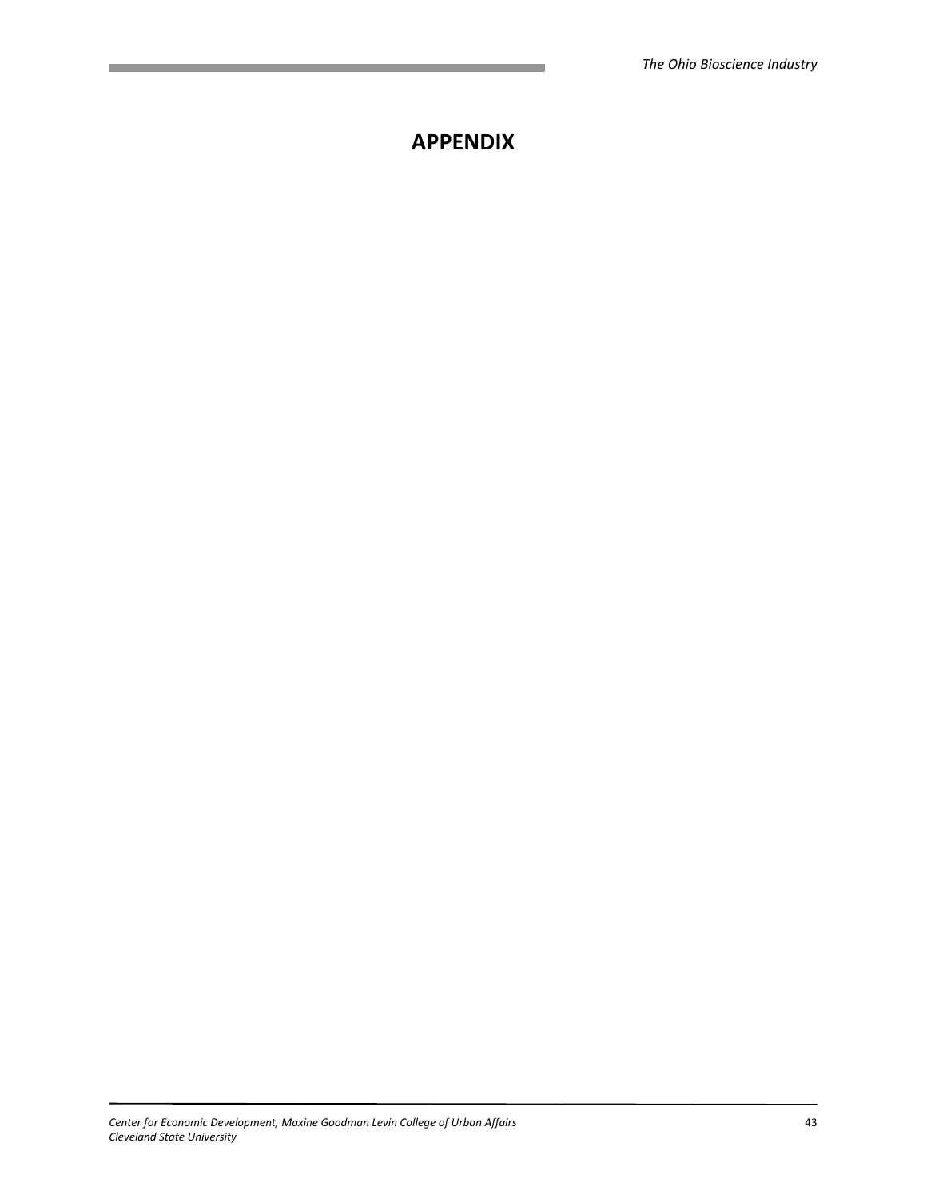# APPENDIX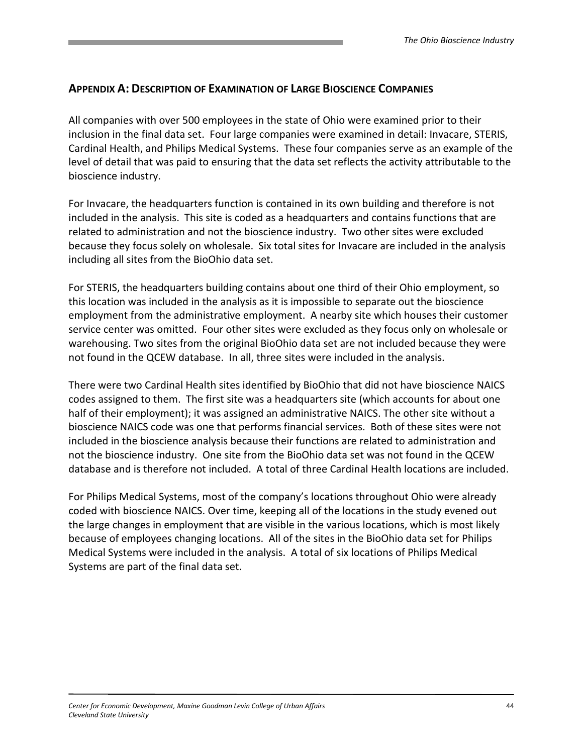## Appendix A: Description of Examination of Large Bioscience Companies

All companies with over 500 employees in the state of Ohio were examined prior to their inclusion in the final data set. Four large companies were examined in detail: Invacare, STERIS, Cardinal Health, and Philips Medical Systems. These four companies serve as an example of the level of detail that was paid to ensuring that the data set reflects the activity attributable to the bioscience industry.

For Invacare, the headquarters function is contained in its own building and therefore is not included in the analysis. This site is coded as a headquarters and contains functions that are related to administration and not the bioscience industry. Two other sites were excluded because they focus solely on wholesale. Six total sites for Invacare are included in the analysis including all sites from the BioOhio data set.

For STERIS, the headquarters building contains about one third of their Ohio employment, so this location was included in the analysis as it is impossible to separate out the bioscience employment from the administrative employment. A nearby site which houses their customer service center was omitted. Four other sites were excluded as they focus only on wholesale or warehousing. Two sites from the original BioOhio data set are not included because they were not found in the QCEW database. In all, three sites were included in the analysis.

There were two Cardinal Health sites identified by BioOhio that did not have bioscience NAICS codes assigned to them. The first site was a headquarters site (which accounts for about one half of their employment); it was assigned an administrative NAICS. The other site without a bioscience NAICS code was one that performs financial services. Both of these sites were not included in the bioscience analysis because their functions are related to administration and not the bioscience industry. One site from the BioOhio data set was not found in the QCEW database and is therefore not included. A total of three Cardinal Health locations are included.

For Philips Medical Systems, most of the company's locations throughout Ohio were already coded with bioscience NAICS. Over time, keeping all of the locations in the study evened out the large changes in employment that are visible in the various locations, which is most likely because of employees changing locations. All of the sites in the BioOhio data set for Philips Medical Systems were included in the analysis. A total of six locations of Philips Medical Systems are part of the final data set.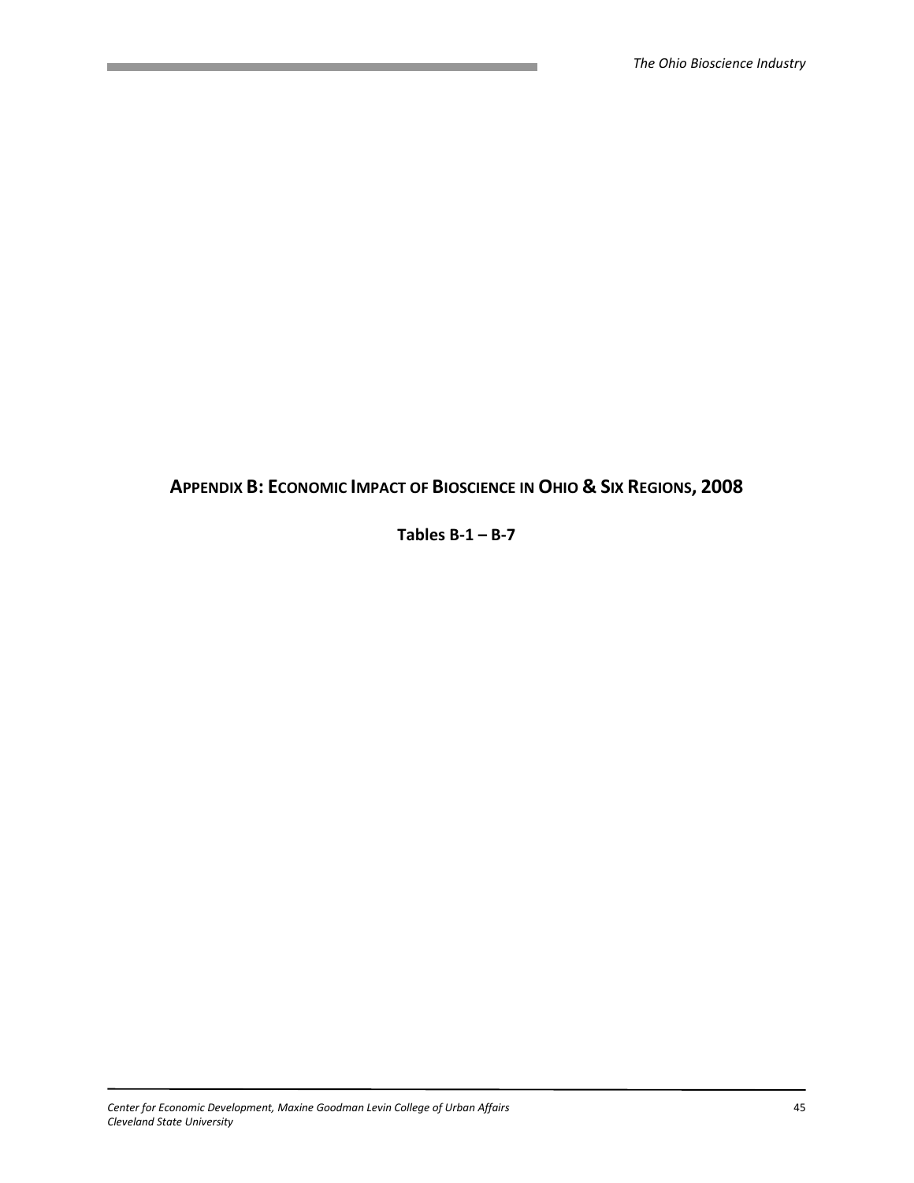## APPENDIX B: ECONOMIC IMPACT OF BIOSCIENCE IN OHIO & SIX REGIONS, 2008

**Tables B-1 – B-7**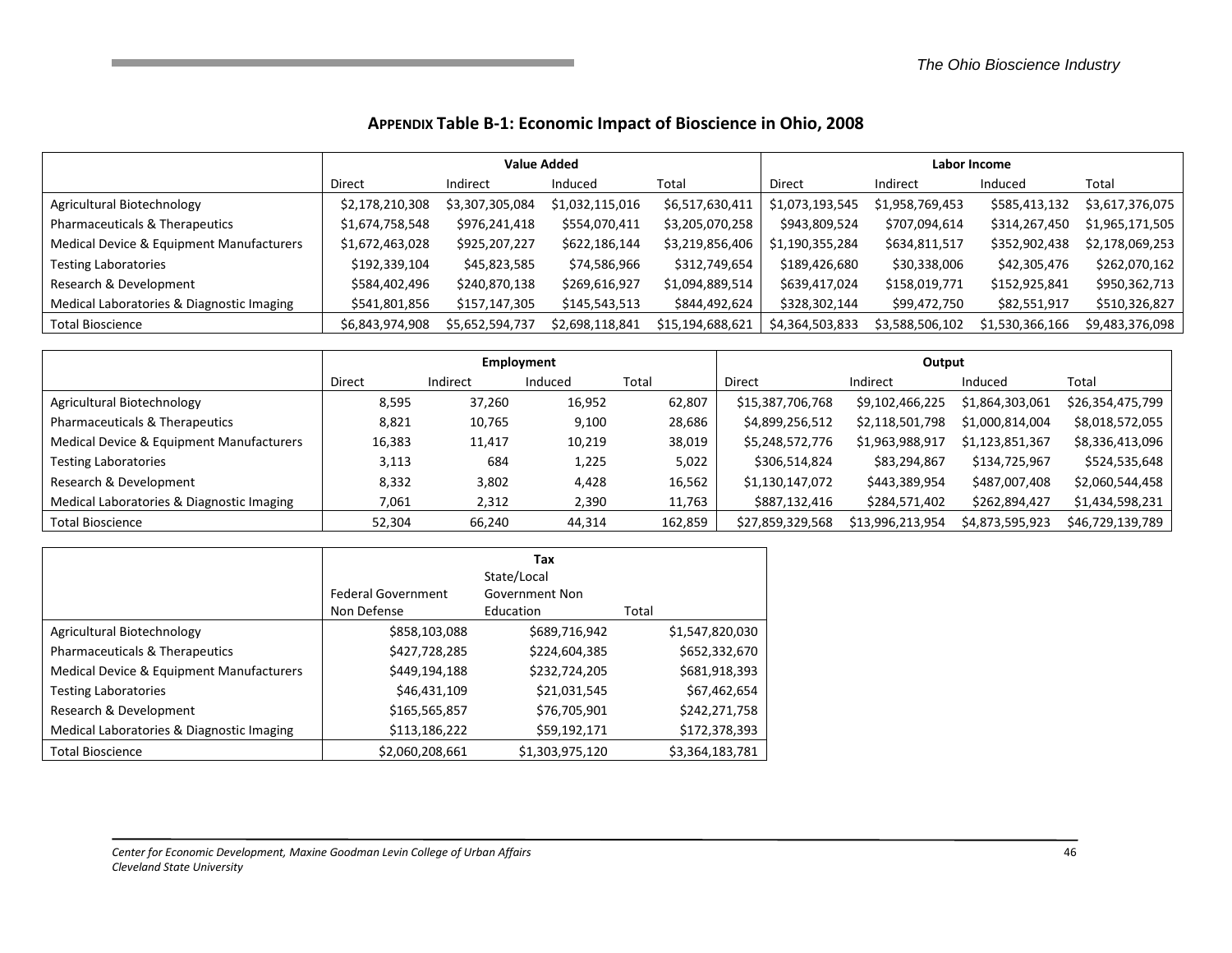## APPENDIX Table B-1: Economic Impact of Bioscience in Ohio, 2008

| | Value Added | | | | Labor Income | | | |
|---|---|---|---|---|---|---|---|---|
| | Direct | Indirect | Induced | Total | Direct | Indirect | Induced | Total |
| Agricultural Biotechnology | $2,178,210,308 | $3,307,305,084 | $1,032,115,016 | $6,517,630,411 | $1,073,193,545 | $1,958,769,453 | $585,413,132 | $3,617,376,075 |
| Pharmaceuticals & Therapeutics | $1,674,758,548 | $976,241,418 | $554,070,411 | $3,205,070,258 | $943,809,524 | $707,094,614 | $314,267,450 | $1,965,171,505 |
| Medical Device & Equipment Manufacturers | $1,672,463,028 | $925,207,227 | $622,186,144 | $3,219,856,406 | $1,190,355,284 | $634,811,517 | $352,902,438 | $2,178,069,253 |
| Testing Laboratories | $192,339,104 | $45,823,585 | $74,586,966 | $312,749,654 | $189,426,680 | $30,338,006 | $42,305,476 | $262,070,162 |
| Research & Development | $584,402,496 | $240,870,138 | $269,616,927 | $1,094,889,514 | $639,417,024 | $158,019,771 | $152,925,841 | $950,362,713 |
| Medical Laboratories & Diagnostic Imaging | $541,801,856 | $157,147,305 | $145,543,513 | $844,492,624 | $328,302,144 | $99,472,750 | $82,551,917 | $510,326,827 |
| Total Bioscience | $6,843,974,908 | $5,652,594,737 | $2,698,118,841 | $15,194,688,621 | $4,364,503,833 | $3,588,506,102 | $1,530,366,166 | $9,483,376,098 |

| | Employment | | | | Output | | | |
|---|---|---|---|---|---|---|---|---|
| | Direct | Indirect | Induced | Total | Direct | Indirect | Induced | Total |
| Agricultural Biotechnology | 8,595 | 37,260 | 16,952 | 62,807 | $15,387,706,768 | $9,102,466,225 | $1,864,303,061 | $26,354,475,799 |
| Pharmaceuticals & Therapeutics | 8,821 | 10,765 | 9,100 | 28,686 | $4,899,256,512 | $2,118,501,798 | $1,000,814,004 | $8,018,572,055 |
| Medical Device & Equipment Manufacturers | 16,383 | 11,417 | 10,219 | 38,019 | $5,248,572,776 | $1,963,988,917 | $1,123,851,367 | $8,336,413,096 |
| Testing Laboratories | 3,113 | 684 | 1,225 | 5,022 | $306,514,824 | $83,294,867 | $134,725,967 | $524,535,648 |
| Research & Development | 8,332 | 3,802 | 4,428 | 16,562 | $1,130,147,072 | $443,389,954 | $487,007,408 | $2,060,544,458 |
| Medical Laboratories & Diagnostic Imaging | 7,061 | 2,312 | 2,390 | 11,763 | $887,132,416 | $284,571,402 | $262,894,427 | $1,434,598,231 |
| Total Bioscience | 52,304 | 66,240 | 44,314 | 162,859 | $27,859,329,568 | $13,996,213,954 | $4,873,595,923 | $46,729,139,789 |

| | Tax | | |
|---|---|---|---|
| | Federal Government Non Defense | State/Local Government Non Education | Total |
| Agricultural Biotechnology | $858,103,088 | $689,716,942 | $1,547,820,030 |
| Pharmaceuticals & Therapeutics | $427,728,285 | $224,604,385 | $652,332,670 |
| Medical Device & Equipment Manufacturers | $449,194,188 | $232,724,205 | $681,918,393 |
| Testing Laboratories | $46,431,109 | $21,031,545 | $67,462,654 |
| Research & Development | $165,565,857 | $76,705,901 | $242,271,758 |
| Medical Laboratories & Diagnostic Imaging | $113,186,222 | $59,192,171 | $172,378,393 |
| Total Bioscience | $2,060,208,661 | $1,303,975,120 | $3,364,183,781 |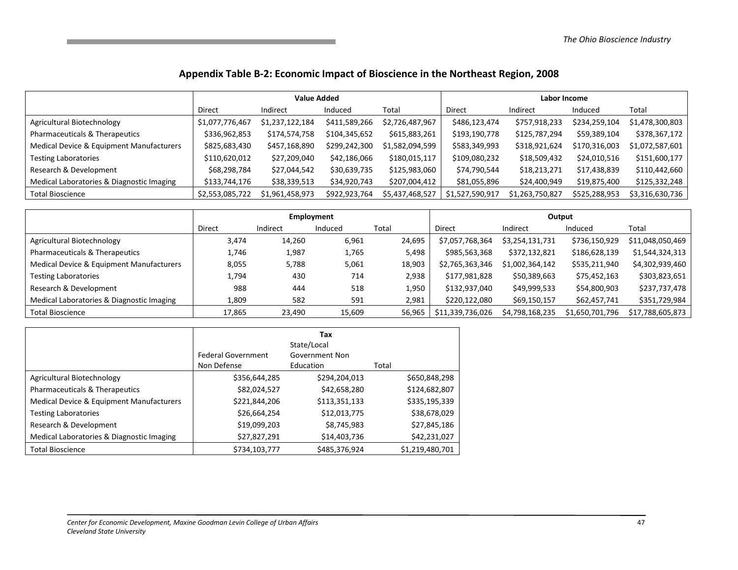## Appendix Table B-2: Economic Impact of Bioscience in the Northeast Region, 2008

| | Value Added | | | | Labor Income | | | |
|---|---|---|---|---|---|---|---|---|
| | Direct | Indirect | Induced | Total | Direct | Indirect | Induced | Total |
| Agricultural Biotechnology | $1,077,776,467 | $1,237,122,184 | $411,589,266 | $2,726,487,967 | $486,123,474 | $757,918,233 | $234,259,104 | $1,478,300,803 |
| Pharmaceuticals & Therapeutics | $336,962,853 | $174,574,758 | $104,345,652 | $615,883,261 | $193,190,778 | $125,787,294 | $59,389,104 | $378,367,172 |
| Medical Device & Equipment Manufacturers | $825,683,430 | $457,168,890 | $299,242,300 | $1,582,094,599 | $583,349,993 | $318,921,624 | $170,316,003 | $1,072,587,601 |
| Testing Laboratories | $110,620,012 | $27,209,040 | $42,186,066 | $180,015,117 | $109,080,232 | $18,509,432 | $24,010,516 | $151,600,177 |
| Research & Development | $68,298,784 | $27,044,542 | $30,639,735 | $125,983,060 | $74,790,544 | $18,213,271 | $17,438,839 | $110,442,660 |
| Medical Laboratories & Diagnostic Imaging | $133,744,176 | $38,339,513 | $34,920,743 | $207,004,412 | $81,055,896 | $24,400,949 | $19,875,400 | $125,332,248 |
| Total Bioscience | $2,553,085,722 | $1,961,458,973 | $922,923,764 | $5,437,468,527 | $1,527,590,917 | $1,263,750,827 | $525,288,953 | $3,316,630,736 |

| | Employment | | | | Output | | | |
|---|---|---|---|---|---|---|---|---|
| | Direct | Indirect | Induced | Total | Direct | Indirect | Induced | Total |
| Agricultural Biotechnology | 3,474 | 14,260 | 6,961 | 24,695 | $7,057,768,364 | $3,254,131,731 | $736,150,929 | $11,048,050,469 |
| Pharmaceuticals & Therapeutics | 1,746 | 1,987 | 1,765 | 5,498 | $985,563,368 | $372,132,821 | $186,628,139 | $1,544,324,313 |
| Medical Device & Equipment Manufacturers | 8,055 | 5,788 | 5,061 | 18,903 | $2,765,363,346 | $1,002,364,142 | $535,211,940 | $4,302,939,460 |
| Testing Laboratories | 1,794 | 430 | 714 | 2,938 | $177,981,828 | $50,389,663 | $75,452,163 | $303,823,651 |
| Research & Development | 988 | 444 | 518 | 1,950 | $132,937,040 | $49,999,533 | $54,800,903 | $237,737,478 |
| Medical Laboratories & Diagnostic Imaging | 1,809 | 582 | 591 | 2,981 | $220,122,080 | $69,150,157 | $62,457,741 | $351,729,984 |
| Total Bioscience | 17,865 | 23,490 | 15,609 | 56,965 | $11,339,736,026 | $4,798,168,235 | $1,650,701,796 | $17,788,605,873 |

| | Tax | | |
|---|---|---|---|
| | Federal Government Non Defense | State/Local Government Non Education | Total |
| Agricultural Biotechnology | $356,644,285 | $294,204,013 | $650,848,298 |
| Pharmaceuticals & Therapeutics | $82,024,527 | $42,658,280 | $124,682,807 |
| Medical Device & Equipment Manufacturers | $221,844,206 | $113,351,133 | $335,195,339 |
| Testing Laboratories | $26,664,254 | $12,013,775 | $38,678,029 |
| Research & Development | $19,099,203 | $8,745,983 | $27,845,186 |
| Medical Laboratories & Diagnostic Imaging | $27,827,291 | $14,403,736 | $42,231,027 |
| Total Bioscience | $734,103,777 | $485,376,924 | $1,219,480,701 |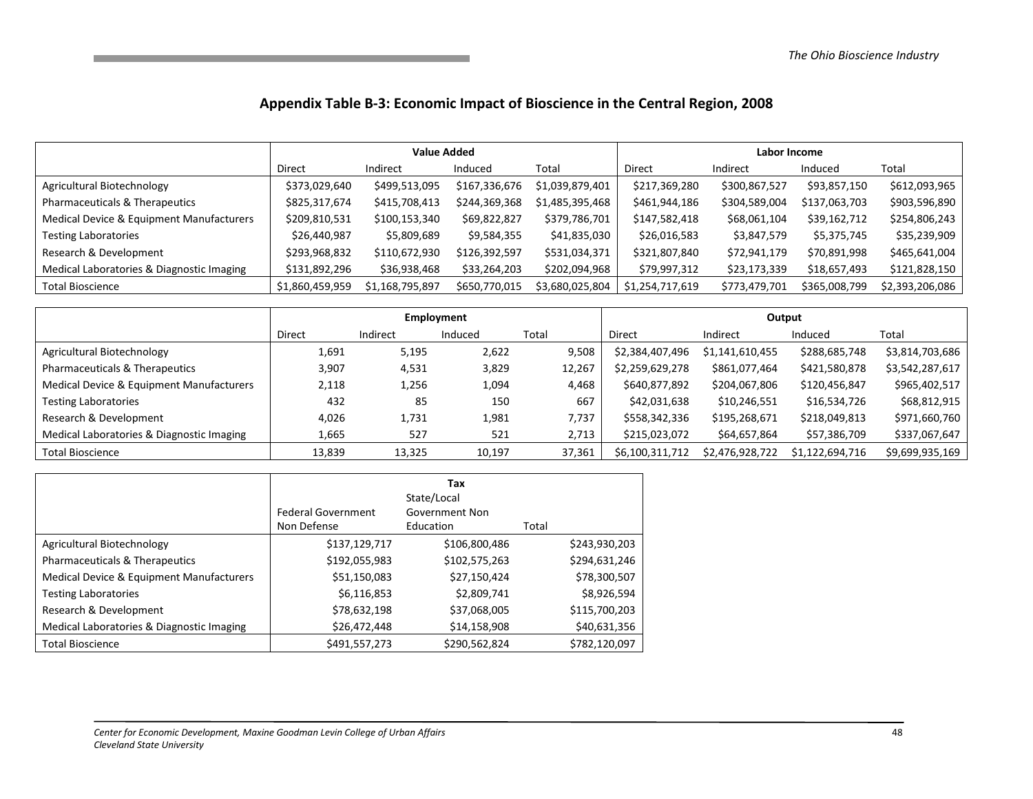## Appendix Table B-3: Economic Impact of Bioscience in the Central Region, 2008

| | Value Added | | | | Labor Income | | | |
|---|---|---|---|---|---|---|---|---|
| | Direct | Indirect | Induced | Total | Direct | Indirect | Induced | Total |
| Agricultural Biotechnology | $373,029,640 | $499,513,095 | $167,336,676 | $1,039,879,401 | $217,369,280 | $300,867,527 | $93,857,150 | $612,093,965 |
| Pharmaceuticals & Therapeutics | $825,317,674 | $415,708,413 | $244,369,368 | $1,485,395,468 | $461,944,186 | $304,589,004 | $137,063,703 | $903,596,890 |
| Medical Device & Equipment Manufacturers | $209,810,531 | $100,153,340 | $69,822,827 | $379,786,701 | $147,582,418 | $68,061,104 | $39,162,712 | $254,806,243 |
| Testing Laboratories | $26,440,987 | $5,809,689 | $9,584,355 | $41,835,030 | $26,016,583 | $3,847,579 | $5,375,745 | $35,239,909 |
| Research & Development | $293,968,832 | $110,672,930 | $126,392,597 | $531,034,371 | $321,807,840 | $72,941,179 | $70,891,998 | $465,641,004 |
| Medical Laboratories & Diagnostic Imaging | $131,892,296 | $36,938,468 | $33,264,203 | $202,094,968 | $79,997,312 | $23,173,339 | $18,657,493 | $121,828,150 |
| Total Bioscience | $1,860,459,959 | $1,168,795,897 | $650,770,015 | $3,680,025,804 | $1,254,717,619 | $773,479,701 | $365,008,799 | $2,393,206,086 |

| | Employment | | | | Output | | | |
|---|---|---|---|---|---|---|---|---|
| | Direct | Indirect | Induced | Total | Direct | Indirect | Induced | Total |
| Agricultural Biotechnology | 1,691 | 5,195 | 2,622 | 9,508 | $2,384,407,496 | $1,141,610,455 | $288,685,748 | $3,814,703,686 |
| Pharmaceuticals & Therapeutics | 3,907 | 4,531 | 3,829 | 12,267 | $2,259,629,278 | $861,077,464 | $421,580,878 | $3,542,287,617 |
| Medical Device & Equipment Manufacturers | 2,118 | 1,256 | 1,094 | 4,468 | $640,877,892 | $204,067,806 | $120,456,847 | $965,402,517 |
| Testing Laboratories | 432 | 85 | 150 | 667 | $42,031,638 | $10,246,551 | $16,534,726 | $68,812,915 |
| Research & Development | 4,026 | 1,731 | 1,981 | 7,737 | $558,342,336 | $195,268,671 | $218,049,813 | $971,660,760 |
| Medical Laboratories & Diagnostic Imaging | 1,665 | 527 | 521 | 2,713 | $215,023,072 | $64,657,864 | $57,386,709 | $337,067,647 |
| Total Bioscience | 13,839 | 13,325 | 10,197 | 37,361 | $6,100,311,712 | $2,476,928,722 | $1,122,694,716 | $9,699,935,169 |

| | Tax | | |
|---|---|---|---|
| | Federal Government Non Defense | State/Local Government Non Education | Total |
| Agricultural Biotechnology | $137,129,717 | $106,800,486 | $243,930,203 |
| Pharmaceuticals & Therapeutics | $192,055,983 | $102,575,263 | $294,631,246 |
| Medical Device & Equipment Manufacturers | $51,150,083 | $27,150,424 | $78,300,507 |
| Testing Laboratories | $6,116,853 | $2,809,741 | $8,926,594 |
| Research & Development | $78,632,198 | $37,068,005 | $115,700,203 |
| Medical Laboratories & Diagnostic Imaging | $26,472,448 | $14,158,908 | $40,631,356 |
| Total Bioscience | $491,557,273 | $290,562,824 | $782,120,097 |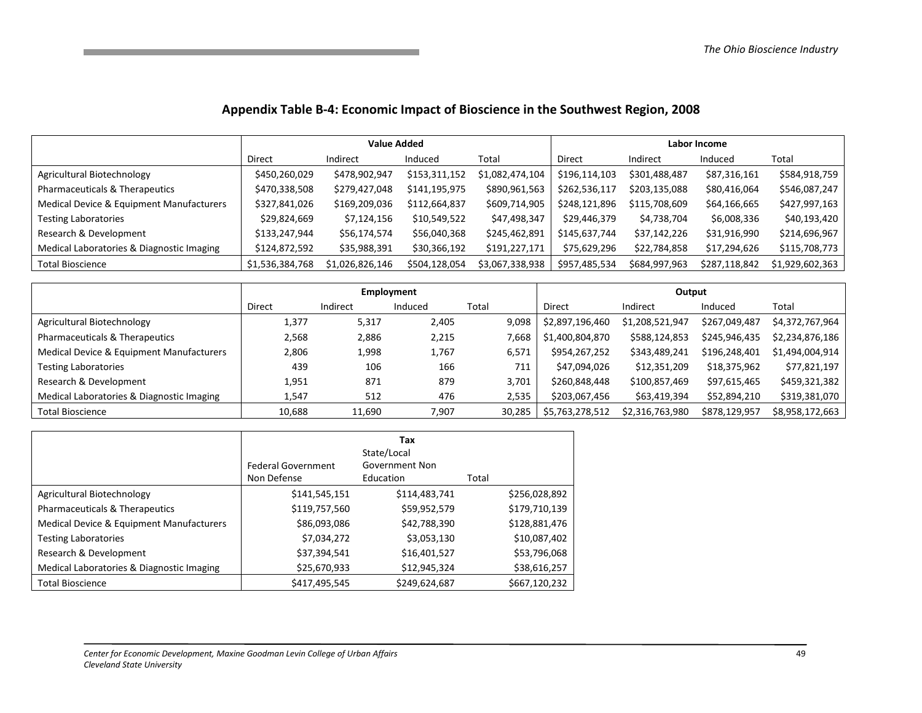## Appendix Table B-4: Economic Impact of Bioscience in the Southwest Region, 2008

| | Value Added | | | | Labor Income | | | |
|---|---|---|---|---|---|---|---|---|
| | Direct | Indirect | Induced | Total | Direct | Indirect | Induced | Total |
| Agricultural Biotechnology | $450,260,029 | $478,902,947 | $153,311,152 | $1,082,474,104 | $196,114,103 | $301,488,487 | $87,316,161 | $584,918,759 |
| Pharmaceuticals & Therapeutics | $470,338,508 | $279,427,048 | $141,195,975 | $890,961,563 | $262,536,117 | $203,135,088 | $80,416,064 | $546,087,247 |
| Medical Device & Equipment Manufacturers | $327,841,026 | $169,209,036 | $112,664,837 | $609,714,905 | $248,121,896 | $115,708,609 | $64,166,665 | $427,997,163 |
| Testing Laboratories | $29,824,669 | $7,124,156 | $10,549,522 | $47,498,347 | $29,446,379 | $4,738,704 | $6,008,336 | $40,193,420 |
| Research & Development | $133,247,944 | $56,174,574 | $56,040,368 | $245,462,891 | $145,637,744 | $37,142,226 | $31,916,990 | $214,696,967 |
| Medical Laboratories & Diagnostic Imaging | $124,872,592 | $35,988,391 | $30,366,192 | $191,227,171 | $75,629,296 | $22,784,858 | $17,294,626 | $115,708,773 |
| Total Bioscience | $1,536,384,768 | $1,026,826,146 | $504,128,054 | $3,067,338,938 | $957,485,534 | $684,997,963 | $287,118,842 | $1,929,602,363 |

| | Employment | | | | Output | | | |
|---|---|---|---|---|---|---|---|---|
| | Direct | Indirect | Induced | Total | Direct | Indirect | Induced | Total |
| Agricultural Biotechnology | 1,377 | 5,317 | 2,405 | 9,098 | $2,897,196,460 | $1,208,521,947 | $267,049,487 | $4,372,767,964 |
| Pharmaceuticals & Therapeutics | 2,568 | 2,886 | 2,215 | 7,668 | $1,400,804,870 | $588,124,853 | $245,946,435 | $2,234,876,186 |
| Medical Device & Equipment Manufacturers | 2,806 | 1,998 | 1,767 | 6,571 | $954,267,252 | $343,489,241 | $196,248,401 | $1,494,004,914 |
| Testing Laboratories | 439 | 106 | 166 | 711 | $47,094,026 | $12,351,209 | $18,375,962 | $77,821,197 |
| Research & Development | 1,951 | 871 | 879 | 3,701 | $260,848,448 | $100,857,469 | $97,615,465 | $459,321,382 |
| Medical Laboratories & Diagnostic Imaging | 1,547 | 512 | 476 | 2,535 | $203,067,456 | $63,419,394 | $52,894,210 | $319,381,070 |
| Total Bioscience | 10,688 | 11,690 | 7,907 | 30,285 | $5,763,278,512 | $2,316,763,980 | $878,129,957 | $8,958,172,663 |

| | Tax | | |
|---|---|---|---|
| | Federal Government Non Defense | State/Local Government Non Education | Total |
| Agricultural Biotechnology | $141,545,151 | $114,483,741 | $256,028,892 |
| Pharmaceuticals & Therapeutics | $119,757,560 | $59,952,579 | $179,710,139 |
| Medical Device & Equipment Manufacturers | $86,093,086 | $42,788,390 | $128,881,476 |
| Testing Laboratories | $7,034,272 | $3,053,130 | $10,087,402 |
| Research & Development | $37,394,541 | $16,401,527 | $53,796,068 |
| Medical Laboratories & Diagnostic Imaging | $25,670,933 | $12,945,324 | $38,616,257 |
| Total Bioscience | $417,495,545 | $249,624,687 | $667,120,232 |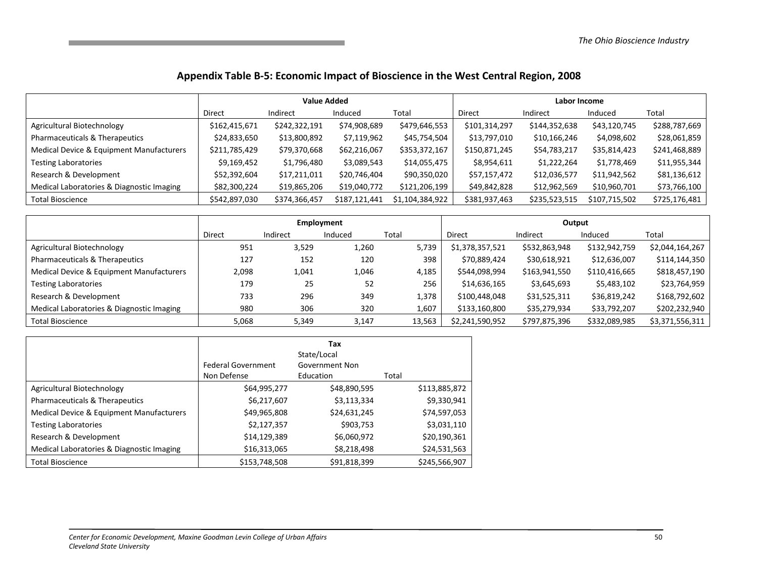## Appendix Table B-5: Economic Impact of Bioscience in the West Central Region, 2008

| | Value Added | | | | Labor Income | | | |
|---|---|---|---|---|---|---|---|---|
| | Direct | Indirect | Induced | Total | Direct | Indirect | Induced | Total |
| Agricultural Biotechnology | $162,415,671 | $242,322,191 | $74,908,689 | $479,646,553 | $101,314,297 | $144,352,638 | $43,120,745 | $288,787,669 |
| Pharmaceuticals & Therapeutics | $24,833,650 | $13,800,892 | $7,119,962 | $45,754,504 | $13,797,010 | $10,166,246 | $4,098,602 | $28,061,859 |
| Medical Device & Equipment Manufacturers | $211,785,429 | $79,370,668 | $62,216,067 | $353,372,167 | $150,871,245 | $54,783,217 | $35,814,423 | $241,468,889 |
| Testing Laboratories | $9,169,452 | $1,796,480 | $3,089,543 | $14,055,475 | $8,954,611 | $1,222,264 | $1,778,469 | $11,955,344 |
| Research & Development | $52,392,604 | $17,211,011 | $20,746,404 | $90,350,020 | $57,157,472 | $12,036,577 | $11,942,562 | $81,136,612 |
| Medical Laboratories & Diagnostic Imaging | $82,300,224 | $19,865,206 | $19,040,772 | $121,206,199 | $49,842,828 | $12,962,569 | $10,960,701 | $73,766,100 |
| Total Bioscience | $542,897,030 | $374,366,457 | $187,121,441 | $1,104,384,922 | $381,937,463 | $235,523,515 | $107,715,502 | $725,176,481 |

| | Employment | | | | Output | | | |
|---|---|---|---|---|---|---|---|---|
| | Direct | Indirect | Induced | Total | Direct | Indirect | Induced | Total |
| Agricultural Biotechnology | 951 | 3,529 | 1,260 | 5,739 | $1,378,357,521 | $532,863,948 | $132,942,759 | $2,044,164,267 |
| Pharmaceuticals & Therapeutics | 127 | 152 | 120 | 398 | $70,889,424 | $30,618,921 | $12,636,007 | $114,144,350 |
| Medical Device & Equipment Manufacturers | 2,098 | 1,041 | 1,046 | 4,185 | $544,098,994 | $163,941,550 | $110,416,665 | $818,457,190 |
| Testing Laboratories | 179 | 25 | 52 | 256 | $14,636,165 | $3,645,693 | $5,483,102 | $23,764,959 |
| Research & Development | 733 | 296 | 349 | 1,378 | $100,448,048 | $31,525,311 | $36,819,242 | $168,792,602 |
| Medical Laboratories & Diagnostic Imaging | 980 | 306 | 320 | 1,607 | $133,160,800 | $35,279,934 | $33,792,207 | $202,232,940 |
| Total Bioscience | 5,068 | 5,349 | 3,147 | 13,563 | $2,241,590,952 | $797,875,396 | $332,089,985 | $3,371,556,311 |

| | Tax | | |
|---|---|---|---|
| | Federal Government Non Defense | State/Local Government Non Education | Total |
| Agricultural Biotechnology | $64,995,277 | $48,890,595 | $113,885,872 |
| Pharmaceuticals & Therapeutics | $6,217,607 | $3,113,334 | $9,330,941 |
| Medical Device & Equipment Manufacturers | $49,965,808 | $24,631,245 | $74,597,053 |
| Testing Laboratories | $2,127,357 | $903,753 | $3,031,110 |
| Research & Development | $14,129,389 | $6,060,972 | $20,190,361 |
| Medical Laboratories & Diagnostic Imaging | $16,313,065 | $8,218,498 | $24,531,563 |
| Total Bioscience | $153,748,508 | $91,818,399 | $245,566,907 |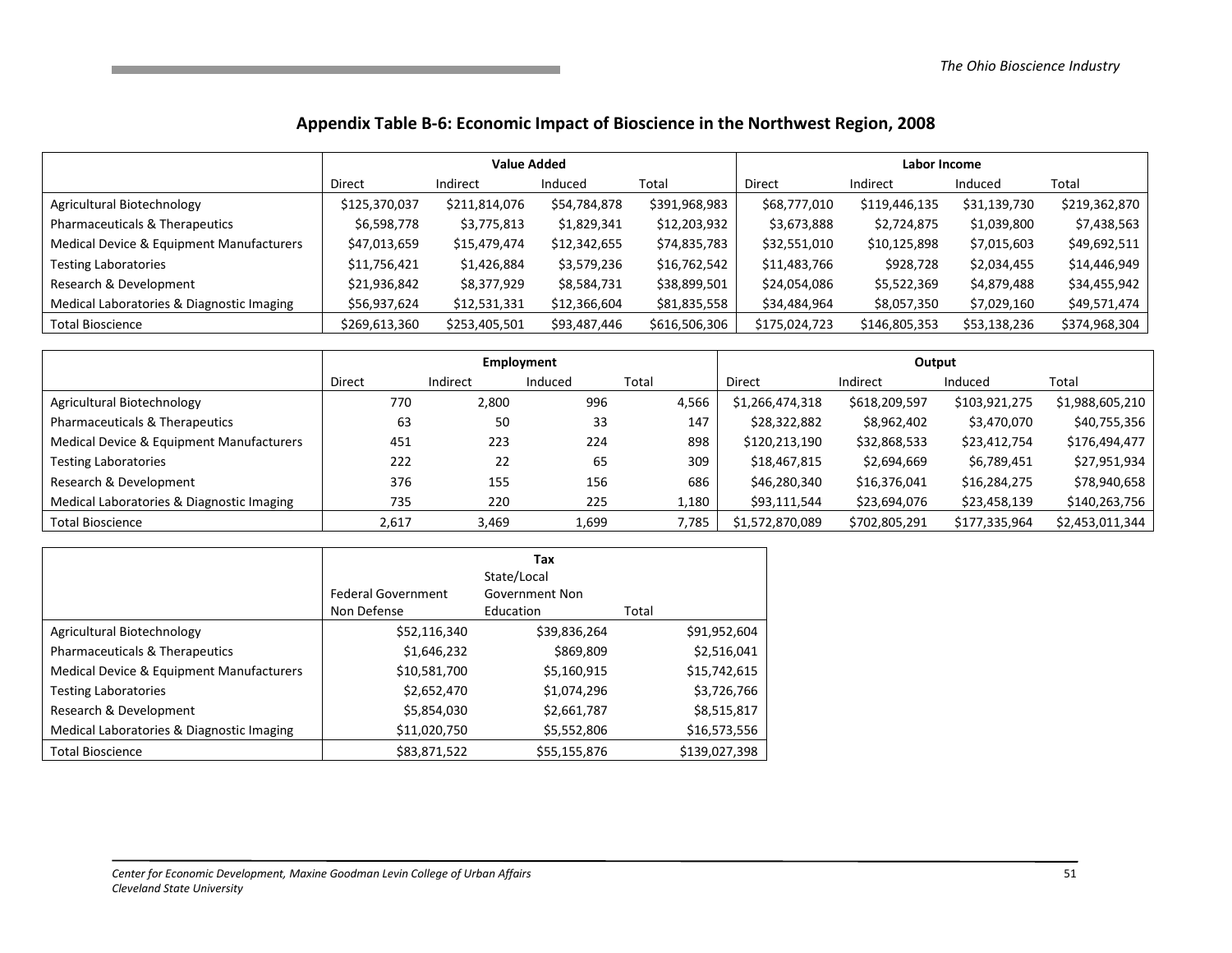## Appendix Table B-6: Economic Impact of Bioscience in the Northwest Region, 2008

| | Value Added | | | | Labor Income | | | |
|---|---|---|---|---|---|---|---|---|
| | Direct | Indirect | Induced | Total | Direct | Indirect | Induced | Total |
| Agricultural Biotechnology | $125,370,037 | $211,814,076 | $54,784,878 | $391,968,983 | $68,777,010 | $119,446,135 | $31,139,730 | $219,362,870 |
| Pharmaceuticals & Therapeutics | $6,598,778 | $3,775,813 | $1,829,341 | $12,203,932 | $3,673,888 | $2,724,875 | $1,039,800 | $7,438,563 |
| Medical Device & Equipment Manufacturers | $47,013,659 | $15,479,474 | $12,342,655 | $74,835,783 | $32,551,010 | $10,125,898 | $7,015,603 | $49,692,511 |
| Testing Laboratories | $11,756,421 | $1,426,884 | $3,579,236 | $16,762,542 | $11,483,766 | $928,728 | $2,034,455 | $14,446,949 |
| Research & Development | $21,936,842 | $8,377,929 | $8,584,731 | $38,899,501 | $24,054,086 | $5,522,369 | $4,879,488 | $34,455,942 |
| Medical Laboratories & Diagnostic Imaging | $56,937,624 | $12,531,331 | $12,366,604 | $81,835,558 | $34,484,964 | $8,057,350 | $7,029,160 | $49,571,474 |
| Total Bioscience | $269,613,360 | $253,405,501 | $93,487,446 | $616,506,306 | $175,024,723 | $146,805,353 | $53,138,236 | $374,968,304 |

| | Employment | | | | Output | | | |
|---|---|---|---|---|---|---|---|---|
| | Direct | Indirect | Induced | Total | Direct | Indirect | Induced | Total |
| Agricultural Biotechnology | 770 | 2,800 | 996 | 4,566 | $1,266,474,318 | $618,209,597 | $103,921,275 | $1,988,605,210 |
| Pharmaceuticals & Therapeutics | 63 | 50 | 33 | 147 | $28,322,882 | $8,962,402 | $3,470,070 | $40,755,356 |
| Medical Device & Equipment Manufacturers | 451 | 223 | 224 | 898 | $120,213,190 | $32,868,533 | $23,412,754 | $176,494,477 |
| Testing Laboratories | 222 | 22 | 65 | 309 | $18,467,815 | $2,694,669 | $6,789,451 | $27,951,934 |
| Research & Development | 376 | 155 | 156 | 686 | $46,280,340 | $16,376,041 | $16,284,275 | $78,940,658 |
| Medical Laboratories & Diagnostic Imaging | 735 | 220 | 225 | 1,180 | $93,111,544 | $23,694,076 | $23,458,139 | $140,263,756 |
| Total Bioscience | 2,617 | 3,469 | 1,699 | 7,785 | $1,572,870,089 | $702,805,291 | $177,335,964 | $2,453,011,344 |

| | Tax | | |
|---|---|---|---|
| | Federal Government Non Defense | State/Local Government Non Education | Total |
| Agricultural Biotechnology | $52,116,340 | $39,836,264 | $91,952,604 |
| Pharmaceuticals & Therapeutics | $1,646,232 | $869,809 | $2,516,041 |
| Medical Device & Equipment Manufacturers | $10,581,700 | $5,160,915 | $15,742,615 |
| Testing Laboratories | $2,652,470 | $1,074,296 | $3,726,766 |
| Research & Development | $5,854,030 | $2,661,787 | $8,515,817 |
| Medical Laboratories & Diagnostic Imaging | $11,020,750 | $5,552,806 | $16,573,556 |
| Total Bioscience | $83,871,522 | $55,155,876 | $139,027,398 |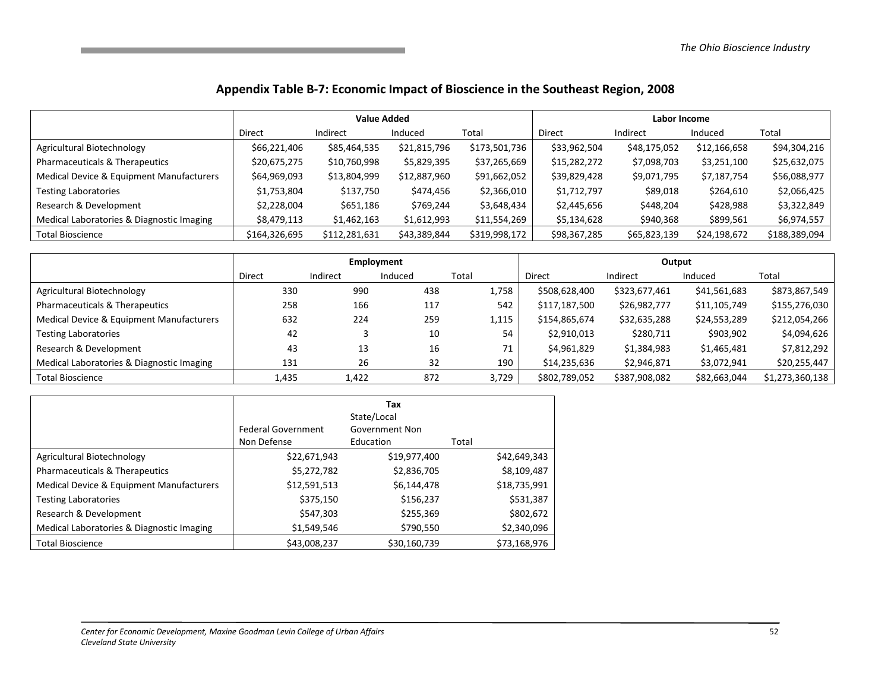## Appendix Table B-7: Economic Impact of Bioscience in the Southeast Region, 2008

| | Value Added | | | | Labor Income | | | |
|---|---|---|---|---|---|---|---|---|
| | Direct | Indirect | Induced | Total | Direct | Indirect | Induced | Total |
| Agricultural Biotechnology | $66,221,406 | $85,464,535 | $21,815,796 | $173,501,736 | $33,962,504 | $48,175,052 | $12,166,658 | $94,304,216 |
| Pharmaceuticals & Therapeutics | $20,675,275 | $10,760,998 | $5,829,395 | $37,265,669 | $15,282,272 | $7,098,703 | $3,251,100 | $25,632,075 |
| Medical Device & Equipment Manufacturers | $64,969,093 | $13,804,999 | $12,887,960 | $91,662,052 | $39,829,428 | $9,071,795 | $7,187,754 | $56,088,977 |
| Testing Laboratories | $1,753,804 | $137,750 | $474,456 | $2,366,010 | $1,712,797 | $89,018 | $264,610 | $2,066,425 |
| Research & Development | $2,228,004 | $651,186 | $769,244 | $3,648,434 | $2,445,656 | $448,204 | $428,988 | $3,322,849 |
| Medical Laboratories & Diagnostic Imaging | $8,479,113 | $1,462,163 | $1,612,993 | $11,554,269 | $5,134,628 | $940,368 | $899,561 | $6,974,557 |
| Total Bioscience | $164,326,695 | $112,281,631 | $43,389,844 | $319,998,172 | $98,367,285 | $65,823,139 | $24,198,672 | $188,389,094 |

| | Employment | | | | Output | | | |
|---|---|---|---|---|---|---|---|---|
| | Direct | Indirect | Induced | Total | Direct | Indirect | Induced | Total |
| Agricultural Biotechnology | 330 | 990 | 438 | 1,758 | $508,628,400 | $323,677,461 | $41,561,683 | $873,867,549 |
| Pharmaceuticals & Therapeutics | 258 | 166 | 117 | 542 | $117,187,500 | $26,982,777 | $11,105,749 | $155,276,030 |
| Medical Device & Equipment Manufacturers | 632 | 224 | 259 | 1,115 | $154,865,674 | $32,635,288 | $24,553,289 | $212,054,266 |
| Testing Laboratories | 42 | 3 | 10 | 54 | $2,910,013 | $280,711 | $903,902 | $4,094,626 |
| Research & Development | 43 | 13 | 16 | 71 | $4,961,829 | $1,384,983 | $1,465,481 | $7,812,292 |
| Medical Laboratories & Diagnostic Imaging | 131 | 26 | 32 | 190 | $14,235,636 | $2,946,871 | $3,072,941 | $20,255,447 |
| Total Bioscience | 1,435 | 1,422 | 872 | 3,729 | $802,789,052 | $387,908,082 | $82,663,044 | $1,273,360,138 |

| | Tax | | |
|---|---|---|---|
| | Federal Government Non Defense | State/Local Government Non Education | Total |
| Agricultural Biotechnology | $22,671,943 | $19,977,400 | $42,649,343 |
| Pharmaceuticals & Therapeutics | $5,272,782 | $2,836,705 | $8,109,487 |
| Medical Device & Equipment Manufacturers | $12,591,513 | $6,144,478 | $18,735,991 |
| Testing Laboratories | $375,150 | $156,237 | $531,387 |
| Research & Development | $547,303 | $255,369 | $802,672 |
| Medical Laboratories & Diagnostic Imaging | $1,549,546 | $790,550 | $2,340,096 |
| Total Bioscience | $43,008,237 | $30,160,739 | $73,168,976 |